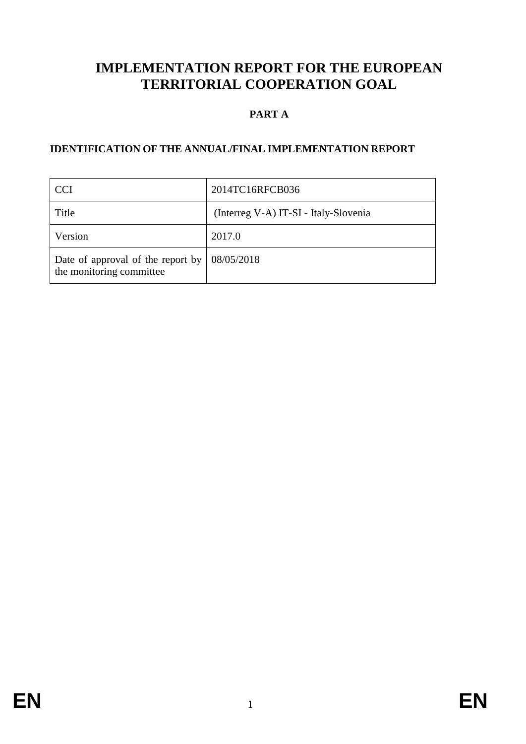# IMPLEMENTATION REPORT FOR THE EUROPEAN TERRITORIAL COOPERATION GOAL

## PART A

### IDENTIFICATION OF THE ANNUAL/FINAL IMPLEMENTATION REPORT

| CCI | 2014TC16RFCB036 |
|---|---|
| Title | (Interreg V-A) IT-SI - Italy-Slovenia |
| Version | 2017.0 |
| Date of approval of the report by the monitoring committee | 08/05/2018 |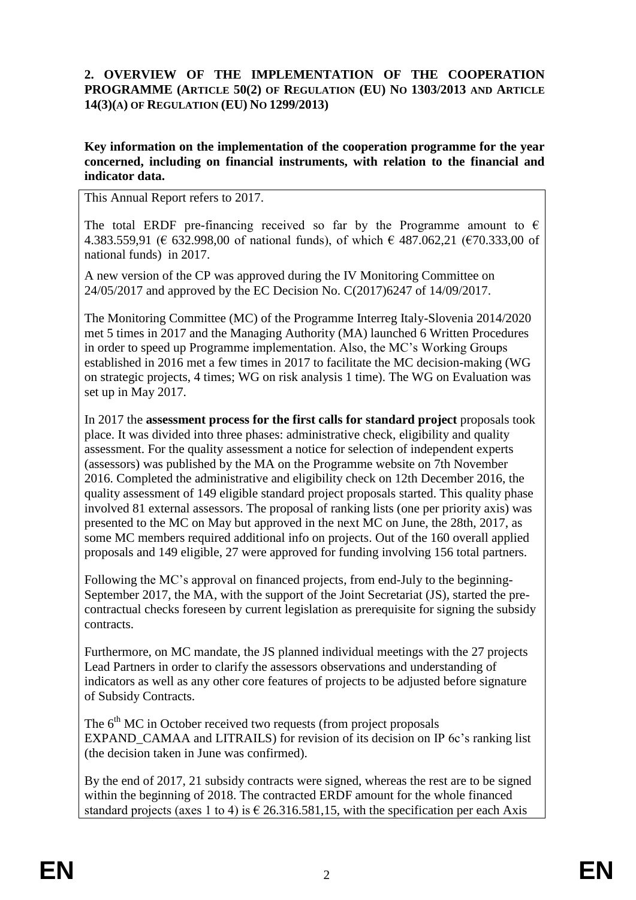## 2. OVERVIEW OF THE IMPLEMENTATION OF THE COOPERATION PROGRAMME (ARTICLE 50(2) OF REGULATION (EU) NO 1303/2013 AND ARTICLE 14(3)(A) OF REGULATION (EU) NO 1299/2013)

**Key information on the implementation of the cooperation programme for the year concerned, including on financial instruments, with relation to the financial and indicator data.**

This Annual Report refers to 2017.

The total ERDF pre-financing received so far by the Programme amount to € 4.383.559,91 (€ 632.998,00 of national funds), of which € 487.062,21 (€70.333,00 of national funds) in 2017.

A new version of the CP was approved during the IV Monitoring Committee on 24/05/2017 and approved by the EC Decision No. C(2017)6247 of 14/09/2017.

The Monitoring Committee (MC) of the Programme Interreg Italy-Slovenia 2014/2020 met 5 times in 2017 and the Managing Authority (MA) launched 6 Written Procedures in order to speed up Programme implementation. Also, the MC's Working Groups established in 2016 met a few times in 2017 to facilitate the MC decision-making (WG on strategic projects, 4 times; WG on risk analysis 1 time). The WG on Evaluation was set up in May 2017.

In 2017 the **assessment process for the first calls for standard project** proposals took place. It was divided into three phases: administrative check, eligibility and quality assessment. For the quality assessment a notice for selection of independent experts (assessors) was published by the MA on the Programme website on 7th November 2016. Completed the administrative and eligibility check on 12th December 2016, the quality assessment of 149 eligible standard project proposals started. This quality phase involved 81 external assessors. The proposal of ranking lists (one per priority axis) was presented to the MC on May but approved in the next MC on June, the 28th, 2017, as some MC members required additional info on projects. Out of the 160 overall applied proposals and 149 eligible, 27 were approved for funding involving 156 total partners.

Following the MC's approval on financed projects, from end-July to the beginning-September 2017, the MA, with the support of the Joint Secretariat (JS), started the pre-contractual checks foreseen by current legislation as prerequisite for signing the subsidy contracts.

Furthermore, on MC mandate, the JS planned individual meetings with the 27 projects Lead Partners in order to clarify the assessors observations and understanding of indicators as well as any other core features of projects to be adjusted before signature of Subsidy Contracts.

The 6th MC in October received two requests (from project proposals EXPAND_CAMAA and LITRAILS) for revision of its decision on IP 6c's ranking list (the decision taken in June was confirmed).

By the end of 2017, 21 subsidy contracts were signed, whereas the rest are to be signed within the beginning of 2018. The contracted ERDF amount for the whole financed standard projects (axes 1 to 4) is € 26.316.581,15, with the specification per each Axis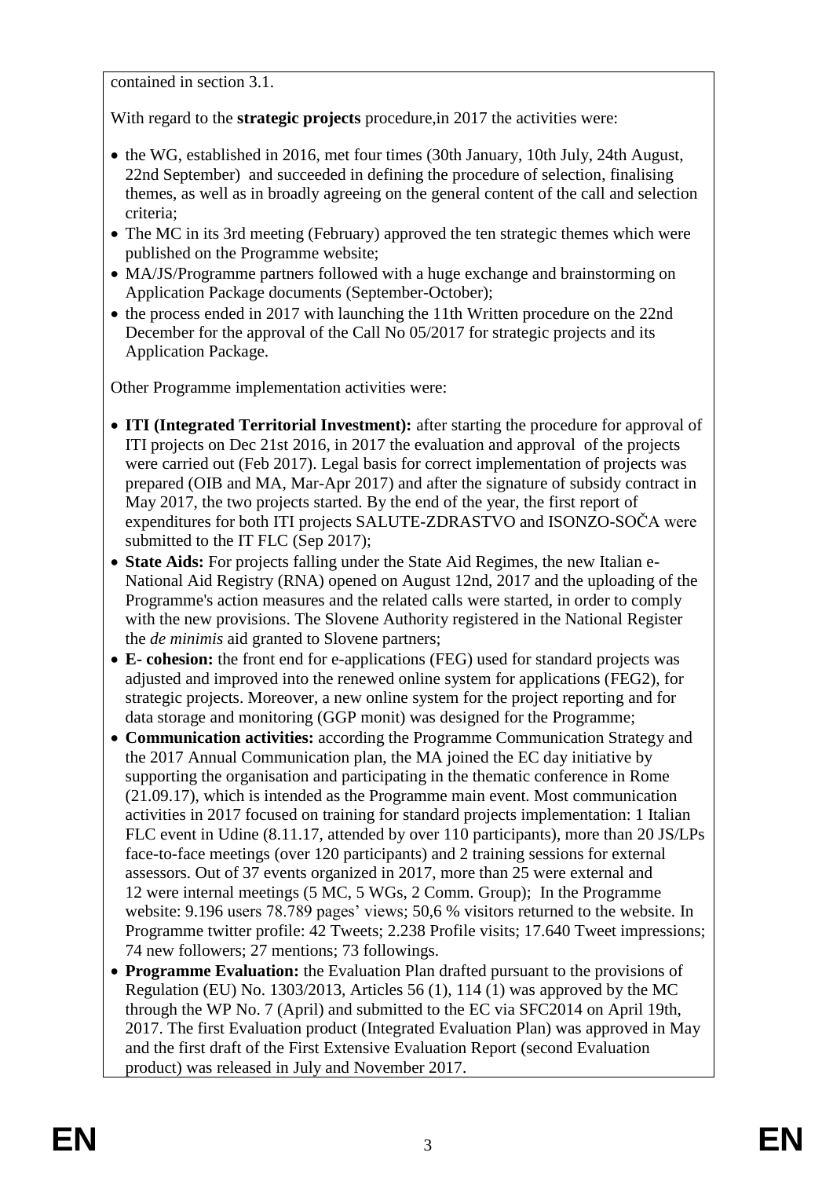contained in section 3.1.

With regard to the **strategic projects** procedure,in 2017 the activities were:

- the WG, established in 2016, met four times (30th January, 10th July, 24th August, 22nd September) and succeeded in defining the procedure of selection, finalising themes, as well as in broadly agreeing on the general content of the call and selection criteria;
- The MC in its 3rd meeting (February) approved the ten strategic themes which were published on the Programme website;
- MA/JS/Programme partners followed with a huge exchange and brainstorming on Application Package documents (September-October);
- the process ended in 2017 with launching the 11th Written procedure on the 22nd December for the approval of the Call No 05/2017 for strategic projects and its Application Package.

Other Programme implementation activities were:

- **ITI (Integrated Territorial Investment):** after starting the procedure for approval of ITI projects on Dec 21st 2016, in 2017 the evaluation and approval of the projects were carried out (Feb 2017). Legal basis for correct implementation of projects was prepared (OIB and MA, Mar-Apr 2017) and after the signature of subsidy contract in May 2017, the two projects started. By the end of the year, the first report of expenditures for both ITI projects SALUTE-ZDRASTVO and ISONZO-SOČA were submitted to the IT FLC (Sep 2017);
- **State Aids:** For projects falling under the State Aid Regimes, the new Italian e-National Aid Registry (RNA) opened on August 12nd, 2017 and the uploading of the Programme's action measures and the related calls were started, in order to comply with the new provisions. The Slovene Authority registered in the National Register the *de minimis* aid granted to Slovene partners;
- **E- cohesion:** the front end for e-applications (FEG) used for standard projects was adjusted and improved into the renewed online system for applications (FEG2), for strategic projects. Moreover, a new online system for the project reporting and for data storage and monitoring (GGP monit) was designed for the Programme;
- **Communication activities:** according the Programme Communication Strategy and the 2017 Annual Communication plan, the MA joined the EC day initiative by supporting the organisation and participating in the thematic conference in Rome (21.09.17), which is intended as the Programme main event. Most communication activities in 2017 focused on training for standard projects implementation: 1 Italian FLC event in Udine (8.11.17, attended by over 110 participants), more than 20 JS/LPs face-to-face meetings (over 120 participants) and 2 training sessions for external assessors. Out of 37 events organized in 2017, more than 25 were external and 12 were internal meetings (5 MC, 5 WGs, 2 Comm. Group); In the Programme website: 9.196 users 78.789 pages' views; 50,6 % visitors returned to the website. In Programme twitter profile: 42 Tweets; 2.238 Profile visits; 17.640 Tweet impressions; 74 new followers; 27 mentions; 73 followings.
- **Programme Evaluation:** the Evaluation Plan drafted pursuant to the provisions of Regulation (EU) No. 1303/2013, Articles 56 (1), 114 (1) was approved by the MC through the WP No. 7 (April) and submitted to the EC via SFC2014 on April 19th, 2017. The first Evaluation product (Integrated Evaluation Plan) was approved in May and the first draft of the First Extensive Evaluation Report (second Evaluation product) was released in July and November 2017.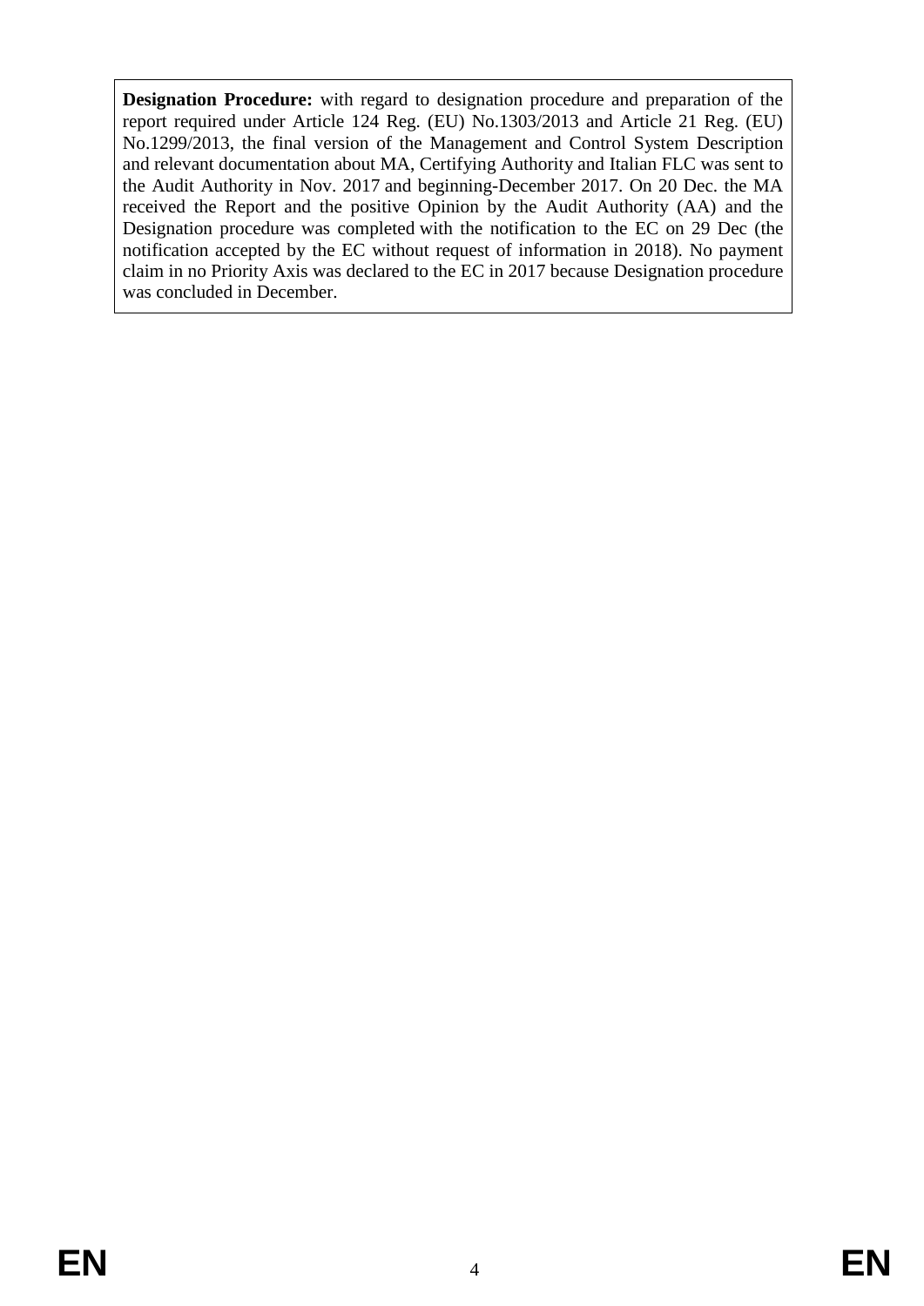**Designation Procedure:** with regard to designation procedure and preparation of the report required under Article 124 Reg. (EU) No.1303/2013 and Article 21 Reg. (EU) No.1299/2013, the final version of the Management and Control System Description and relevant documentation about MA, Certifying Authority and Italian FLC was sent to the Audit Authority in Nov. 2017 and beginning-December 2017. On 20 Dec. the MA received the Report and the positive Opinion by the Audit Authority (AA) and the Designation procedure was completed with the notification to the EC on 29 Dec (the notification accepted by the EC without request of information in 2018). No payment claim in no Priority Axis was declared to the EC in 2017 because Designation procedure was concluded in December.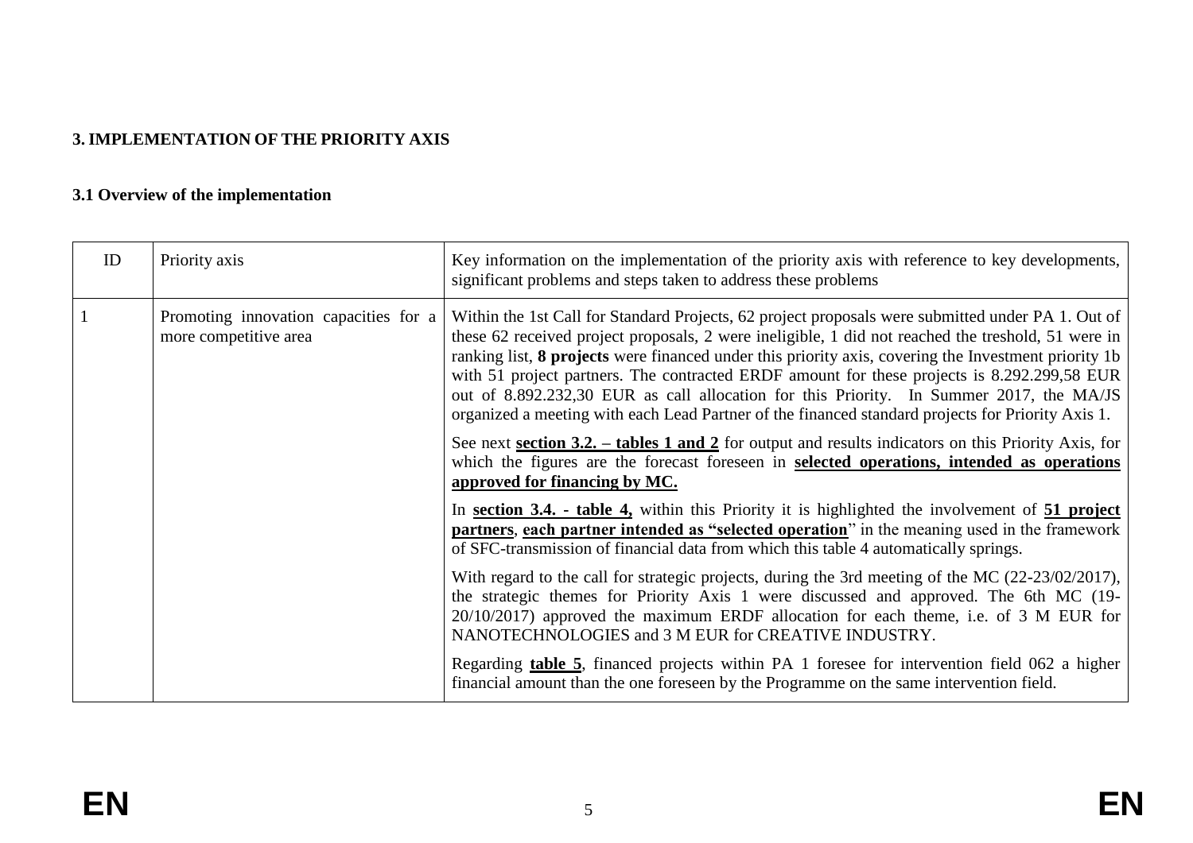## 3. IMPLEMENTATION OF THE PRIORITY AXIS

### 3.1 Overview of the implementation

| ID | Priority axis | Key information on the implementation of the priority axis with reference to key developments, significant problems and steps taken to address these problems |
|---|---|---|
| 1 | Promoting innovation capacities for a more competitive area | Within the 1st Call for Standard Projects, 62 project proposals were submitted under PA 1. Out of these 62 received project proposals, 2 were ineligible, 1 did not reached the treshold, 51 were in ranking list, **8 projects** were financed under this priority axis, covering the Investment priority 1b with 51 project partners. The contracted ERDF amount for these projects is 8.292.299,58 EUR out of 8.892.232,30 EUR as call allocation for this Priority. In Summer 2017, the MA/JS organized a meeting with each Lead Partner of the financed standard projects for Priority Axis 1.<br><br>See next **section 3.2. – tables 1 and 2** for output and results indicators on this Priority Axis, for which the figures are the forecast foreseen in **selected operations, intended as operations approved for financing by MC.**<br><br>In **section 3.4. - table 4,** within this Priority it is highlighted the involvement of **51 project partners**, **each partner intended as "selected operation**" in the meaning used in the framework of SFC-transmission of financial data from which this table 4 automatically springs.<br><br>With regard to the call for strategic projects, during the 3rd meeting of the MC (22-23/02/2017), the strategic themes for Priority Axis 1 were discussed and approved. The 6th MC (19-20/10/2017) approved the maximum ERDF allocation for each theme, i.e. of 3 M EUR for NANOTECHNOLOGIES and 3 M EUR for CREATIVE INDUSTRY.<br><br>Regarding **table 5**, financed projects within PA 1 foresee for intervention field 062 a higher financial amount than the one foreseen by the Programme on the same intervention field. |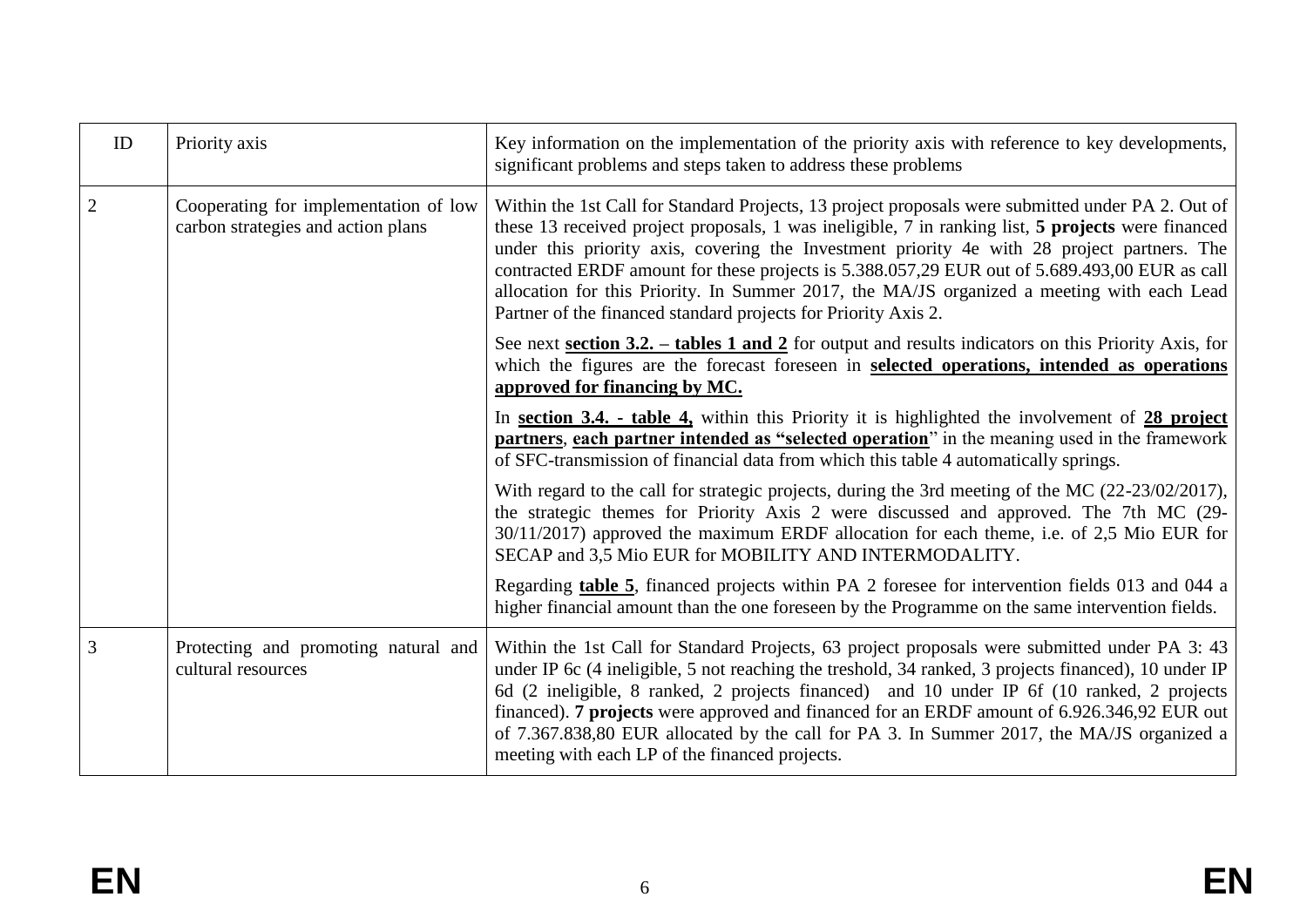| ID | Priority axis | Key information on the implementation of the priority axis with reference to key developments, significant problems and steps taken to address these problems |
|---|---|---|
| 2 | Cooperating for implementation of low carbon strategies and action plans | Within the 1st Call for Standard Projects, 13 project proposals were submitted under PA 2. Out of these 13 received project proposals, 1 was ineligible, 7 in ranking list, **5 projects** were financed under this priority axis, covering the Investment priority 4e with 28 project partners. The contracted ERDF amount for these projects is 5.388.057,29 EUR out of 5.689.493,00 EUR as call allocation for this Priority. In Summer 2017, the MA/JS organized a meeting with each Lead Partner of the financed standard projects for Priority Axis 2.<br><br>See next **section 3.2. – tables 1 and 2** for output and results indicators on this Priority Axis, for which the figures are the forecast foreseen in **selected operations, intended as operations approved for financing by MC.**<br><br>In **section 3.4. - table 4,** within this Priority it is highlighted the involvement of **28 project partners**, **each partner intended as "selected operation**" in the meaning used in the framework of SFC-transmission of financial data from which this table 4 automatically springs.<br><br>With regard to the call for strategic projects, during the 3rd meeting of the MC (22-23/02/2017), the strategic themes for Priority Axis 2 were discussed and approved. The 7th MC (29-30/11/2017) approved the maximum ERDF allocation for each theme, i.e. of 2,5 Mio EUR for SECAP and 3,5 Mio EUR for MOBILITY AND INTERMODALITY.<br><br>Regarding **table 5**, financed projects within PA 2 foresee for intervention fields 013 and 044 a higher financial amount than the one foreseen by the Programme on the same intervention fields. |
| 3 | Protecting and promoting natural and cultural resources | Within the 1st Call for Standard Projects, 63 project proposals were submitted under PA 3: 43 under IP 6c (4 ineligible, 5 not reaching the treshold, 34 ranked, 3 projects financed), 10 under IP 6d (2 ineligible, 8 ranked, 2 projects financed) and 10 under IP 6f (10 ranked, 2 projects financed). **7 projects** were approved and financed for an ERDF amount of 6.926.346,92 EUR out of 7.367.838,80 EUR allocated by the call for PA 3. In Summer 2017, the MA/JS organized a meeting with each LP of the financed projects. |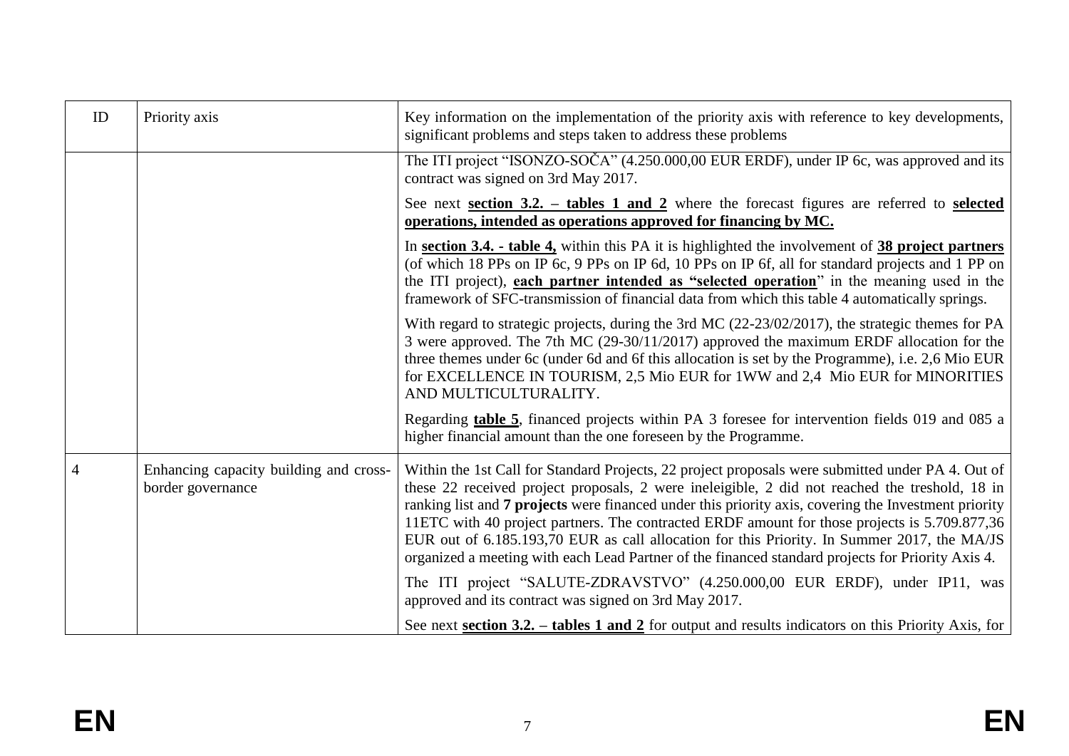| ID | Priority axis | Key information on the implementation of the priority axis with reference to key developments, significant problems and steps taken to address these problems |
|---|---|---|
| | | The ITI project "ISONZO-SOČA" (4.250.000,00 EUR ERDF), under IP 6c, was approved and its contract was signed on 3rd May 2017.<br><br>See next **section 3.2. – tables 1 and 2** where the forecast figures are referred to **selected operations, intended as operations approved for financing by MC.**<br><br>In **section 3.4. - table 4,** within this PA it is highlighted the involvement of **38 project partners** (of which 18 PPs on IP 6c, 9 PPs on IP 6d, 10 PPs on IP 6f, all for standard projects and 1 PP on the ITI project), **each partner intended as "selected operation**" in the meaning used in the framework of SFC-transmission of financial data from which this table 4 automatically springs.<br><br>With regard to strategic projects, during the 3rd MC (22-23/02/2017), the strategic themes for PA 3 were approved. The 7th MC (29-30/11/2017) approved the maximum ERDF allocation for the three themes under 6c (under 6d and 6f this allocation is set by the Programme), i.e. 2,6 Mio EUR for EXCELLENCE IN TOURISM, 2,5 Mio EUR for 1WW and 2,4 Mio EUR for MINORITIES AND MULTICULTURALITY.<br><br>Regarding **table 5**, financed projects within PA 3 foresee for intervention fields 019 and 085 a higher financial amount than the one foreseen by the Programme. |
| 4 | Enhancing capacity building and cross-border governance | Within the 1st Call for Standard Projects, 22 project proposals were submitted under PA 4. Out of these 22 received project proposals, 2 were ineleigible, 2 did not reached the treshold, 18 in ranking list and **7 projects** were financed under this priority axis, covering the Investment priority 11ETC with 40 project partners. The contracted ERDF amount for those projects is 5.709.877,36 EUR out of 6.185.193,70 EUR as call allocation for this Priority. In Summer 2017, the MA/JS organized a meeting with each Lead Partner of the financed standard projects for Priority Axis 4.<br><br>The ITI project "SALUTE-ZDRAVSTVO" (4.250.000,00 EUR ERDF), under IP11, was approved and its contract was signed on 3rd May 2017.<br><br>See next **section 3.2. – tables 1 and 2** for output and results indicators on this Priority Axis, for |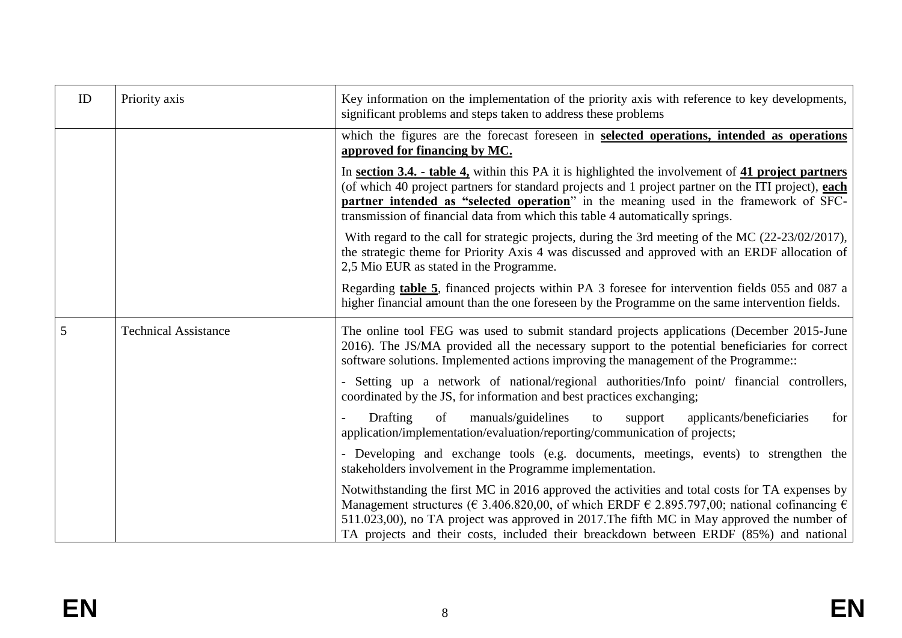| ID | Priority axis | Key information on the implementation of the priority axis with reference to key developments, significant problems and steps taken to address these problems |
|---|---|---|
| | | which the figures are the forecast foreseen in **selected operations, intended as operations approved for financing by MC.**<br><br>In **section 3.4. - table 4,** within this PA it is highlighted the involvement of **41 project partners** (of which 40 project partners for standard projects and 1 project partner on the ITI project), **each partner intended as "selected operation**" in the meaning used in the framework of SFC-transmission of financial data from which this table 4 automatically springs.<br><br>With regard to the call for strategic projects, during the 3rd meeting of the MC (22-23/02/2017), the strategic theme for Priority Axis 4 was discussed and approved with an ERDF allocation of 2,5 Mio EUR as stated in the Programme.<br><br>Regarding **table 5**, financed projects within PA 3 foresee for intervention fields 055 and 087 a higher financial amount than the one foreseen by the Programme on the same intervention fields. |
| 5 | Technical Assistance | The online tool FEG was used to submit standard projects applications (December 2015-June 2016). The JS/MA provided all the necessary support to the potential beneficiaries for correct software solutions. Implemented actions improving the management of the Programme::<br><br>- Setting up a network of national/regional authorities/Info point/ financial controllers, coordinated by the JS, for information and best practices exchanging;<br><br>- Drafting of manuals/guidelines to support applicants/beneficiaries for application/implementation/evaluation/reporting/communication of projects;<br><br>- Developing and exchange tools (e.g. documents, meetings, events) to strengthen the stakeholders involvement in the Programme implementation.<br><br>Notwithstanding the first MC in 2016 approved the activities and total costs for TA expenses by Management structures (€ 3.406.820,00, of which ERDF € 2.895.797,00; national cofinancing € 511.023,00), no TA project was approved in 2017.The fifth MC in May approved the number of TA projects and their costs, included their breackdown between ERDF (85%) and national |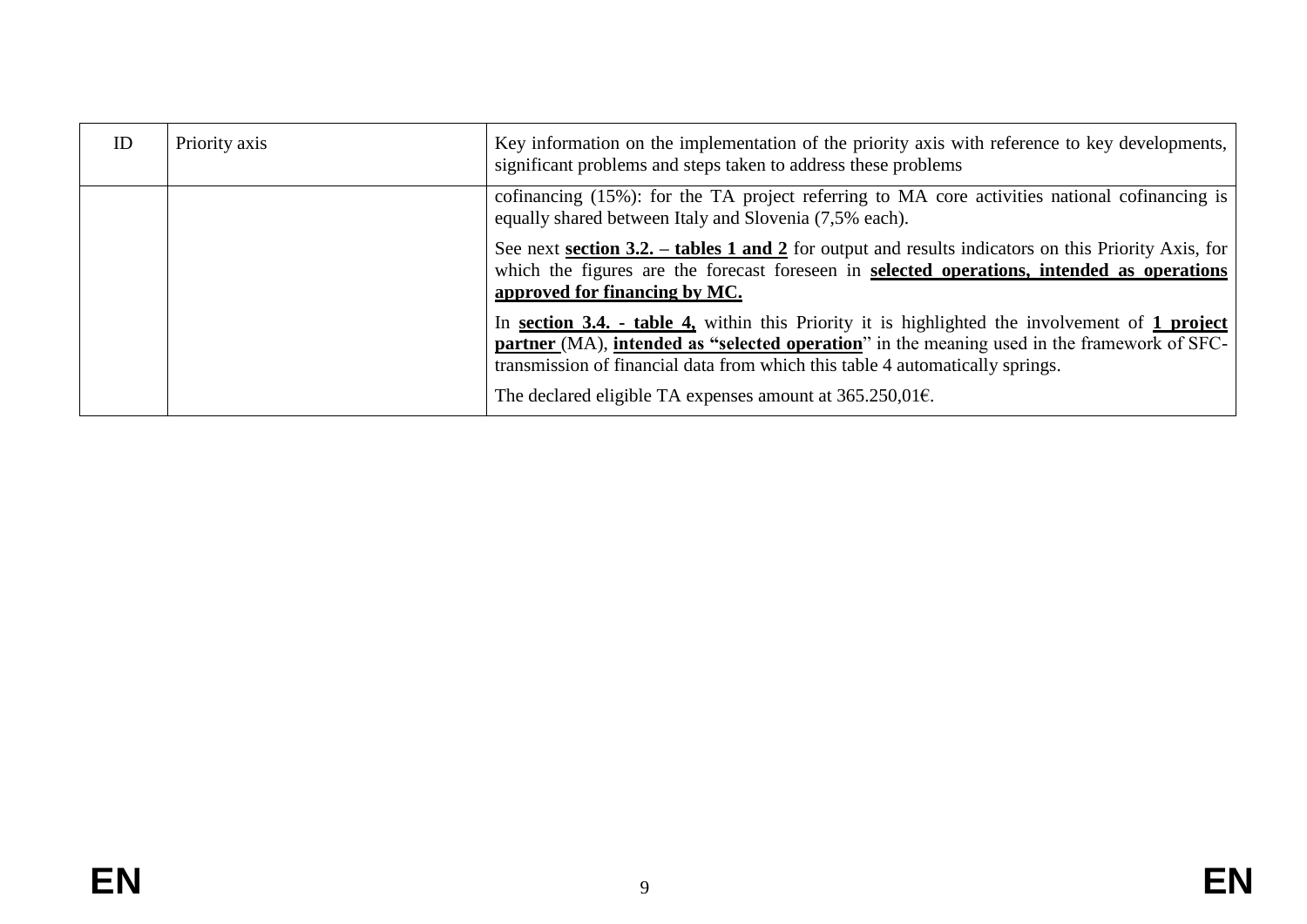| ID | Priority axis | Key information on the implementation of the priority axis with reference to key developments, significant problems and steps taken to address these problems |
| --- | --- | --- |
| | | cofinancing (15%): for the TA project referring to MA core activities national cofinancing is equally shared between Italy and Slovenia (7,5% each).<br><br>See next **section 3.2. – tables 1 and 2** for output and results indicators on this Priority Axis, for which the figures are the forecast foreseen in **selected operations, intended as operations approved for financing by MC.**<br><br>In **section 3.4. - table 4,** within this Priority it is highlighted the involvement of **1 project partner** (MA), **intended as "selected operation**" in the meaning used in the framework of SFC-transmission of financial data from which this table 4 automatically springs.<br><br>The declared eligible TA expenses amount at 365.250,01€. |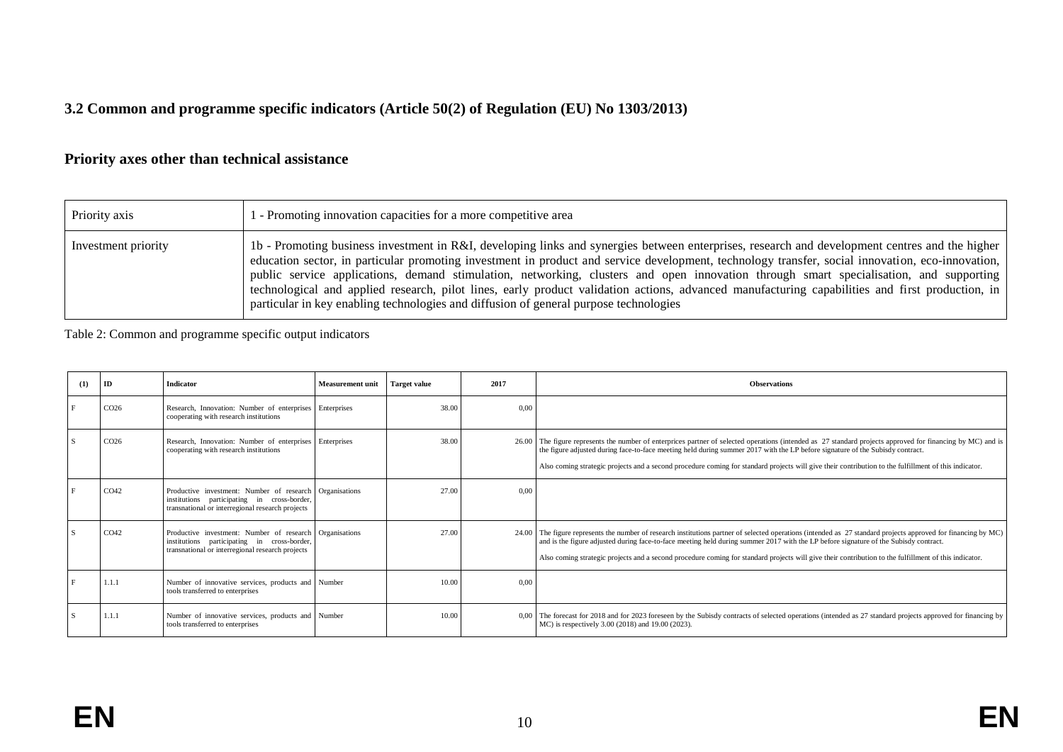## 3.2 Common and programme specific indicators (Article 50(2) of Regulation (EU) No 1303/2013)

## Priority axes other than technical assistance

| Priority axis | 1 - Promoting innovation capacities for a more competitive area |
|---|---|
| Investment priority | 1b - Promoting business investment in R&I, developing links and synergies between enterprises, research and development centres and the higher education sector, in particular promoting investment in product and service development, technology transfer, social innovation, eco-innovation, public service applications, demand stimulation, networking, clusters and open innovation through smart specialisation, and supporting technological and applied research, pilot lines, early product validation actions, advanced manufacturing capabilities and first production, in particular in key enabling technologies and diffusion of general purpose technologies |

Table 2: Common and programme specific output indicators

| (1) | ID | Indicator | Measurement unit | Target value | 2017 | Observations |
|---|---|---|---|---|---|---|
| F | CO26 | Research, Innovation: Number of enterprises cooperating with research institutions | Enterprises | 38.00 | 0,00 | |
| S | CO26 | Research, Innovation: Number of enterprises cooperating with research institutions | Enterprises | 38.00 | 26.00 | The figure represents the number of enterprices partner of selected operations (intended as 27 standard projects approved for financing by MC) and is the figure adjusted during face-to-face meeting held during summer 2017 with the LP before signature of the Subisdy contract.<br><br>Also coming strategic projects and a second procedure coming for standard projects will give their contribution to the fulfillment of this indicator. |
| F | CO42 | Productive investment: Number of research institutions participating in cross-border, transnational or interregional research projects | Organisations | 27.00 | 0,00 | |
| S | CO42 | Productive investment: Number of research institutions participating in cross-border, transnational or interregional research projects | Organisations | 27.00 | 24.00 | The figure represents the number of research institutions partner of selected operations (intended as 27 standard projects approved for financing by MC) and is the figure adjusted during face-to-face meeting held during summer 2017 with the LP before signature of the Subisdy contract.<br><br>Also coming strategic projects and a second procedure coming for standard projects will give their contribution to the fulfillment of this indicator. |
| F | 1.1.1 | Number of innovative services, products and tools transferred to enterprises | Number | 10.00 | 0,00 | |
| S | 1.1.1 | Number of innovative services, products and tools transferred to enterprises | Number | 10.00 | 0,00 | The forecast for 2018 and for 2023 foreseen by the Subisdy contracts of selected operations (intended as 27 standard projects approved for financing by MC) is respectively 3.00 (2018) and 19.00 (2023). |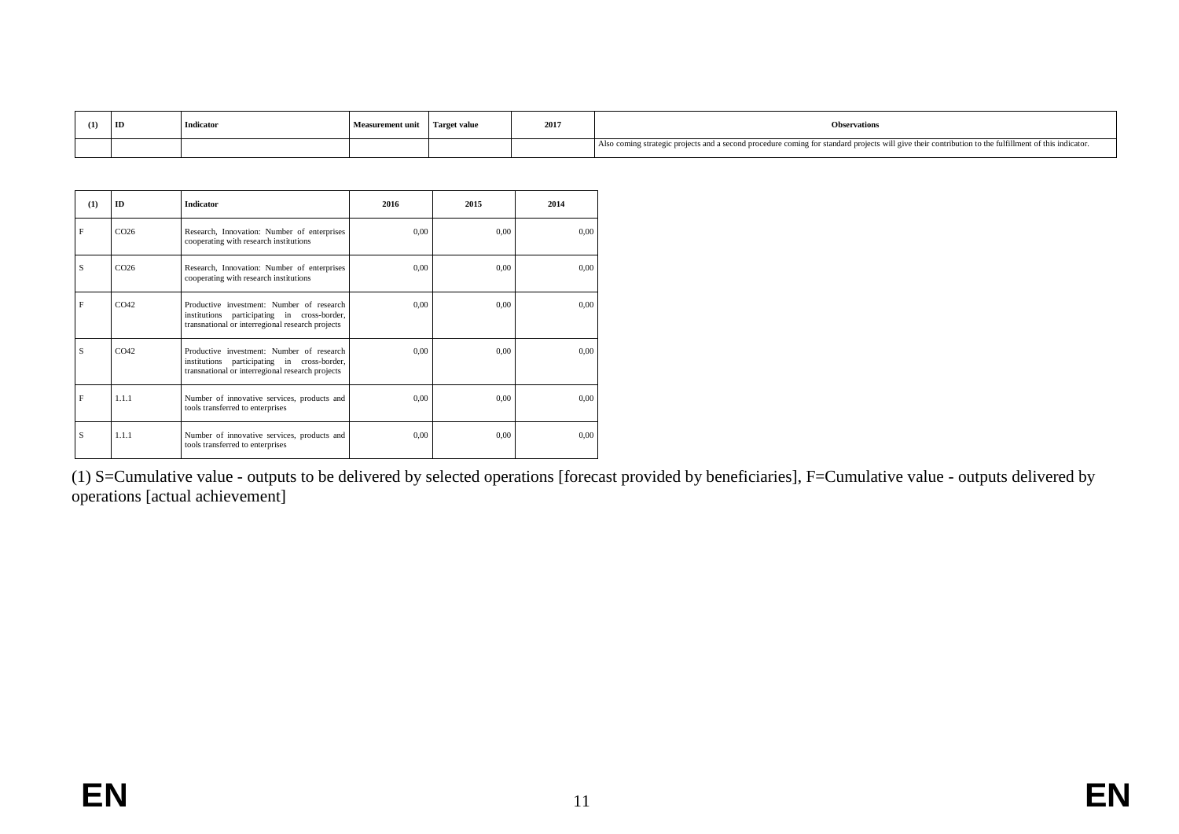| (1) | ID | Indicator | Measurement unit | Target value | 2017 | Observations |
|---|---|---|---|---|---|---|
| | | | | | | Also coming strategic projects and a second procedure coming for standard projects will give their contribution to the fulfillment of this indicator. |

| (1) | ID | Indicator | 2016 | 2015 | 2014 |
|---|---|---|---|---|---|
| F | CO26 | Research, Innovation: Number of enterprises cooperating with research institutions | 0,00 | 0,00 | 0,00 |
| S | CO26 | Research, Innovation: Number of enterprises cooperating with research institutions | 0,00 | 0,00 | 0,00 |
| F | CO42 | Productive investment: Number of research institutions participating in cross-border, transnational or interregional research projects | 0,00 | 0,00 | 0,00 |
| S | CO42 | Productive investment: Number of research institutions participating in cross-border, transnational or interregional research projects | 0,00 | 0,00 | 0,00 |
| F | 1.1.1 | Number of innovative services, products and tools transferred to enterprises | 0,00 | 0,00 | 0,00 |
| S | 1.1.1 | Number of innovative services, products and tools transferred to enterprises | 0,00 | 0,00 | 0,00 |

(1) S=Cumulative value - outputs to be delivered by selected operations [forecast provided by beneficiaries], F=Cumulative value - outputs delivered by operations [actual achievement]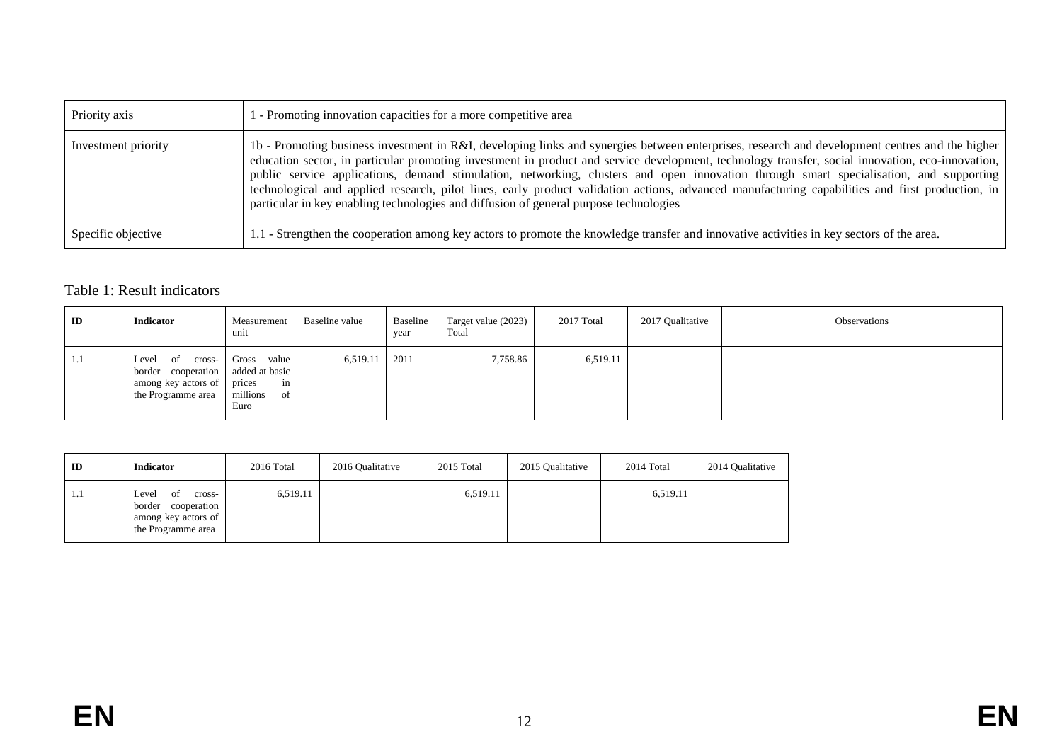| Priority axis | 1 - Promoting innovation capacities for a more competitive area |
|---|---|
| Investment priority | 1b - Promoting business investment in R&I, developing links and synergies between enterprises, research and development centres and the higher education sector, in particular promoting investment in product and service development, technology transfer, social innovation, eco-innovation, public service applications, demand stimulation, networking, clusters and open innovation through smart specialisation, and supporting technological and applied research, pilot lines, early product validation actions, advanced manufacturing capabilities and first production, in particular in key enabling technologies and diffusion of general purpose technologies |
| Specific objective | 1.1 - Strengthen the cooperation among key actors to promote the knowledge transfer and innovative activities in key sectors of the area. |

Table 1: Result indicators

| ID | Indicator | Measurement unit | Baseline value | Baseline year | Target value (2023) Total | 2017 Total | 2017 Qualitative | Observations |
|---|---|---|---|---|---|---|---|---|
| 1.1 | Level of cross-border cooperation among key actors of the Programme area | Gross value added at basic prices in millions of Euro | 6,519.11 | 2011 | 7,758.86 | 6,519.11 | | |

| ID | Indicator | 2016 Total | 2016 Qualitative | 2015 Total | 2015 Qualitative | 2014 Total | 2014 Qualitative |
|---|---|---|---|---|---|---|---|
| 1.1 | Level of cross-border cooperation among key actors of the Programme area | 6,519.11 | | 6,519.11 | | 6,519.11 | |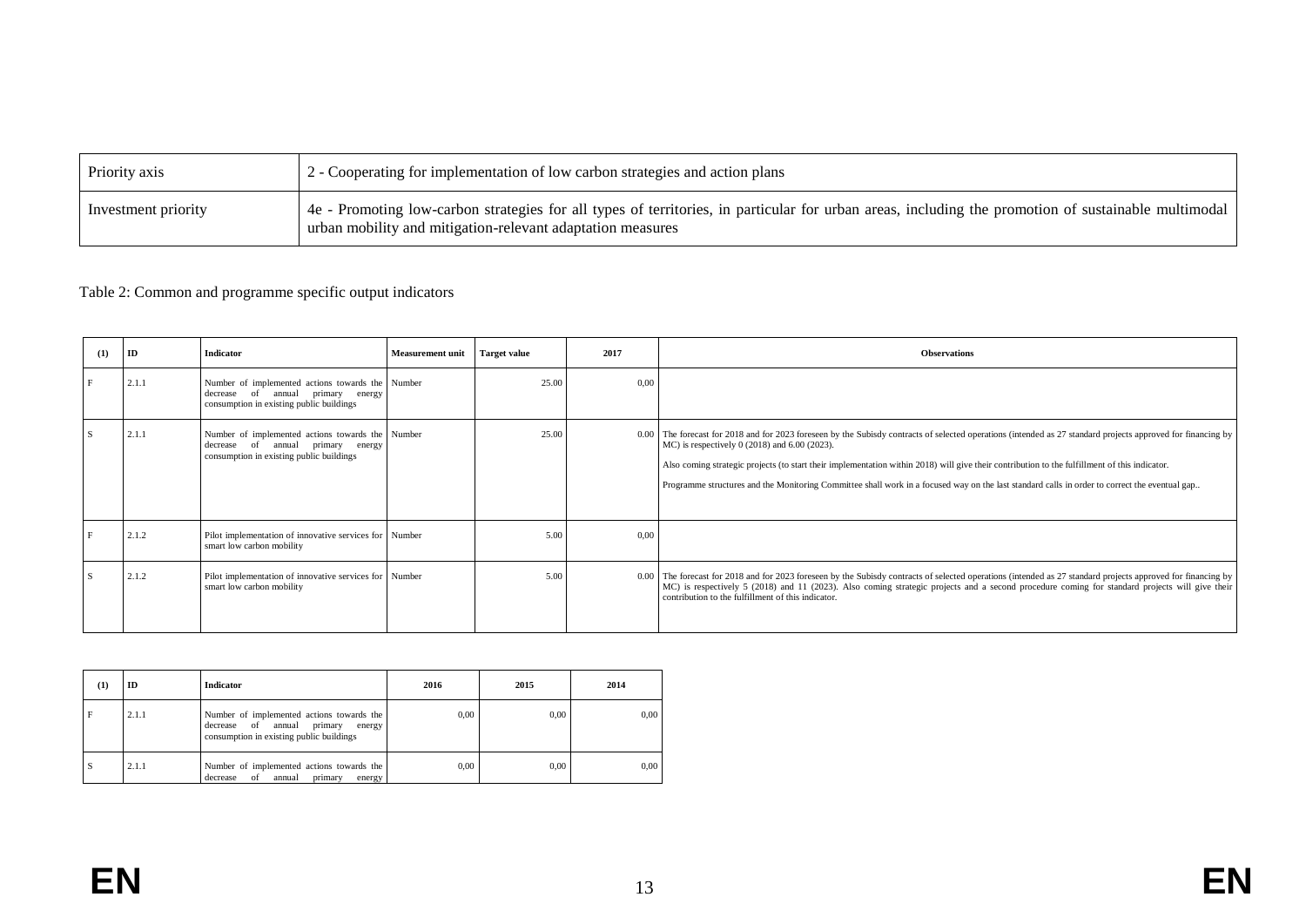| Priority axis | 2 - Cooperating for implementation of low carbon strategies and action plans |
|---|---|
| Investment priority | 4e - Promoting low-carbon strategies for all types of territories, in particular for urban areas, including the promotion of sustainable multimodal urban mobility and mitigation-relevant adaptation measures |

Table 2: Common and programme specific output indicators

| (1) | ID | Indicator | Measurement unit | Target value | 2017 | Observations |
|---|---|---|---|---|---|---|
| F | 2.1.1 | Number of implemented actions towards the decrease of annual primary energy consumption in existing public buildings | Number | 25.00 | 0,00 | |
| S | 2.1.1 | Number of implemented actions towards the decrease of annual primary energy consumption in existing public buildings | Number | 25.00 | 0.00 | The forecast for 2018 and for 2023 foreseen by the Subisdy contracts of selected operations (intended as 27 standard projects approved for financing by MC) is respectively 0 (2018) and 6.00 (2023).<br><br>Also coming strategic projects (to start their implementation within 2018) will give their contribution to the fulfillment of this indicator.<br><br>Programme structures and the Monitoring Committee shall work in a focused way on the last standard calls in order to correct the eventual gap.. |
| F | 2.1.2 | Pilot implementation of innovative services for smart low carbon mobility | Number | 5.00 | 0,00 | |
| S | 2.1.2 | Pilot implementation of innovative services for smart low carbon mobility | Number | 5.00 | 0.00 | The forecast for 2018 and for 2023 foreseen by the Subisdy contracts of selected operations (intended as 27 standard projects approved for financing by MC) is respectively 5 (2018) and 11 (2023). Also coming strategic projects and a second procedure coming for standard projects will give their contribution to the fulfillment of this indicator. |

| (1) | ID | Indicator | 2016 | 2015 | 2014 |
|---|---|---|---|---|---|
| F | 2.1.1 | Number of implemented actions towards the decrease of annual primary energy consumption in existing public buildings | 0,00 | 0,00 | 0,00 |
| S | 2.1.1 | Number of implemented actions towards the decrease of annual primary energy | 0,00 | 0,00 | 0,00 |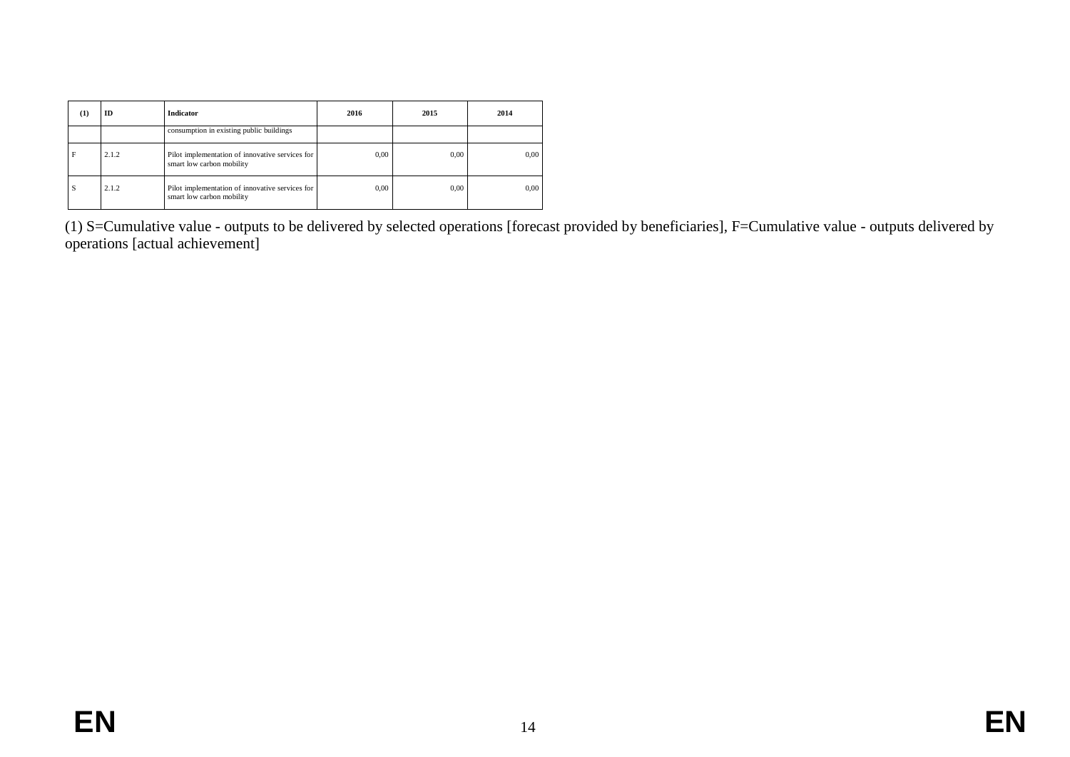| (1) | ID | Indicator | 2016 | 2015 | 2014 |
|---|---|---|---|---|---|
| | | consumption in existing public buildings | | | |
| F | 2.1.2 | Pilot implementation of innovative services for smart low carbon mobility | 0,00 | 0,00 | 0,00 |
| S | 2.1.2 | Pilot implementation of innovative services for smart low carbon mobility | 0,00 | 0,00 | 0,00 |

(1) S=Cumulative value - outputs to be delivered by selected operations [forecast provided by beneficiaries], F=Cumulative value - outputs delivered by operations [actual achievement]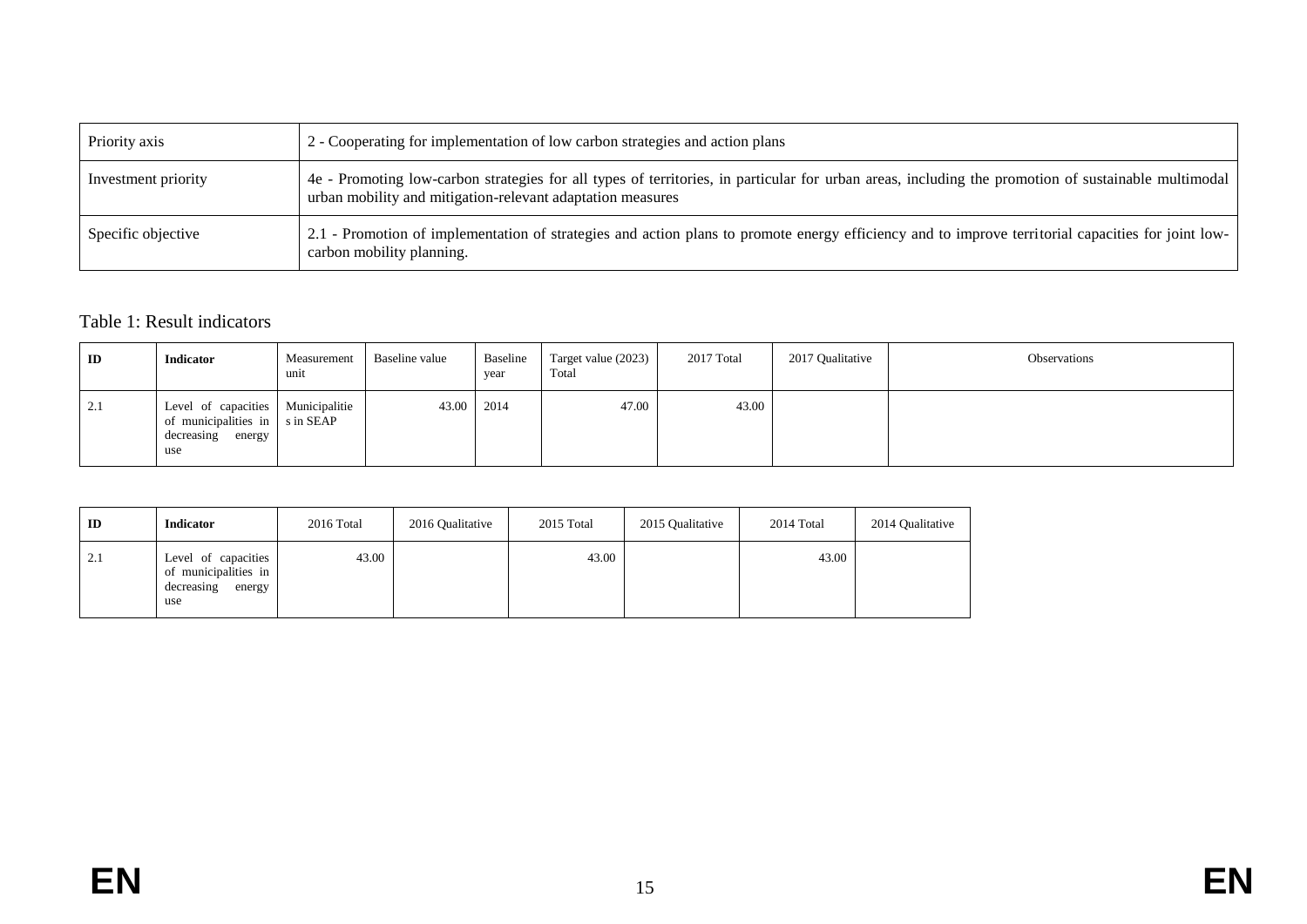| Priority axis | 2 - Cooperating for implementation of low carbon strategies and action plans |
|---|---|
| Investment priority | 4e - Promoting low-carbon strategies for all types of territories, in particular for urban areas, including the promotion of sustainable multimodal urban mobility and mitigation-relevant adaptation measures |
| Specific objective | 2.1 - Promotion of implementation of strategies and action plans to promote energy efficiency and to improve territorial capacities for joint low-carbon mobility planning. |

Table 1: Result indicators

| ID | Indicator | Measurement unit | Baseline value | Baseline year | Target value (2023) Total | 2017 Total | 2017 Qualitative | Observations |
|---|---|---|---|---|---|---|---|---|
| 2.1 | Level of capacities of municipalities in decreasing energy use | Municipalities in SEAP | 43.00 | 2014 | 47.00 | 43.00 | | |

| ID | Indicator | 2016 Total | 2016 Qualitative | 2015 Total | 2015 Qualitative | 2014 Total | 2014 Qualitative |
|---|---|---|---|---|---|---|---|
| 2.1 | Level of capacities of municipalities in decreasing energy use | 43.00 | | 43.00 | | 43.00 | |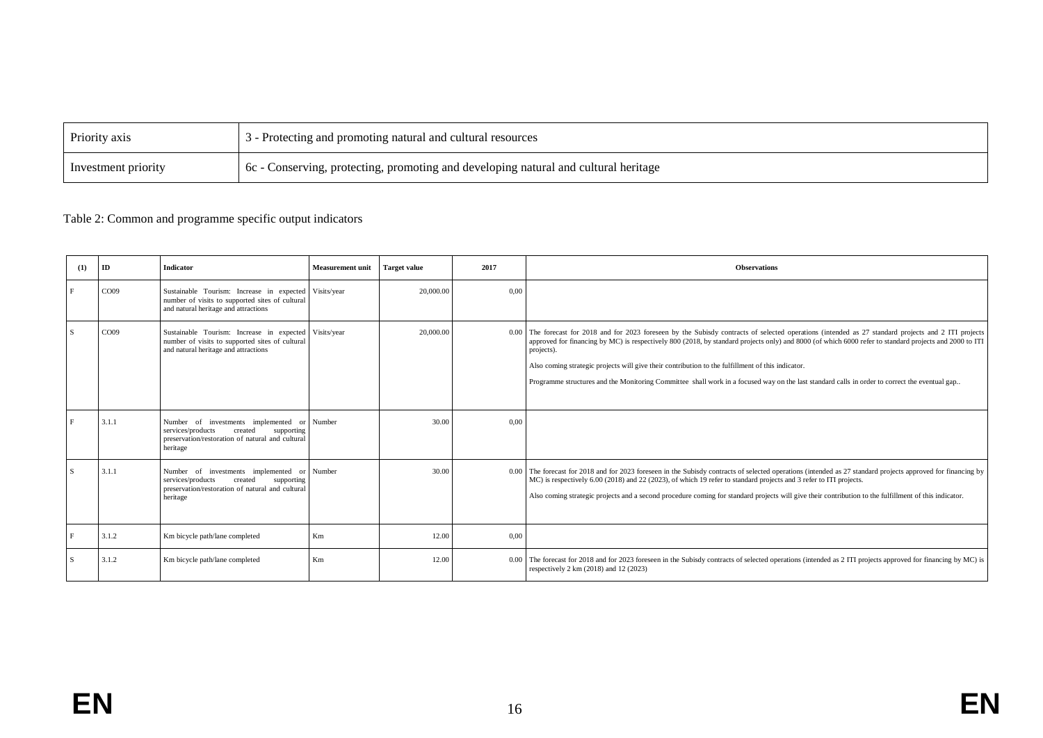| Priority axis | 3 - Protecting and promoting natural and cultural resources |
|---|---|
| Investment priority | 6c - Conserving, protecting, promoting and developing natural and cultural heritage |

Table 2: Common and programme specific output indicators

| (1) | ID | Indicator | Measurement unit | Target value | 2017 | Observations |
|---|---|---|---|---|---|---|
| F | CO09 | Sustainable Tourism: Increase in expected number of visits to supported sites of cultural and natural heritage and attractions | Visits/year | 20,000.00 | 0,00 | |
| S | CO09 | Sustainable Tourism: Increase in expected number of visits to supported sites of cultural and natural heritage and attractions | Visits/year | 20,000.00 | 0.00 | The forecast for 2018 and for 2023 foreseen by the Subisdy contracts of selected operations (intended as 27 standard projects and 2 ITI projects approved for financing by MC) is respectively 800 (2018, by standard projects only) and 8000 (of which 6000 refer to standard projects and 2000 to ITI projects). Also coming strategic projects will give their contribution to the fulfillment of this indicator. Programme structures and the Monitoring Committee shall work in a focused way on the last standard calls in order to correct the eventual gap.. |
| F | 3.1.1 | Number of investments implemented or services/products created supporting preservation/restoration of natural and cultural heritage | Number | 30.00 | 0,00 | |
| S | 3.1.1 | Number of investments implemented or services/products created supporting preservation/restoration of natural and cultural heritage | Number | 30.00 | 0.00 | The forecast for 2018 and for 2023 foreseen in the Subisdy contracts of selected operations (intended as 27 standard projects approved for financing by MC) is respectively 6.00 (2018) and 22 (2023), of which 19 refer to standard projects and 3 refer to ITI projects. Also coming strategic projects and a second procedure coming for standard projects will give their contribution to the fulfillment of this indicator. |
| F | 3.1.2 | Km bicycle path/lane completed | Km | 12.00 | 0,00 | |
| S | 3.1.2 | Km bicycle path/lane completed | Km | 12.00 | 0.00 | The forecast for 2018 and for 2023 foreseen in the Subisdy contracts of selected operations (intended as 2 ITI projects approved for financing by MC) is respectively 2 km (2018) and 12 (2023) |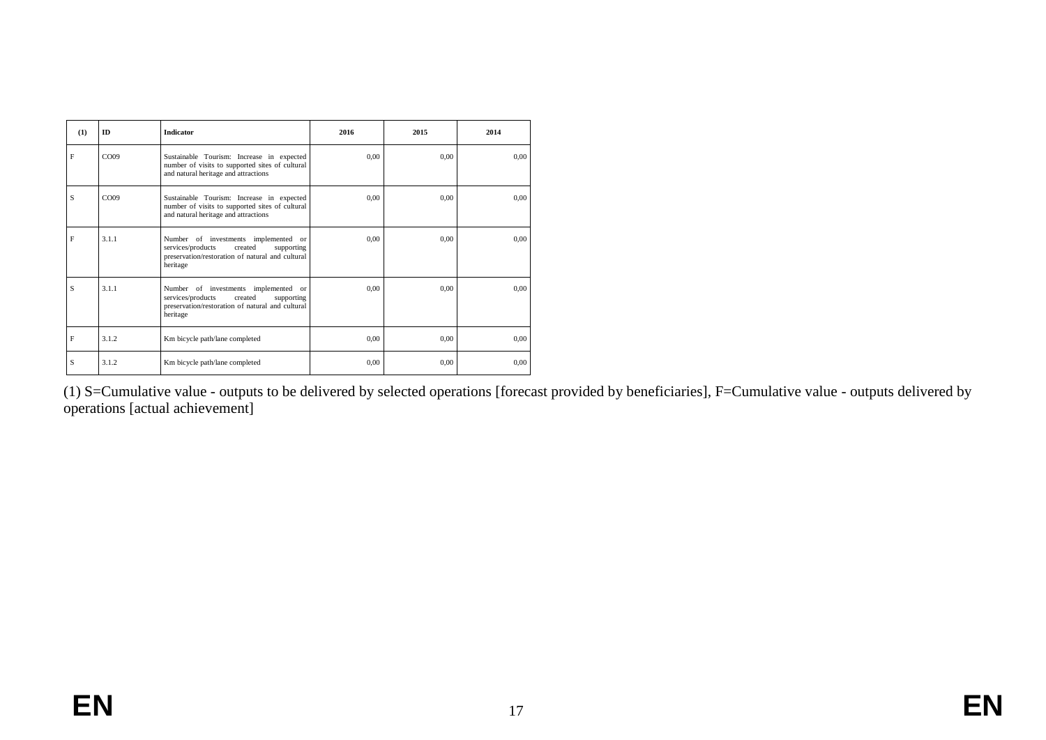| (1) | ID | Indicator | 2016 | 2015 | 2014 |
|---|---|---|---|---|---|
| F | CO09 | Sustainable Tourism: Increase in expected number of visits to supported sites of cultural and natural heritage and attractions | 0,00 | 0,00 | 0,00 |
| S | CO09 | Sustainable Tourism: Increase in expected number of visits to supported sites of cultural and natural heritage and attractions | 0,00 | 0,00 | 0,00 |
| F | 3.1.1 | Number of investments implemented or services/products created supporting preservation/restoration of natural and cultural heritage | 0,00 | 0,00 | 0,00 |
| S | 3.1.1 | Number of investments implemented or services/products created supporting preservation/restoration of natural and cultural heritage | 0,00 | 0,00 | 0,00 |
| F | 3.1.2 | Km bicycle path/lane completed | 0,00 | 0,00 | 0,00 |
| S | 3.1.2 | Km bicycle path/lane completed | 0,00 | 0,00 | 0,00 |

(1) S=Cumulative value - outputs to be delivered by selected operations [forecast provided by beneficiaries], F=Cumulative value - outputs delivered by operations [actual achievement]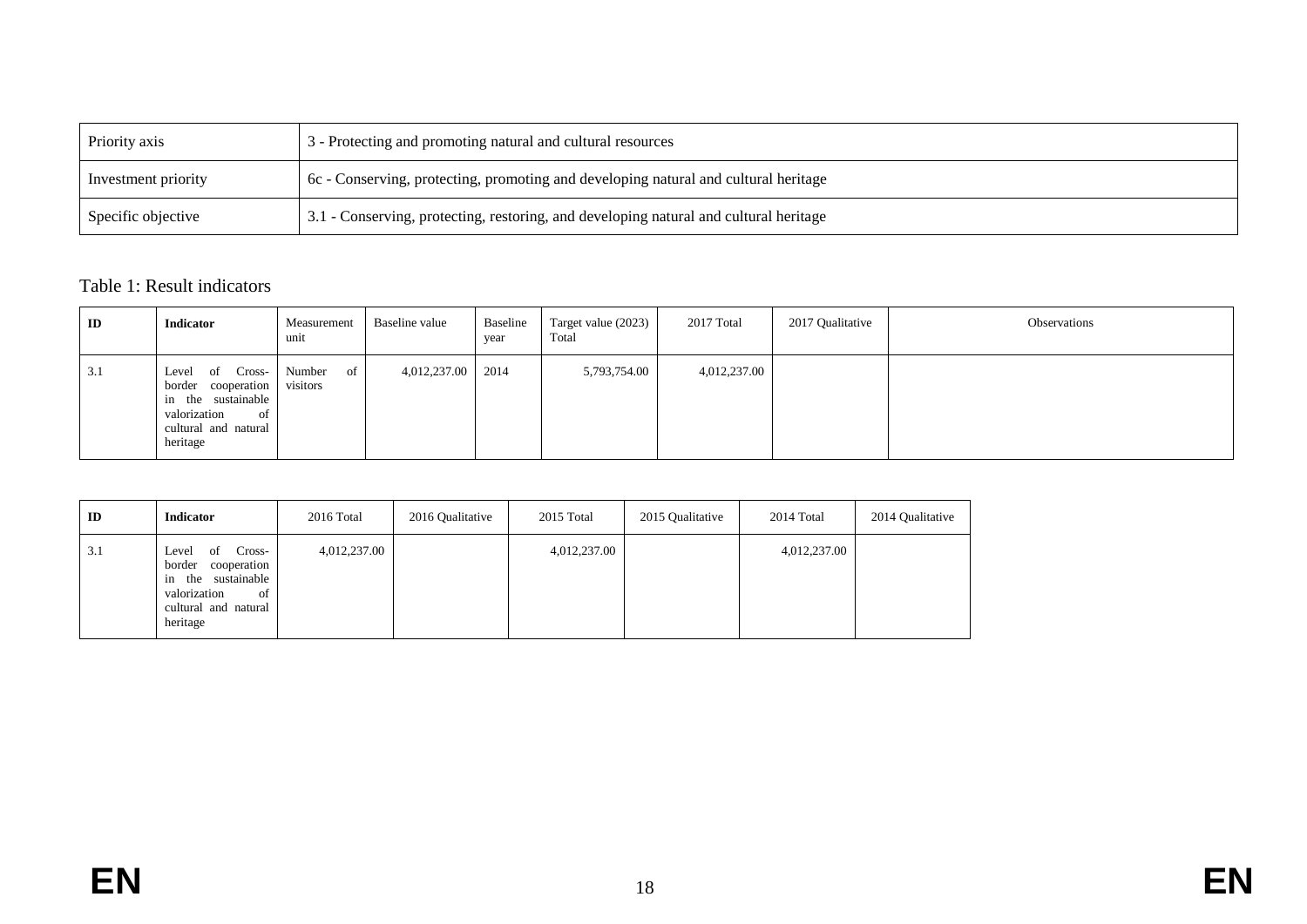| Priority axis | 3 - Protecting and promoting natural and cultural resources |
| --- | --- |
| Investment priority | 6c - Conserving, protecting, promoting and developing natural and cultural heritage |
| Specific objective | 3.1 - Conserving, protecting, restoring, and developing natural and cultural heritage |

Table 1: Result indicators

| ID | Indicator | Measurement unit | Baseline value | Baseline year | Target value (2023) Total | 2017 Total | 2017 Qualitative | Observations |
| --- | --- | --- | --- | --- | --- | --- | --- | --- |
| 3.1 | Level of Cross-border cooperation in the sustainable valorization of cultural and natural heritage | Number of visitors | 4,012,237.00 | 2014 | 5,793,754.00 | 4,012,237.00 | | |

| ID | Indicator | 2016 Total | 2016 Qualitative | 2015 Total | 2015 Qualitative | 2014 Total | 2014 Qualitative |
| --- | --- | --- | --- | --- | --- | --- | --- |
| 3.1 | Level of Cross-border cooperation in the sustainable valorization of cultural and natural heritage | 4,012,237.00 | | 4,012,237.00 | | 4,012,237.00 | |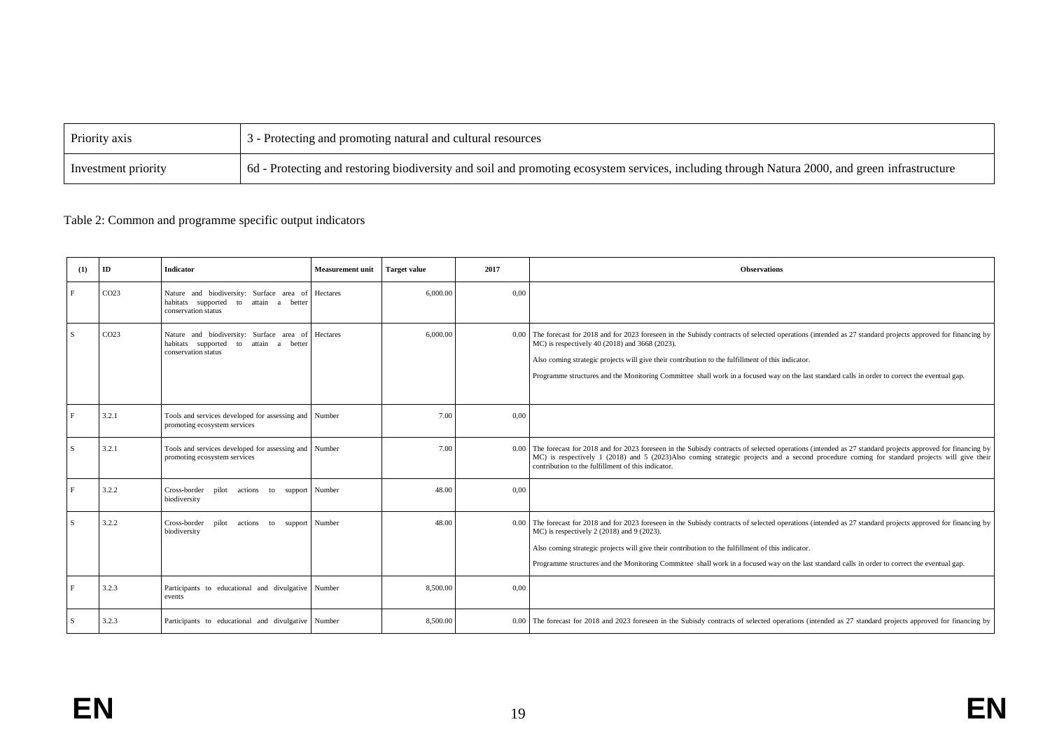| Priority axis | 3 - Protecting and promoting natural and cultural resources |
|---|---|
| Investment priority | 6d - Protecting and restoring biodiversity and soil and promoting ecosystem services, including through Natura 2000, and green infrastructure |

Table 2: Common and programme specific output indicators

| (1) | ID | Indicator | Measurement unit | Target value | 2017 | Observations |
|---|---|---|---|---|---|---|
| F | CO23 | Nature and biodiversity: Surface area of habitats supported to attain a better conservation status | Hectares | 6,000.00 | 0,00 | |
| S | CO23 | Nature and biodiversity: Surface area of habitats supported to attain a better conservation status | Hectares | 6,000.00 | 0.00 | The forecast for 2018 and for 2023 foreseen in the Subisdy contracts of selected operations (intended as 27 standard projects approved for financing by MC) is respectively 40 (2018) and 3668 (2023). Also coming strategic projects will give their contribution to the fulfillment of this indicator. Programme structures and the Monitoring Committee shall work in a focused way on the last standard calls in order to correct the eventual gap. |
| F | 3.2.1 | Tools and services developed for assessing and promoting ecosystem services | Number | 7.00 | 0,00 | |
| S | 3.2.1 | Tools and services developed for assessing and promoting ecosystem services | Number | 7.00 | 0.00 | The forecast for 2018 and for 2023 foreseen in the Subisdy contracts of selected operations (intended as 27 standard projects approved for financing by MC) is respectively 1 (2018) and 5 (2023)Also coming strategic projects and a second procedure coming for standard projects will give their contribution to the fulfillment of this indicator. |
| F | 3.2.2 | Cross-border pilot actions to support biodiversity | Number | 48.00 | 0,00 | |
| S | 3.2.2 | Cross-border pilot actions to support biodiversity | Number | 48.00 | 0.00 | The forecast for 2018 and for 2023 foreseen in the Subisdy contracts of selected operations (intended as 27 standard projects approved for financing by MC) is respectively 2 (2018) and 9 (2023). Also coming strategic projects will give their contribution to the fulfillment of this indicator. Programme structures and the Monitoring Committee shall work in a focused way on the last standard calls in order to correct the eventual gap. |
| F | 3.2.3 | Participants to educational and divulgative events | Number | 8,500.00 | 0,00 | |
| S | 3.2.3 | Participants to educational and divulgative | Number | 8,500.00 | 0.00 | The forecast for 2018 and 2023 foreseen in the Subisdy contracts of selected operations (intended as 27 standard projects approved for financing by |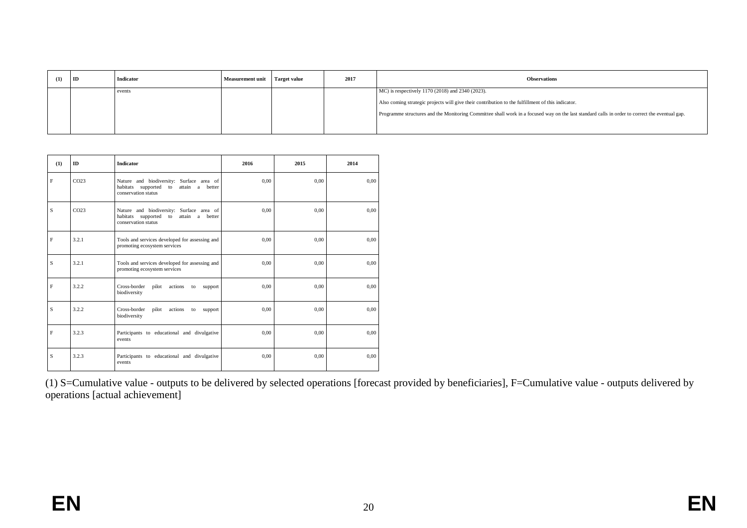| (1) | ID | Indicator | Measurement unit | Target value | 2017 | Observations |
|---|---|---|---|---|---|---|
| | | events | | | | MC) is respectively 1170 (2018) and 2340 (2023). Also coming strategic projects will give their contribution to the fulfillment of this indicator. Programme structures and the Monitoring Committee shall work in a focused way on the last standard calls in order to correct the eventual gap. |

| (1) | ID | Indicator | 2016 | 2015 | 2014 |
|---|---|---|---|---|---|
| F | CO23 | Nature and biodiversity: Surface area of habitats supported to attain a better conservation status | 0,00 | 0,00 | 0,00 |
| S | CO23 | Nature and biodiversity: Surface area of habitats supported to attain a better conservation status | 0,00 | 0,00 | 0,00 |
| F | 3.2.1 | Tools and services developed for assessing and promoting ecosystem services | 0,00 | 0,00 | 0,00 |
| S | 3.2.1 | Tools and services developed for assessing and promoting ecosystem services | 0,00 | 0,00 | 0,00 |
| F | 3.2.2 | Cross-border pilot actions to support biodiversity | 0,00 | 0,00 | 0,00 |
| S | 3.2.2 | Cross-border pilot actions to support biodiversity | 0,00 | 0,00 | 0,00 |
| F | 3.2.3 | Participants to educational and divulgative events | 0,00 | 0,00 | 0,00 |
| S | 3.2.3 | Participants to educational and divulgative events | 0,00 | 0,00 | 0,00 |

(1) S=Cumulative value - outputs to be delivered by selected operations [forecast provided by beneficiaries], F=Cumulative value - outputs delivered by operations [actual achievement]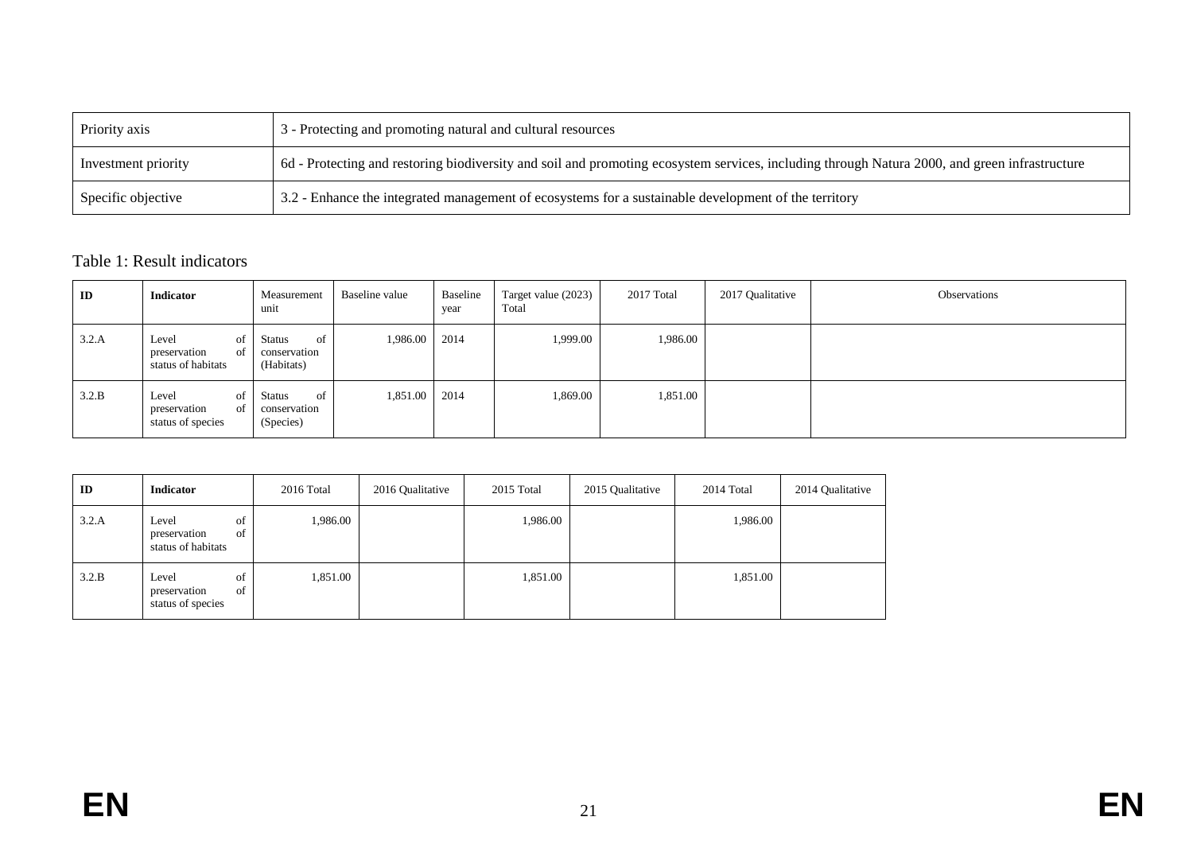| Priority axis | 3 - Protecting and promoting natural and cultural resources |
|---|---|
| Investment priority | 6d - Protecting and restoring biodiversity and soil and promoting ecosystem services, including through Natura 2000, and green infrastructure |
| Specific objective | 3.2 - Enhance the integrated management of ecosystems for a sustainable development of the territory |

Table 1: Result indicators

| ID | Indicator | Measurement unit | Baseline value | Baseline year | Target value (2023) Total | 2017 Total | 2017 Qualitative | Observations |
|---|---|---|---|---|---|---|---|---|
| 3.2.A | Level of preservation of status of habitats | Status of conservation (Habitats) | 1,986.00 | 2014 | 1,999.00 | 1,986.00 | | |
| 3.2.B | Level of preservation of status of species | Status of conservation (Species) | 1,851.00 | 2014 | 1,869.00 | 1,851.00 | | |

| ID | Indicator | 2016 Total | 2016 Qualitative | 2015 Total | 2015 Qualitative | 2014 Total | 2014 Qualitative |
|---|---|---|---|---|---|---|---|
| 3.2.A | Level of preservation of status of habitats | 1,986.00 | | 1,986.00 | | 1,986.00 | |
| 3.2.B | Level of preservation of status of species | 1,851.00 | | 1,851.00 | | 1,851.00 | |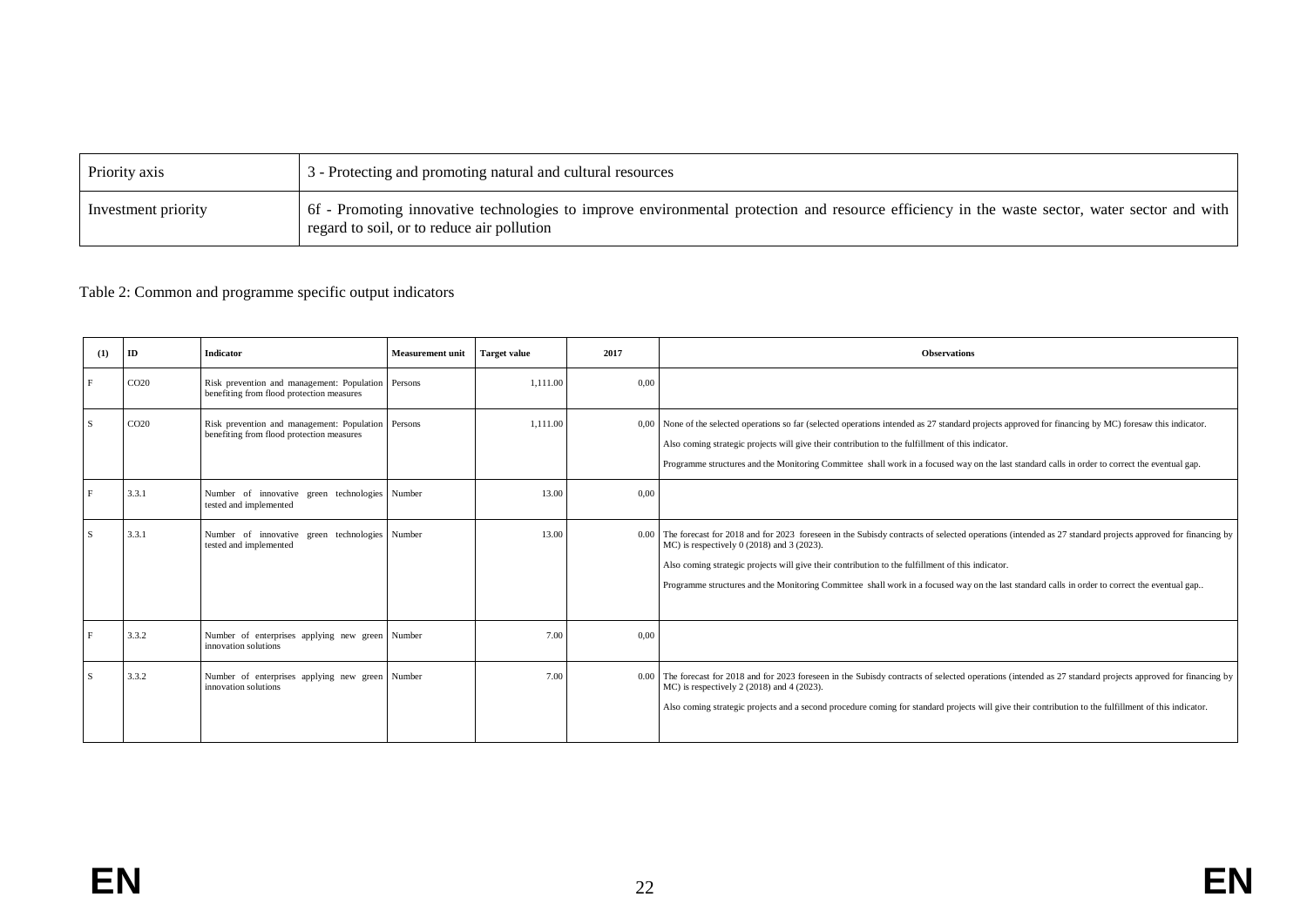| Priority axis | 3 - Protecting and promoting natural and cultural resources |
|---|---|
| Investment priority | 6f - Promoting innovative technologies to improve environmental protection and resource efficiency in the waste sector, water sector and with regard to soil, or to reduce air pollution |

Table 2: Common and programme specific output indicators

| (1) | ID | Indicator | Measurement unit | Target value | 2017 | Observations |
|---|---|---|---|---|---|---|
| F | CO20 | Risk prevention and management: Population benefiting from flood protection measures | Persons | 1,111.00 | 0,00 | |
| S | CO20 | Risk prevention and management: Population benefiting from flood protection measures | Persons | 1,111.00 | 0,00 | None of the selected operations so far (selected operations intended as 27 standard projects approved for financing by MC) foresaw this indicator.<br>Also coming strategic projects will give their contribution to the fulfillment of this indicator.<br>Programme structures and the Monitoring Committee shall work in a focused way on the last standard calls in order to correct the eventual gap. |
| F | 3.3.1 | Number of innovative green technologies tested and implemented | Number | 13.00 | 0,00 | |
| S | 3.3.1 | Number of innovative green technologies tested and implemented | Number | 13.00 | 0.00 | The forecast for 2018 and for 2023 foreseen in the Subisdy contracts of selected operations (intended as 27 standard projects approved for financing by MC) is respectively 0 (2018) and 3 (2023).<br>Also coming strategic projects will give their contribution to the fulfillment of this indicator.<br>Programme structures and the Monitoring Committee shall work in a focused way on the last standard calls in order to correct the eventual gap.. |
| F | 3.3.2 | Number of enterprises applying new green innovation solutions | Number | 7.00 | 0,00 | |
| S | 3.3.2 | Number of enterprises applying new green innovation solutions | Number | 7.00 | 0.00 | The forecast for 2018 and for 2023 foreseen in the Subisdy contracts of selected operations (intended as 27 standard projects approved for financing by MC) is respectively 2 (2018) and 4 (2023).<br>Also coming strategic projects and a second procedure coming for standard projects will give their contribution to the fulfillment of this indicator. |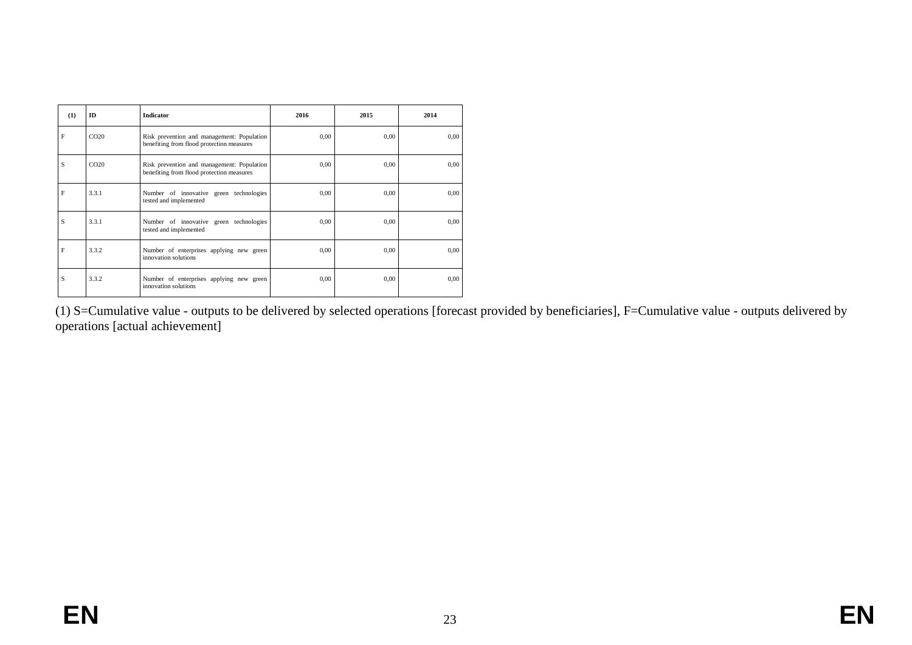| (1) | ID | Indicator | 2016 | 2015 | 2014 |
|---|---|---|---|---|---|
| F | CO20 | Risk prevention and management: Population benefiting from flood protection measures | 0,00 | 0,00 | 0,00 |
| S | CO20 | Risk prevention and management: Population benefiting from flood protection measures | 0,00 | 0,00 | 0,00 |
| F | 3.3.1 | Number of innovative green technologies tested and implemented | 0,00 | 0,00 | 0,00 |
| S | 3.3.1 | Number of innovative green technologies tested and implemented | 0,00 | 0,00 | 0,00 |
| F | 3.3.2 | Number of enterprises applying new green innovation solutions | 0,00 | 0,00 | 0,00 |
| S | 3.3.2 | Number of enterprises applying new green innovation solutions | 0,00 | 0,00 | 0,00 |

(1) S=Cumulative value - outputs to be delivered by selected operations [forecast provided by beneficiaries], F=Cumulative value - outputs delivered by operations [actual achievement]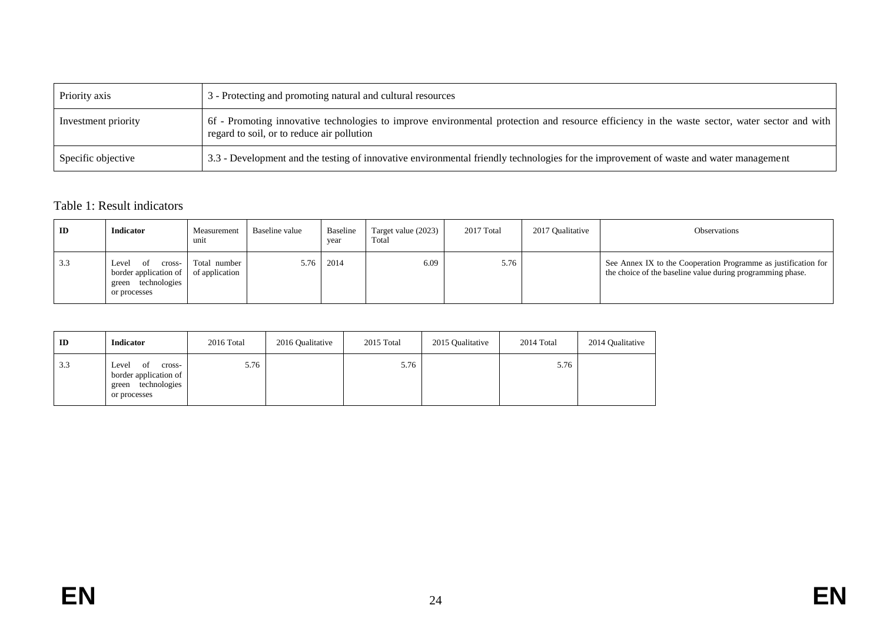| Priority axis | 3 - Protecting and promoting natural and cultural resources |
|---|---|
| Investment priority | 6f - Promoting innovative technologies to improve environmental protection and resource efficiency in the waste sector, water sector and with regard to soil, or to reduce air pollution |
| Specific objective | 3.3 - Development and the testing of innovative environmental friendly technologies for the improvement of waste and water management |

Table 1: Result indicators

| ID | Indicator | Measurement unit | Baseline value | Baseline year | Target value (2023) Total | 2017 Total | 2017 Qualitative | Observations |
|---|---|---|---|---|---|---|---|---|
| 3.3 | Level of cross-border application of green technologies or processes | Total number of application | 5.76 | 2014 | 6.09 | 5.76 | | See Annex IX to the Cooperation Programme as justification for the choice of the baseline value during programming phase. |

| ID | Indicator | 2016 Total | 2016 Qualitative | 2015 Total | 2015 Qualitative | 2014 Total | 2014 Qualitative |
|---|---|---|---|---|---|---|---|
| 3.3 | Level of cross-border application of green technologies or processes | 5.76 | | 5.76 | | 5.76 | |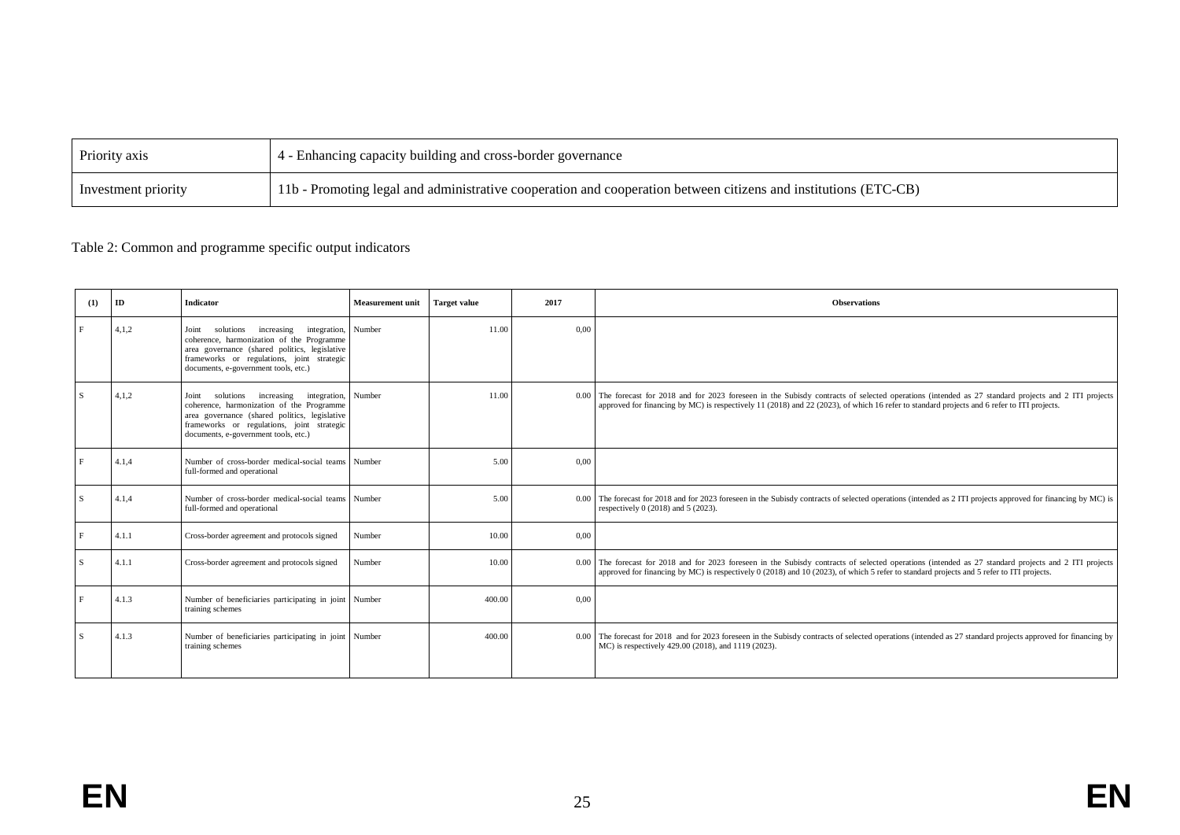| Priority axis | 4 - Enhancing capacity building and cross-border governance |
|---|---|
| Investment priority | 11b - Promoting legal and administrative cooperation and cooperation between citizens and institutions (ETC-CB) |

Table 2: Common and programme specific output indicators

| (1) | ID | Indicator | Measurement unit | Target value | 2017 | Observations |
|---|---|---|---|---|---|---|
| F | 4,1,2 | Joint solutions increasing integration, coherence, harmonization of the Programme area governance (shared politics, legislative frameworks or regulations, joint strategic documents, e-government tools, etc.) | Number | 11.00 | 0,00 | |
| S | 4,1,2 | Joint solutions increasing integration, coherence, harmonization of the Programme area governance (shared politics, legislative frameworks or regulations, joint strategic documents, e-government tools, etc.) | Number | 11.00 | 0.00 | The forecast for 2018 and for 2023 foreseen in the Subisdy contracts of selected operations (intended as 27 standard projects and 2 ITI projects approved for financing by MC) is respectively 11 (2018) and 22 (2023), of which 16 refer to standard projects and 6 refer to ITI projects. |
| F | 4.1,4 | Number of cross-border medical-social teams full-formed and operational | Number | 5.00 | 0,00 | |
| S | 4.1,4 | Number of cross-border medical-social teams full-formed and operational | Number | 5.00 | 0.00 | The forecast for 2018 and for 2023 foreseen in the Subisdy contracts of selected operations (intended as 2 ITI projects approved for financing by MC) is respectively 0 (2018) and 5 (2023). |
| F | 4.1.1 | Cross-border agreement and protocols signed | Number | 10.00 | 0,00 | |
| S | 4.1.1 | Cross-border agreement and protocols signed | Number | 10.00 | 0.00 | The forecast for 2018 and for 2023 foreseen in the Subisdy contracts of selected operations (intended as 27 standard projects and 2 ITI projects approved for financing by MC) is respectively 0 (2018) and 10 (2023), of which 5 refer to standard projects and 5 refer to ITI projects. |
| F | 4.1.3 | Number of beneficiaries participating in joint training schemes | Number | 400.00 | 0,00 | |
| S | 4.1.3 | Number of beneficiaries participating in joint training schemes | Number | 400.00 | 0.00 | The forecast for 2018 and for 2023 foreseen in the Subisdy contracts of selected operations (intended as 27 standard projects approved for financing by MC) is respectively 429.00 (2018), and 1119 (2023). |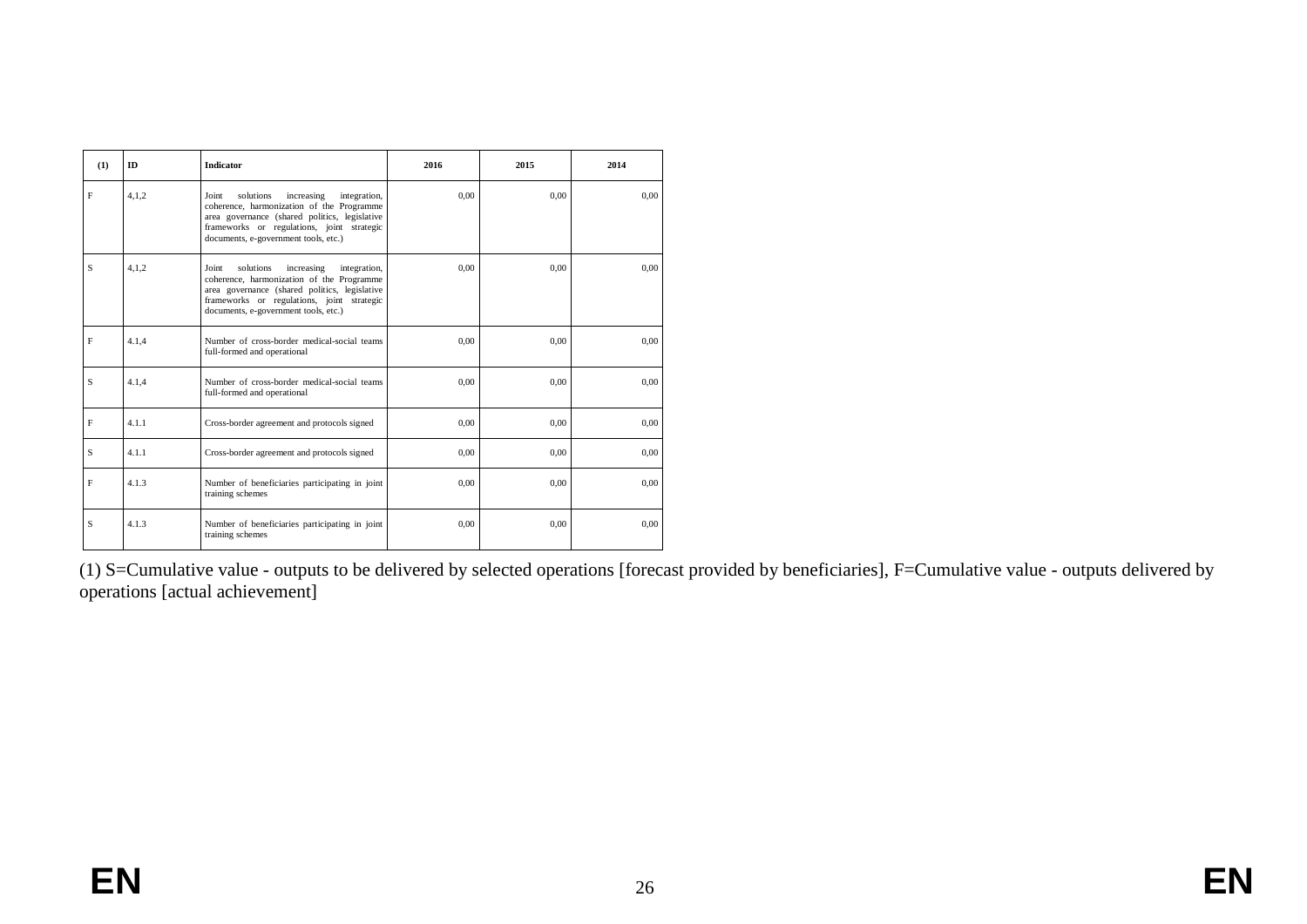| (1) | ID | Indicator | 2016 | 2015 | 2014 |
|---|---|---|---|---|---|
| F | 4,1,2 | Joint solutions increasing integration, coherence, harmonization of the Programme area governance (shared politics, legislative frameworks or regulations, joint strategic documents, e-government tools, etc.) | 0,00 | 0,00 | 0,00 |
| S | 4,1,2 | Joint solutions increasing integration, coherence, harmonization of the Programme area governance (shared politics, legislative frameworks or regulations, joint strategic documents, e-government tools, etc.) | 0,00 | 0,00 | 0,00 |
| F | 4.1,4 | Number of cross-border medical-social teams full-formed and operational | 0,00 | 0,00 | 0,00 |
| S | 4.1,4 | Number of cross-border medical-social teams full-formed and operational | 0,00 | 0,00 | 0,00 |
| F | 4.1.1 | Cross-border agreement and protocols signed | 0,00 | 0,00 | 0,00 |
| S | 4.1.1 | Cross-border agreement and protocols signed | 0,00 | 0,00 | 0,00 |
| F | 4.1.3 | Number of beneficiaries participating in joint training schemes | 0,00 | 0,00 | 0,00 |
| S | 4.1.3 | Number of beneficiaries participating in joint training schemes | 0,00 | 0,00 | 0,00 |

(1) S=Cumulative value - outputs to be delivered by selected operations [forecast provided by beneficiaries], F=Cumulative value - outputs delivered by operations [actual achievement]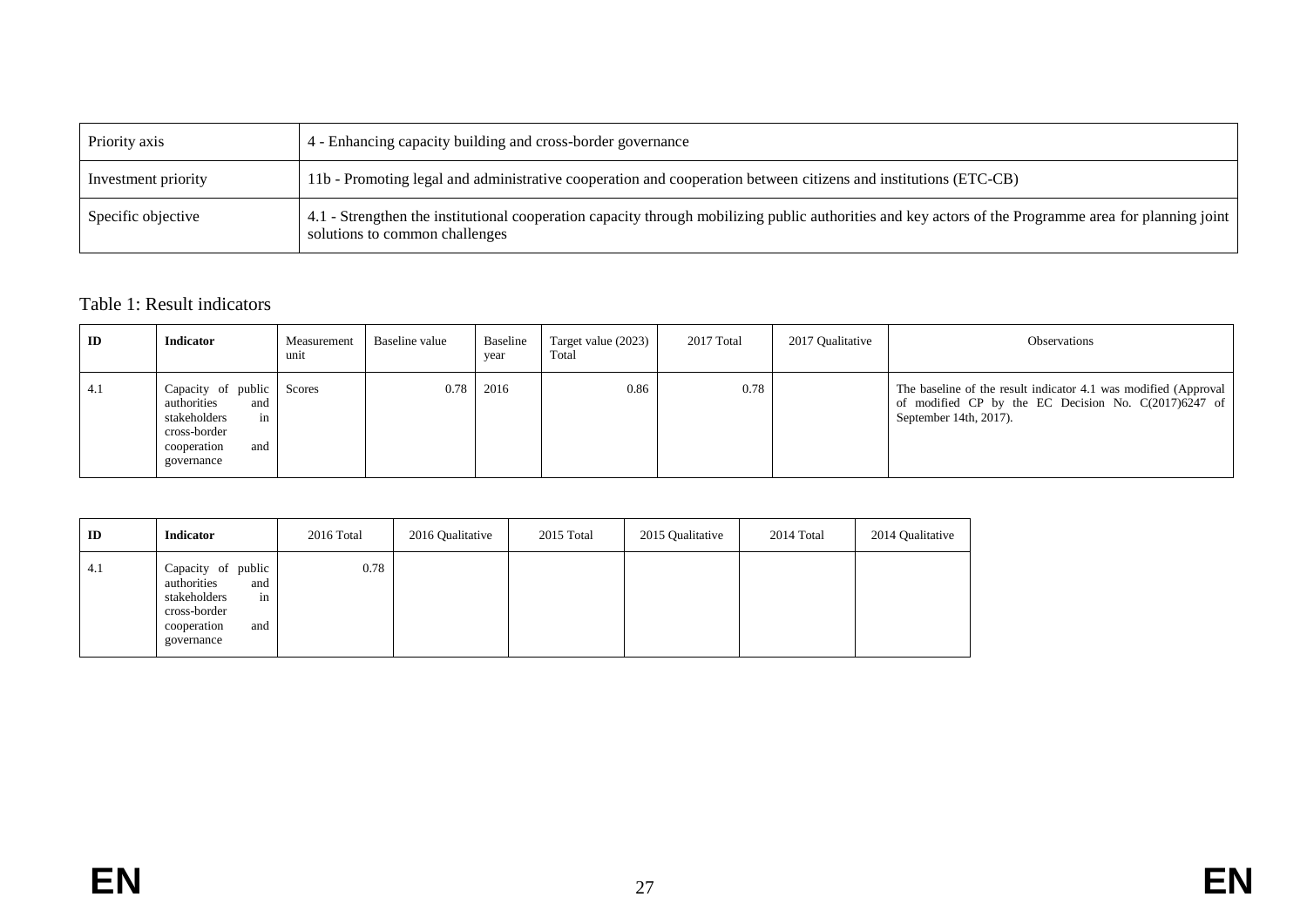| Priority axis | 4 - Enhancing capacity building and cross-border governance |
|---|---|
| Investment priority | 11b - Promoting legal and administrative cooperation and cooperation between citizens and institutions (ETC-CB) |
| Specific objective | 4.1 - Strengthen the institutional cooperation capacity through mobilizing public authorities and key actors of the Programme area for planning joint solutions to common challenges |

Table 1: Result indicators

| ID | Indicator | Measurement unit | Baseline value | Baseline year | Target value (2023) Total | 2017 Total | 2017 Qualitative | Observations |
|---|---|---|---|---|---|---|---|---|
| 4.1 | Capacity of public authorities and stakeholders in cross-border cooperation and governance | Scores | 0.78 | 2016 | 0.86 | 0.78 | | The baseline of the result indicator 4.1 was modified (Approval of modified CP by the EC Decision No. C(2017)6247 of September 14th, 2017). |

| ID | Indicator | 2016 Total | 2016 Qualitative | 2015 Total | 2015 Qualitative | 2014 Total | 2014 Qualitative |
|---|---|---|---|---|---|---|---|
| 4.1 | Capacity of public authorities and stakeholders in cross-border cooperation and governance | 0.78 | | | | | |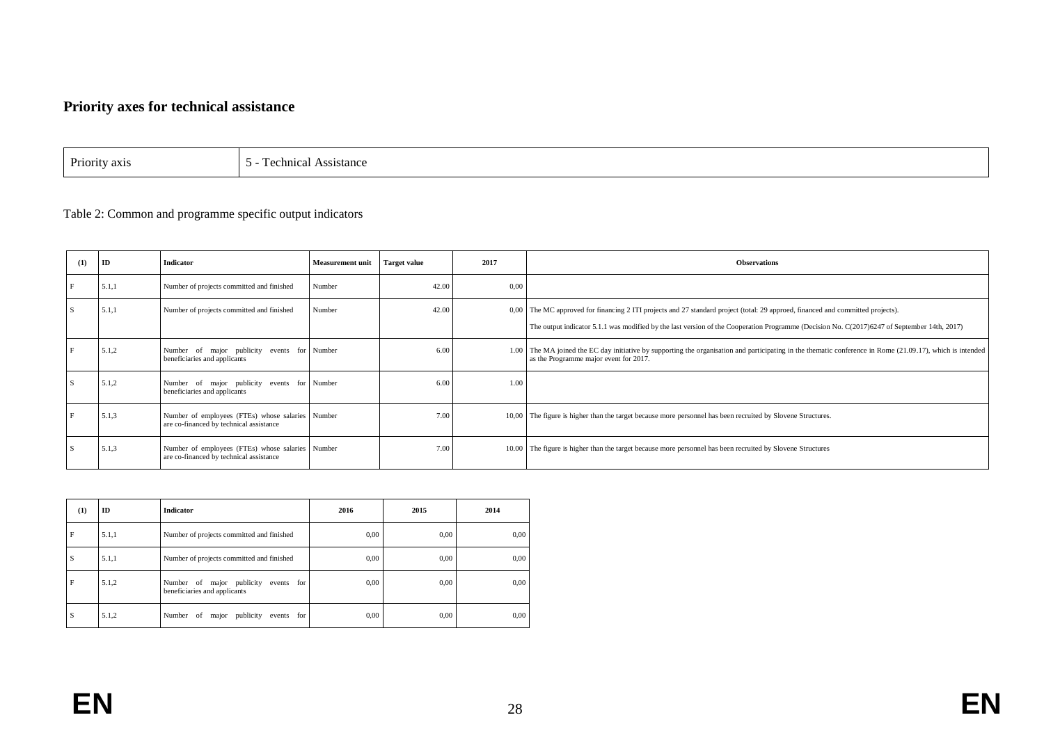## Priority axes for technical assistance

| Priority axis | 5 - Technical Assistance |
|---|---|

Table 2: Common and programme specific output indicators

| (1) | ID | Indicator | Measurement unit | Target value | 2017 | Observations |
|---|---|---|---|---|---|---|
| F | 5.1,1 | Number of projects committed and finished | Number | 42.00 | 0,00 | |
| S | 5.1,1 | Number of projects committed and finished | Number | 42.00 | 0,00 | The MC approved for financing 2 ITI projects and 27 standard project (total: 29 approed, financed and committed projects). The output indicator 5.1.1 was modified by the last version of the Cooperation Programme (Decision No. C(2017)6247 of September 14th, 2017) |
| F | 5.1,2 | Number of major publicity events for beneficiaries and applicants | Number | 6.00 | 1.00 | The MA joined the EC day initiative by supporting the organisation and participating in the thematic conference in Rome (21.09.17), which is intended as the Programme major event for 2017. |
| S | 5.1,2 | Number of major publicity events for beneficiaries and applicants | Number | 6.00 | 1.00 | |
| F | 5.1,3 | Number of employees (FTEs) whose salaries are co-financed by technical assistance | Number | 7.00 | 10,00 | The figure is higher than the target because more personnel has been recruited by Slovene Structures. |
| S | 5.1,3 | Number of employees (FTEs) whose salaries are co-financed by technical assistance | Number | 7.00 | 10.00 | The figure is higher than the target because more personnel has been recruited by Slovene Structures |

| (1) | ID | Indicator | 2016 | 2015 | 2014 |
|---|---|---|---|---|---|
| F | 5.1,1 | Number of projects committed and finished | 0,00 | 0,00 | 0,00 |
| S | 5.1,1 | Number of projects committed and finished | 0,00 | 0,00 | 0,00 |
| F | 5.1,2 | Number of major publicity events for beneficiaries and applicants | 0,00 | 0,00 | 0,00 |
| S | 5.1,2 | Number of major publicity events for | 0,00 | 0,00 | 0,00 |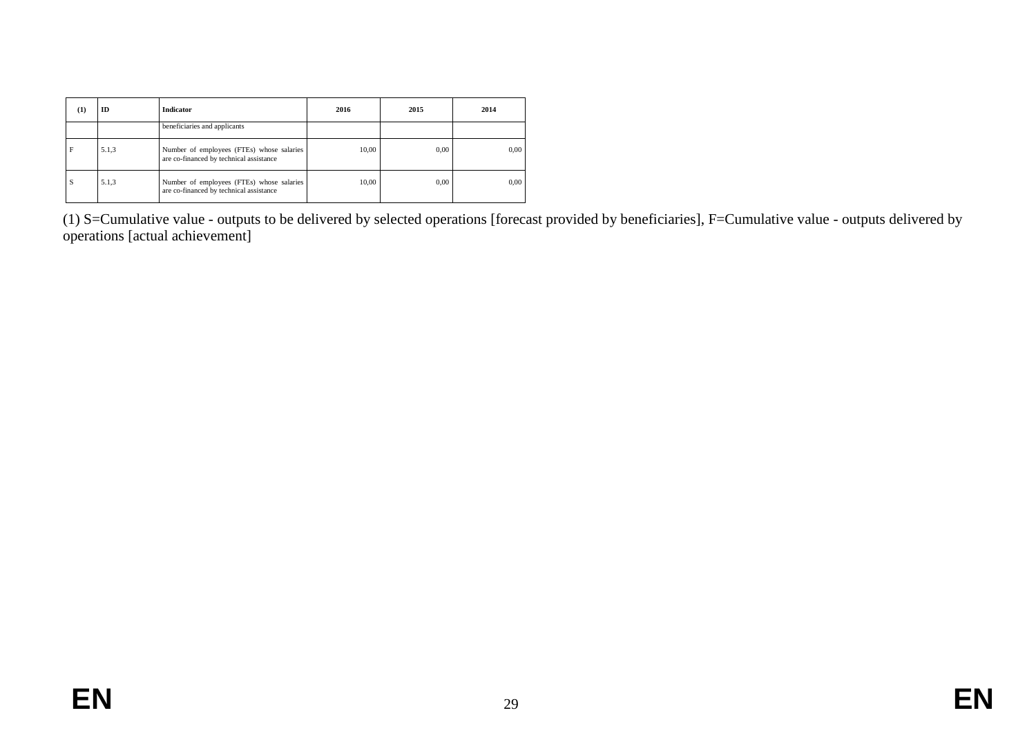| (1) | ID | Indicator | 2016 | 2015 | 2014 |
|---|---|---|---|---|---|
| | | beneficiaries and applicants | | | |
| F | 5.1,3 | Number of employees (FTEs) whose salaries are co-financed by technical assistance | 10,00 | 0,00 | 0,00 |
| S | 5.1,3 | Number of employees (FTEs) whose salaries are co-financed by technical assistance | 10,00 | 0,00 | 0,00 |

(1) S=Cumulative value - outputs to be delivered by selected operations [forecast provided by beneficiaries], F=Cumulative value - outputs delivered by operations [actual achievement]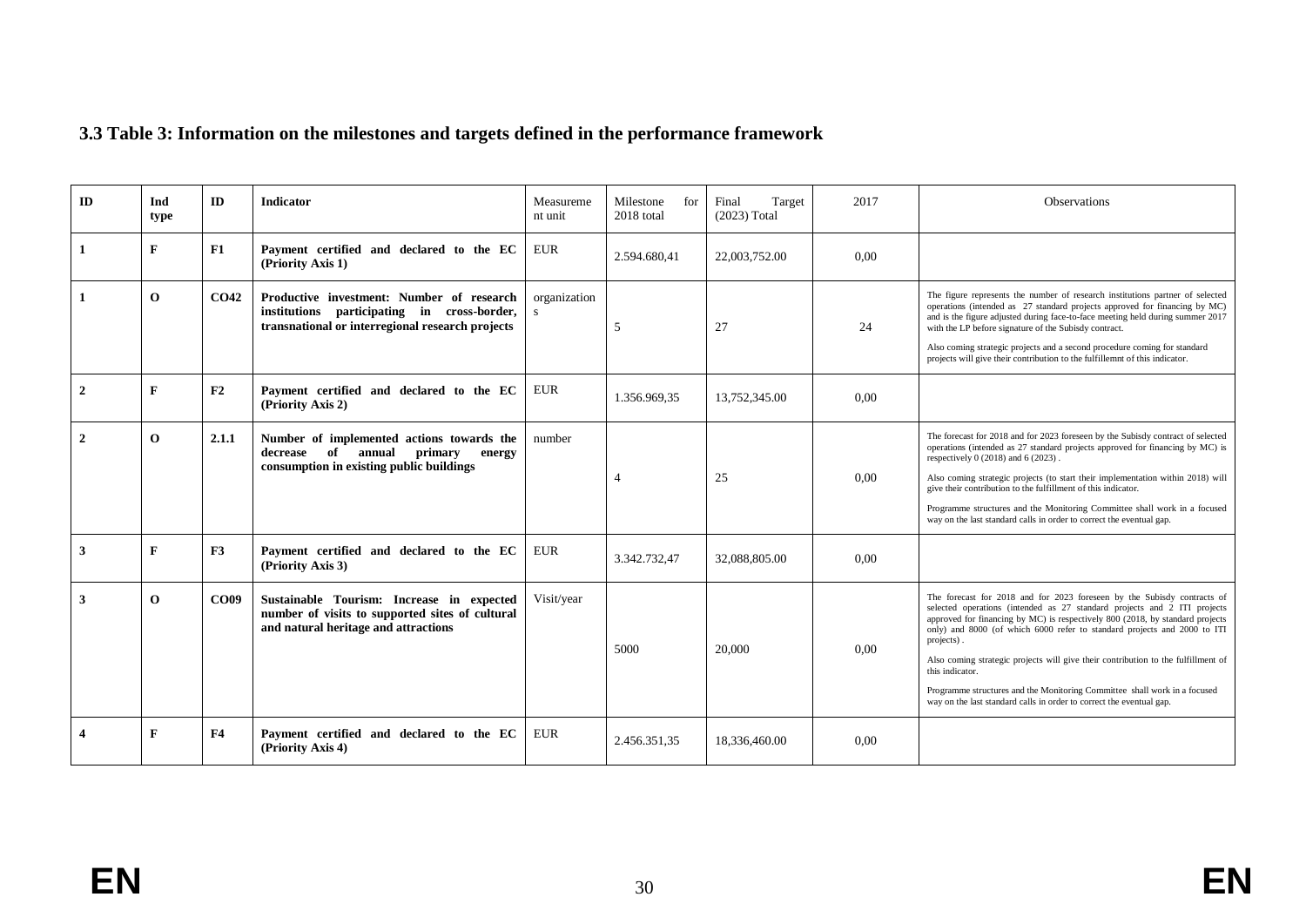### 3.3 Table 3: Information on the milestones and targets defined in the performance framework

| ID | Ind type | ID | Indicator | Measurement unit | Milestone for 2018 total | Final Target (2023) Total | 2017 | Observations |
|---|---|---|---|---|---|---|---|---|
| **1** | **F** | **F1** | **Payment certified and declared to the EC (Priority Axis 1)** | EUR | 2.594.680,41 | 22,003,752.00 | 0,00 | |
| **1** | **O** | **CO42** | **Productive investment: Number of research institutions participating in cross-border, transnational or interregional research projects** | organizations | 5 | 27 | 24 | The figure represents the number of research institutions partner of selected operations (intended as 27 standard projects approved for financing by MC) and is the figure adjusted during face-to-face meeting held during summer 2017 with the LP before signature of the Subisdy contract. Also coming strategic projects and a second procedure coming for standard projects will give their contribution to the fulfillemnt of this indicator. |
| **2** | **F** | **F2** | **Payment certified and declared to the EC (Priority Axis 2)** | EUR | 1.356.969,35 | 13,752,345.00 | 0,00 | |
| **2** | **O** | **2.1.1** | **Number of implemented actions towards the decrease of annual primary energy consumption in existing public buildings** | number | 4 | 25 | 0,00 | The forecast for 2018 and for 2023 foreseen by the Subisdy contract of selected operations (intended as 27 standard projects approved for financing by MC) is respectively 0 (2018) and 6 (2023) . Also coming strategic projects (to start their implementation within 2018) will give their contribution to the fulfillment of this indicator. Programme structures and the Monitoring Committee shall work in a focused way on the last standard calls in order to correct the eventual gap. |
| **3** | **F** | **F3** | **Payment certified and declared to the EC (Priority Axis 3)** | EUR | 3.342.732,47 | 32,088,805.00 | 0,00 | |
| **3** | **O** | **CO09** | **Sustainable Tourism: Increase in expected number of visits to supported sites of cultural and natural heritage and attractions** | Visit/year | 5000 | 20,000 | 0,00 | The forecast for 2018 and for 2023 foreseen by the Subisdy contracts of selected operations (intended as 27 standard projects and 2 ITI projects approved for financing by MC) is respectively 800 (2018, by standard projects only) and 8000 (of which 6000 refer to standard projects and 2000 to ITI projects) . Also coming strategic projects will give their contribution to the fulfillment of this indicator. Programme structures and the Monitoring Committee shall work in a focused way on the last standard calls in order to correct the eventual gap. |
| **4** | **F** | **F4** | **Payment certified and declared to the EC (Priority Axis 4)** | EUR | 2.456.351,35 | 18,336,460.00 | 0,00 | |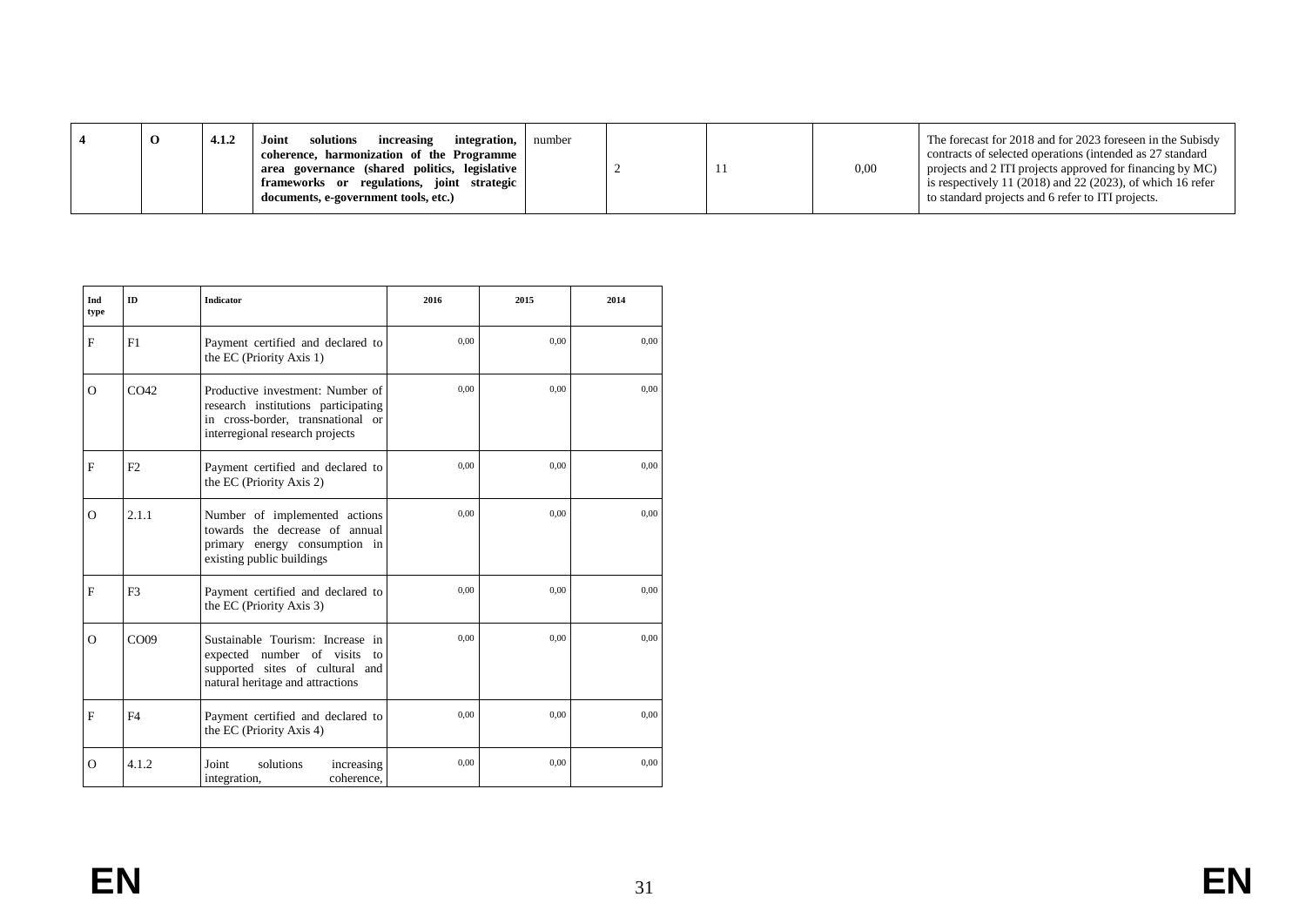| 4 | O | 4.1.2 | **Joint solutions increasing integration, coherence, harmonization of the Programme area governance (shared politics, legislative frameworks or regulations, joint strategic documents, e-government tools, etc.)** | number | 2 | 11 | 0,00 | The forecast for 2018 and for 2023 foreseen in the Subisdy contracts of selected operations (intended as 27 standard projects and 2 ITI projects approved for financing by MC) is respectively 11 (2018) and 22 (2023), of which 16 refer to standard projects and 6 refer to ITI projects. |
|---|---|---|---|---|---|---|---|---|

| Ind type | ID | Indicator | 2016 | 2015 | 2014 |
|---|---|---|---|---|---|
| F | F1 | Payment certified and declared to the EC (Priority Axis 1) | 0,00 | 0,00 | 0,00 |
| O | CO42 | Productive investment: Number of research institutions participating in cross-border, transnational or interregional research projects | 0,00 | 0,00 | 0,00 |
| F | F2 | Payment certified and declared to the EC (Priority Axis 2) | 0,00 | 0,00 | 0,00 |
| O | 2.1.1 | Number of implemented actions towards the decrease of annual primary energy consumption in existing public buildings | 0,00 | 0,00 | 0,00 |
| F | F3 | Payment certified and declared to the EC (Priority Axis 3) | 0,00 | 0,00 | 0,00 |
| O | CO09 | Sustainable Tourism: Increase in expected number of visits to supported sites of cultural and natural heritage and attractions | 0,00 | 0,00 | 0,00 |
| F | F4 | Payment certified and declared to the EC (Priority Axis 4) | 0,00 | 0,00 | 0,00 |
| O | 4.1.2 | Joint solutions increasing integration, coherence, | 0,00 | 0,00 | 0,00 |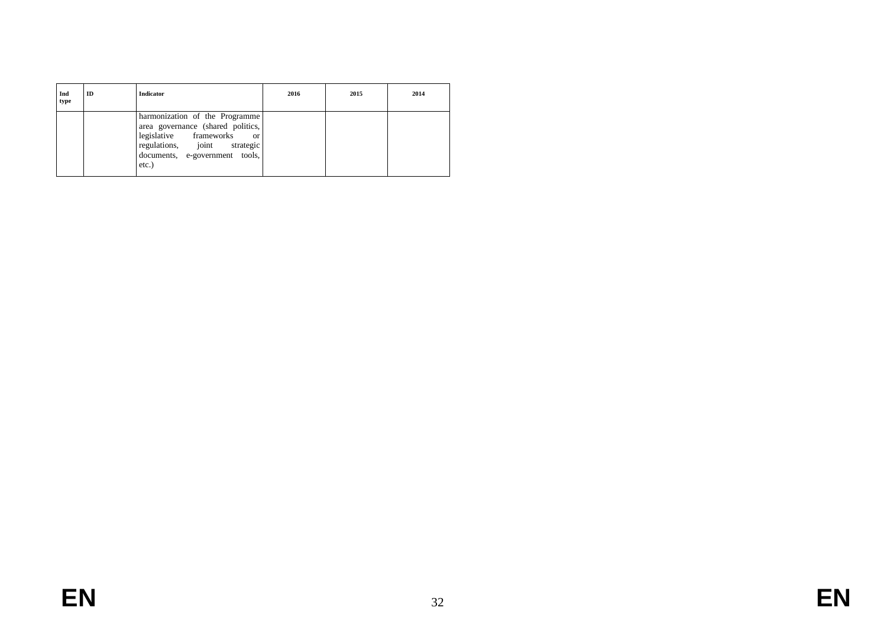| Ind type | ID | Indicator | 2016 | 2015 | 2014 |
|---|---|---|---|---|---|
| | | harmonization of the Programme area governance (shared politics, legislative frameworks or regulations, joint strategic documents, e-government tools, etc.) | | | |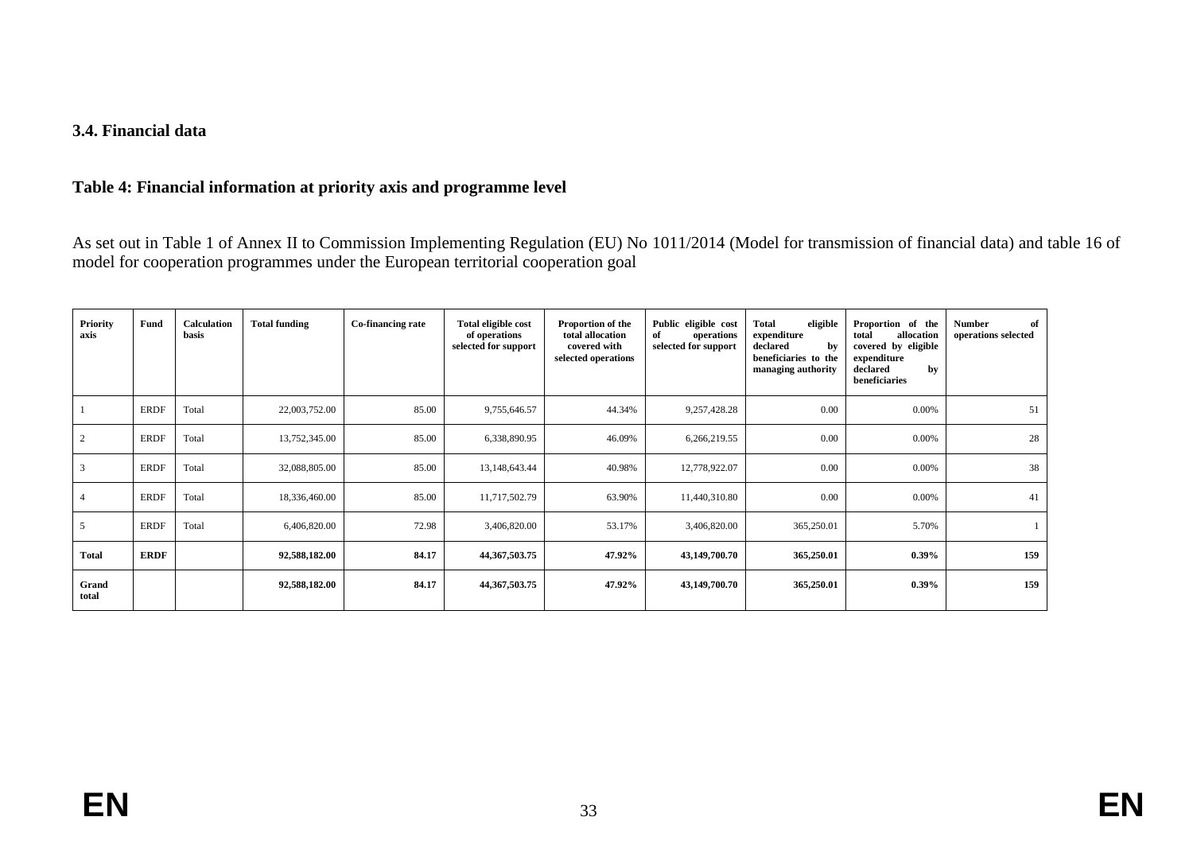### 3.4. Financial data

### Table 4: Financial information at priority axis and programme level

As set out in Table 1 of Annex II to Commission Implementing Regulation (EU) No 1011/2014 (Model for transmission of financial data) and table 16 of model for cooperation programmes under the European territorial cooperation goal

| Priority axis | Fund | Calculation basis | Total funding | Co-financing rate | Total eligible cost of operations selected for support | Proportion of the total allocation covered with selected operations | Public eligible cost of operations selected for support | Total eligible expenditure declared by beneficiaries to the managing authority | Proportion of the total allocation covered by eligible expenditure declared by beneficiaries | Number of operations selected |
|---|---|---|---|---|---|---|---|---|---|---|
| 1 | ERDF | Total | 22,003,752.00 | 85.00 | 9,755,646.57 | 44.34% | 9,257,428.28 | 0.00 | 0.00% | 51 |
| 2 | ERDF | Total | 13,752,345.00 | 85.00 | 6,338,890.95 | 46.09% | 6,266,219.55 | 0.00 | 0.00% | 28 |
| 3 | ERDF | Total | 32,088,805.00 | 85.00 | 13,148,643.44 | 40.98% | 12,778,922.07 | 0.00 | 0.00% | 38 |
| 4 | ERDF | Total | 18,336,460.00 | 85.00 | 11,717,502.79 | 63.90% | 11,440,310.80 | 0.00 | 0.00% | 41 |
| 5 | ERDF | Total | 6,406,820.00 | 72.98 | 3,406,820.00 | 53.17% | 3,406,820.00 | 365,250.01 | 5.70% | 1 |
| **Total** | **ERDF** | | **92,588,182.00** | **84.17** | **44,367,503.75** | **47.92%** | **43,149,700.70** | **365,250.01** | **0.39%** | **159** |
| **Grand total** | | | **92,588,182.00** | **84.17** | **44,367,503.75** | **47.92%** | **43,149,700.70** | **365,250.01** | **0.39%** | **159** |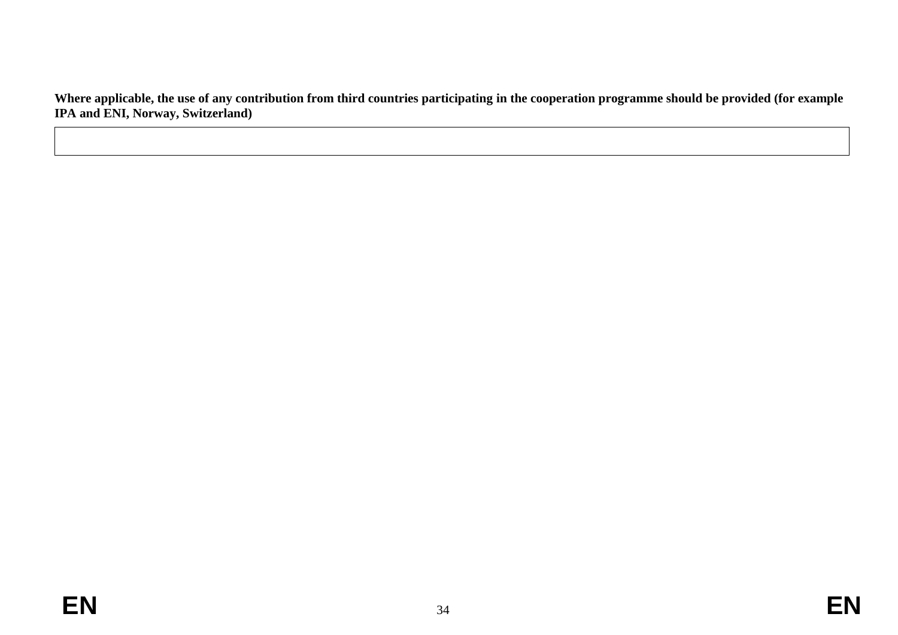**Where applicable, the use of any contribution from third countries participating in the cooperation programme should be provided (for example IPA and ENI, Norway, Switzerland)**

| |
|---|
| |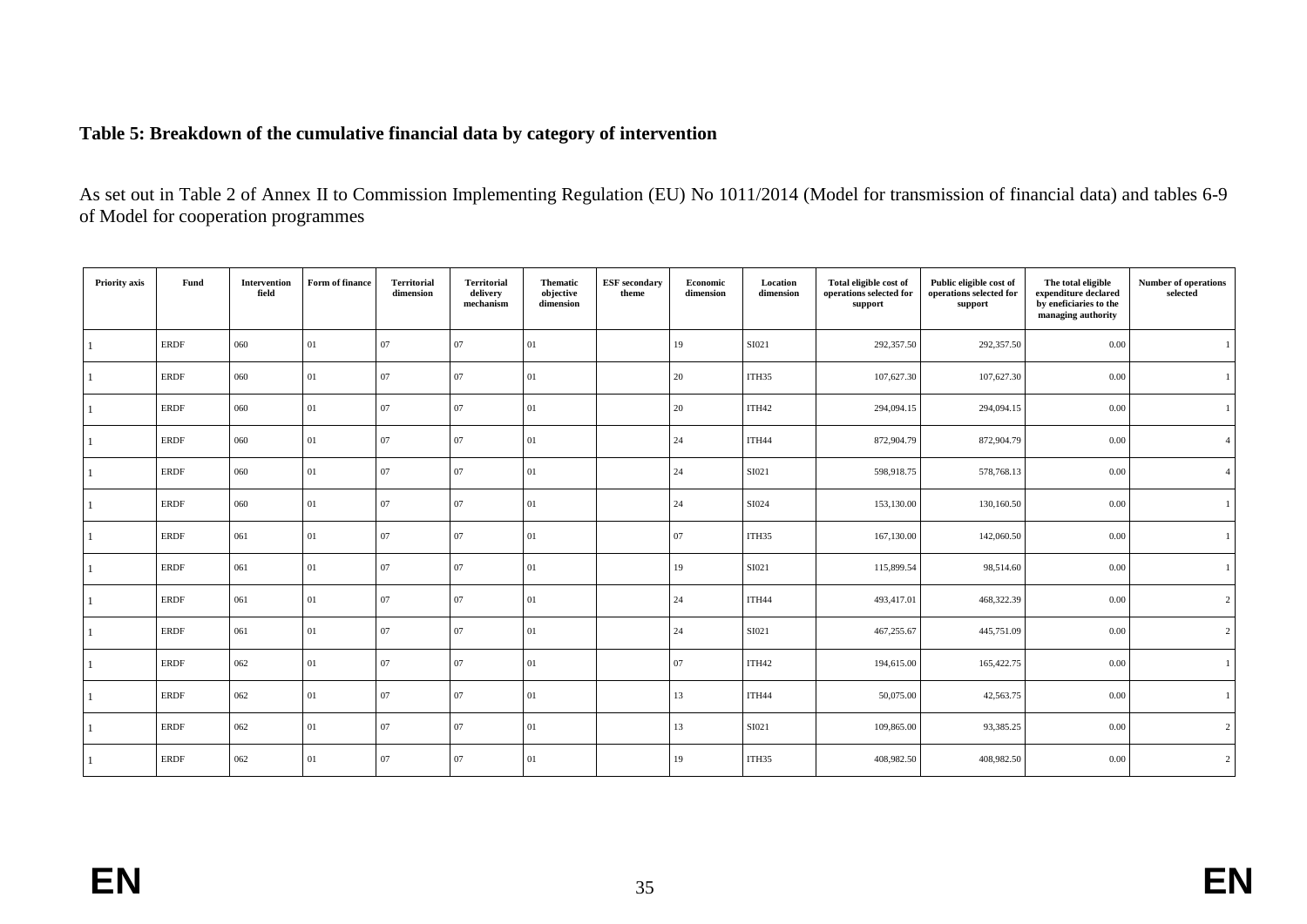**Table 5: Breakdown of the cumulative financial data by category of intervention**

As set out in Table 2 of Annex II to Commission Implementing Regulation (EU) No 1011/2014 (Model for transmission of financial data) and tables 6-9 of Model for cooperation programmes

| Priority axis | Fund | Intervention field | Form of finance | Territorial dimension | Territorial delivery mechanism | Thematic objective dimension | ESF secondary theme | Economic dimension | Location dimension | Total eligible cost of operations selected for support | Public eligible cost of operations selected for support | The total eligible expenditure declared by eneficiaries to the managing authority | Number of operations selected |
|---|---|---|---|---|---|---|---|---|---|---|---|---|---|
| 1 | ERDF | 060 | 01 | 07 | 07 | 01 | | 19 | SI021 | 292,357.50 | 292,357.50 | 0.00 | 1 |
| 1 | ERDF | 060 | 01 | 07 | 07 | 01 | | 20 | ITH35 | 107,627.30 | 107,627.30 | 0.00 | 1 |
| 1 | ERDF | 060 | 01 | 07 | 07 | 01 | | 20 | ITH42 | 294,094.15 | 294,094.15 | 0.00 | 1 |
| 1 | ERDF | 060 | 01 | 07 | 07 | 01 | | 24 | ITH44 | 872,904.79 | 872,904.79 | 0.00 | 4 |
| 1 | ERDF | 060 | 01 | 07 | 07 | 01 | | 24 | SI021 | 598,918.75 | 578,768.13 | 0.00 | 4 |
| 1 | ERDF | 060 | 01 | 07 | 07 | 01 | | 24 | SI024 | 153,130.00 | 130,160.50 | 0.00 | 1 |
| 1 | ERDF | 061 | 01 | 07 | 07 | 01 | | 07 | ITH35 | 167,130.00 | 142,060.50 | 0.00 | 1 |
| 1 | ERDF | 061 | 01 | 07 | 07 | 01 | | 19 | SI021 | 115,899.54 | 98,514.60 | 0.00 | 1 |
| 1 | ERDF | 061 | 01 | 07 | 07 | 01 | | 24 | ITH44 | 493,417.01 | 468,322.39 | 0.00 | 2 |
| 1 | ERDF | 061 | 01 | 07 | 07 | 01 | | 24 | SI021 | 467,255.67 | 445,751.09 | 0.00 | 2 |
| 1 | ERDF | 062 | 01 | 07 | 07 | 01 | | 07 | ITH42 | 194,615.00 | 165,422.75 | 0.00 | 1 |
| 1 | ERDF | 062 | 01 | 07 | 07 | 01 | | 13 | ITH44 | 50,075.00 | 42,563.75 | 0.00 | 1 |
| 1 | ERDF | 062 | 01 | 07 | 07 | 01 | | 13 | SI021 | 109,865.00 | 93,385.25 | 0.00 | 2 |
| 1 | ERDF | 062 | 01 | 07 | 07 | 01 | | 19 | ITH35 | 408,982.50 | 408,982.50 | 0.00 | 2 |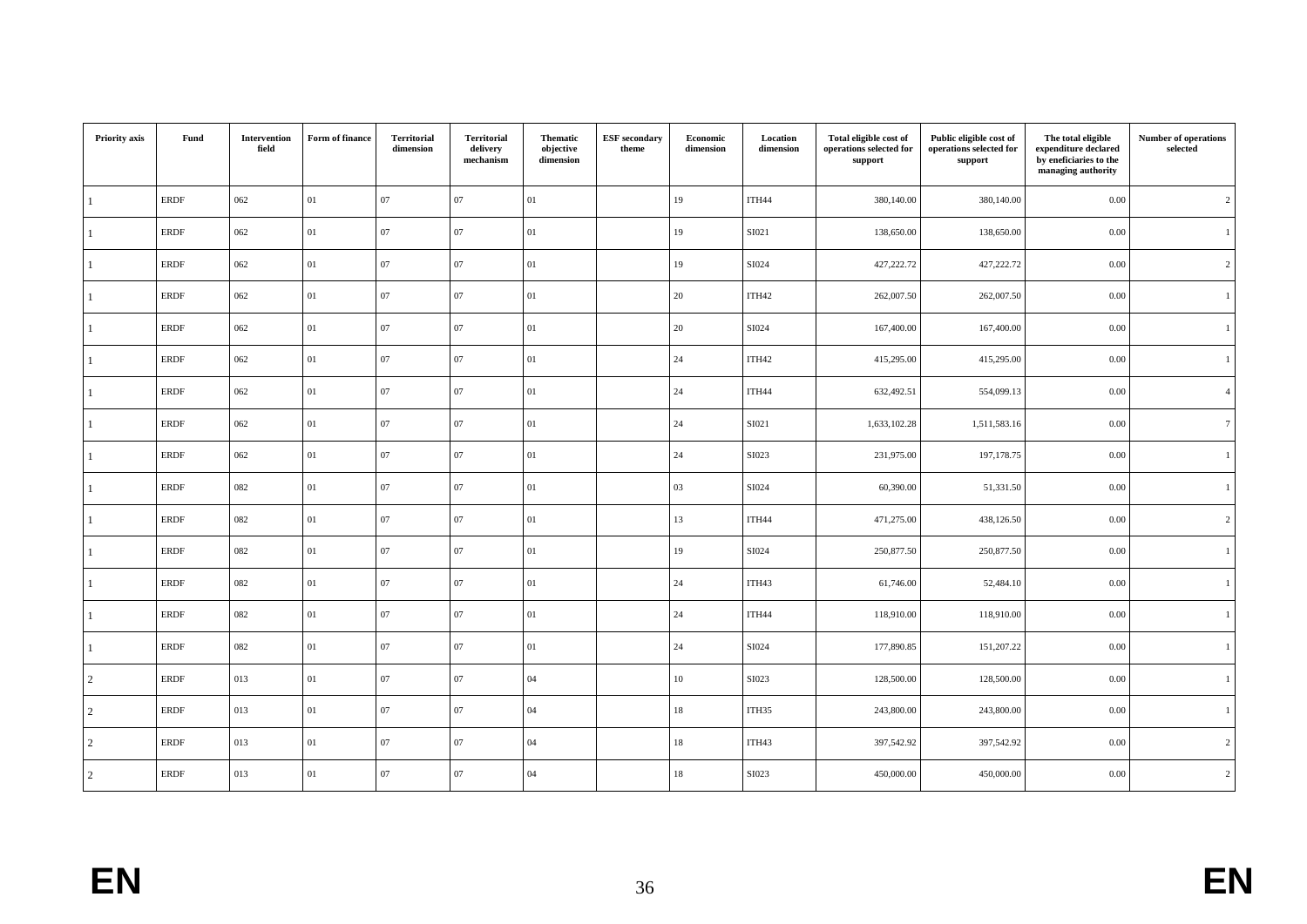| Priority axis | Fund | Intervention field | Form of finance | Territorial dimension | Territorial delivery mechanism | Thematic objective dimension | ESF secondary theme | Economic dimension | Location dimension | Total eligible cost of operations selected for support | Public eligible cost of operations selected for support | The total eligible expenditure declared by eneficiaries to the managing authority | Number of operations selected |
|---|---|---|---|---|---|---|---|---|---|---|---|---|---|
| 1 | ERDF | 062 | 01 | 07 | 07 | 01 | | 19 | ITH44 | 380,140.00 | 380,140.00 | 0.00 | 2 |
| 1 | ERDF | 062 | 01 | 07 | 07 | 01 | | 19 | SI021 | 138,650.00 | 138,650.00 | 0.00 | 1 |
| 1 | ERDF | 062 | 01 | 07 | 07 | 01 | | 19 | SI024 | 427,222.72 | 427,222.72 | 0.00 | 2 |
| 1 | ERDF | 062 | 01 | 07 | 07 | 01 | | 20 | ITH42 | 262,007.50 | 262,007.50 | 0.00 | 1 |
| 1 | ERDF | 062 | 01 | 07 | 07 | 01 | | 20 | SI024 | 167,400.00 | 167,400.00 | 0.00 | 1 |
| 1 | ERDF | 062 | 01 | 07 | 07 | 01 | | 24 | ITH42 | 415,295.00 | 415,295.00 | 0.00 | 1 |
| 1 | ERDF | 062 | 01 | 07 | 07 | 01 | | 24 | ITH44 | 632,492.51 | 554,099.13 | 0.00 | 4 |
| 1 | ERDF | 062 | 01 | 07 | 07 | 01 | | 24 | SI021 | 1,633,102.28 | 1,511,583.16 | 0.00 | 7 |
| 1 | ERDF | 062 | 01 | 07 | 07 | 01 | | 24 | SI023 | 231,975.00 | 197,178.75 | 0.00 | 1 |
| 1 | ERDF | 082 | 01 | 07 | 07 | 01 | | 03 | SI024 | 60,390.00 | 51,331.50 | 0.00 | 1 |
| 1 | ERDF | 082 | 01 | 07 | 07 | 01 | | 13 | ITH44 | 471,275.00 | 438,126.50 | 0.00 | 2 |
| 1 | ERDF | 082 | 01 | 07 | 07 | 01 | | 19 | SI024 | 250,877.50 | 250,877.50 | 0.00 | 1 |
| 1 | ERDF | 082 | 01 | 07 | 07 | 01 | | 24 | ITH43 | 61,746.00 | 52,484.10 | 0.00 | 1 |
| 1 | ERDF | 082 | 01 | 07 | 07 | 01 | | 24 | ITH44 | 118,910.00 | 118,910.00 | 0.00 | 1 |
| 1 | ERDF | 082 | 01 | 07 | 07 | 01 | | 24 | SI024 | 177,890.85 | 151,207.22 | 0.00 | 1 |
| 2 | ERDF | 013 | 01 | 07 | 07 | 04 | | 10 | SI023 | 128,500.00 | 128,500.00 | 0.00 | 1 |
| 2 | ERDF | 013 | 01 | 07 | 07 | 04 | | 18 | ITH35 | 243,800.00 | 243,800.00 | 0.00 | 1 |
| 2 | ERDF | 013 | 01 | 07 | 07 | 04 | | 18 | ITH43 | 397,542.92 | 397,542.92 | 0.00 | 2 |
| 2 | ERDF | 013 | 01 | 07 | 07 | 04 | | 18 | SI023 | 450,000.00 | 450,000.00 | 0.00 | 2 |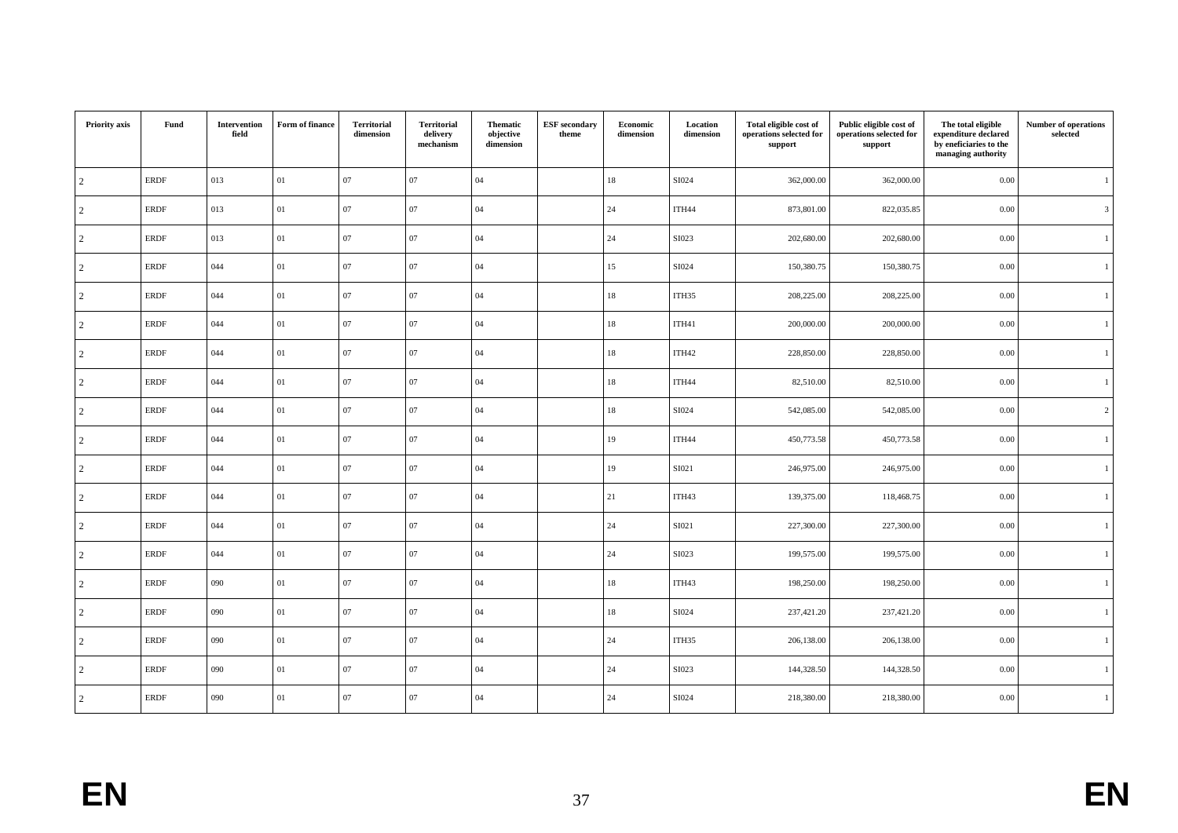| Priority axis | Fund | Intervention field | Form of finance | Territorial dimension | Territorial delivery mechanism | Thematic objective dimension | ESF secondary theme | Economic dimension | Location dimension | Total eligible cost of operations selected for support | Public eligible cost of operations selected for support | The total eligible expenditure declared by eneficiaries to the managing authority | Number of operations selected |
|---|---|---|---|---|---|---|---|---|---|---|---|---|---|
| 2 | ERDF | 013 | 01 | 07 | 07 | 04 | | 18 | SI024 | 362,000.00 | 362,000.00 | 0.00 | 1 |
| 2 | ERDF | 013 | 01 | 07 | 07 | 04 | | 24 | ITH44 | 873,801.00 | 822,035.85 | 0.00 | 3 |
| 2 | ERDF | 013 | 01 | 07 | 07 | 04 | | 24 | SI023 | 202,680.00 | 202,680.00 | 0.00 | 1 |
| 2 | ERDF | 044 | 01 | 07 | 07 | 04 | | 15 | SI024 | 150,380.75 | 150,380.75 | 0.00 | 1 |
| 2 | ERDF | 044 | 01 | 07 | 07 | 04 | | 18 | ITH35 | 208,225.00 | 208,225.00 | 0.00 | 1 |
| 2 | ERDF | 044 | 01 | 07 | 07 | 04 | | 18 | ITH41 | 200,000.00 | 200,000.00 | 0.00 | 1 |
| 2 | ERDF | 044 | 01 | 07 | 07 | 04 | | 18 | ITH42 | 228,850.00 | 228,850.00 | 0.00 | 1 |
| 2 | ERDF | 044 | 01 | 07 | 07 | 04 | | 18 | ITH44 | 82,510.00 | 82,510.00 | 0.00 | 1 |
| 2 | ERDF | 044 | 01 | 07 | 07 | 04 | | 18 | SI024 | 542,085.00 | 542,085.00 | 0.00 | 2 |
| 2 | ERDF | 044 | 01 | 07 | 07 | 04 | | 19 | ITH44 | 450,773.58 | 450,773.58 | 0.00 | 1 |
| 2 | ERDF | 044 | 01 | 07 | 07 | 04 | | 19 | SI021 | 246,975.00 | 246,975.00 | 0.00 | 1 |
| 2 | ERDF | 044 | 01 | 07 | 07 | 04 | | 21 | ITH43 | 139,375.00 | 118,468.75 | 0.00 | 1 |
| 2 | ERDF | 044 | 01 | 07 | 07 | 04 | | 24 | SI021 | 227,300.00 | 227,300.00 | 0.00 | 1 |
| 2 | ERDF | 044 | 01 | 07 | 07 | 04 | | 24 | SI023 | 199,575.00 | 199,575.00 | 0.00 | 1 |
| 2 | ERDF | 090 | 01 | 07 | 07 | 04 | | 18 | ITH43 | 198,250.00 | 198,250.00 | 0.00 | 1 |
| 2 | ERDF | 090 | 01 | 07 | 07 | 04 | | 18 | SI024 | 237,421.20 | 237,421.20 | 0.00 | 1 |
| 2 | ERDF | 090 | 01 | 07 | 07 | 04 | | 24 | ITH35 | 206,138.00 | 206,138.00 | 0.00 | 1 |
| 2 | ERDF | 090 | 01 | 07 | 07 | 04 | | 24 | SI023 | 144,328.50 | 144,328.50 | 0.00 | 1 |
| 2 | ERDF | 090 | 01 | 07 | 07 | 04 | | 24 | SI024 | 218,380.00 | 218,380.00 | 0.00 | 1 |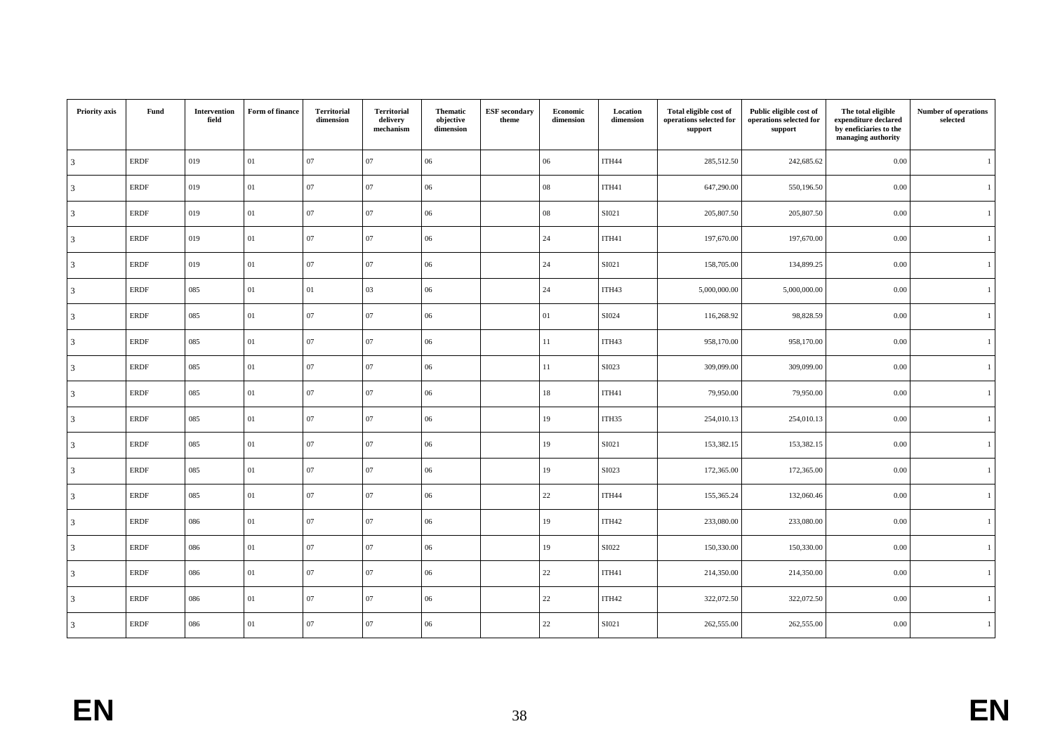| Priority axis | Fund | Intervention field | Form of finance | Territorial dimension | Territorial delivery mechanism | Thematic objective dimension | ESF secondary theme | Economic dimension | Location dimension | Total eligible cost of operations selected for support | Public eligible cost of operations selected for support | The total eligible expenditure declared by eneficiaries to the managing authority | Number of operations selected |
|---|---|---|---|---|---|---|---|---|---|---|---|---|---|
| 3 | ERDF | 019 | 01 | 07 | 07 | 06 | | 06 | ITH44 | 285,512.50 | 242,685.62 | 0.00 | 1 |
| 3 | ERDF | 019 | 01 | 07 | 07 | 06 | | 08 | ITH41 | 647,290.00 | 550,196.50 | 0.00 | 1 |
| 3 | ERDF | 019 | 01 | 07 | 07 | 06 | | 08 | SI021 | 205,807.50 | 205,807.50 | 0.00 | 1 |
| 3 | ERDF | 019 | 01 | 07 | 07 | 06 | | 24 | ITH41 | 197,670.00 | 197,670.00 | 0.00 | 1 |
| 3 | ERDF | 019 | 01 | 07 | 07 | 06 | | 24 | SI021 | 158,705.00 | 134,899.25 | 0.00 | 1 |
| 3 | ERDF | 085 | 01 | 01 | 03 | 06 | | 24 | ITH43 | 5,000,000.00 | 5,000,000.00 | 0.00 | 1 |
| 3 | ERDF | 085 | 01 | 07 | 07 | 06 | | 01 | SI024 | 116,268.92 | 98,828.59 | 0.00 | 1 |
| 3 | ERDF | 085 | 01 | 07 | 07 | 06 | | 11 | ITH43 | 958,170.00 | 958,170.00 | 0.00 | 1 |
| 3 | ERDF | 085 | 01 | 07 | 07 | 06 | | 11 | SI023 | 309,099.00 | 309,099.00 | 0.00 | 1 |
| 3 | ERDF | 085 | 01 | 07 | 07 | 06 | | 18 | ITH41 | 79,950.00 | 79,950.00 | 0.00 | 1 |
| 3 | ERDF | 085 | 01 | 07 | 07 | 06 | | 19 | ITH35 | 254,010.13 | 254,010.13 | 0.00 | 1 |
| 3 | ERDF | 085 | 01 | 07 | 07 | 06 | | 19 | SI021 | 153,382.15 | 153,382.15 | 0.00 | 1 |
| 3 | ERDF | 085 | 01 | 07 | 07 | 06 | | 19 | SI023 | 172,365.00 | 172,365.00 | 0.00 | 1 |
| 3 | ERDF | 085 | 01 | 07 | 07 | 06 | | 22 | ITH44 | 155,365.24 | 132,060.46 | 0.00 | 1 |
| 3 | ERDF | 086 | 01 | 07 | 07 | 06 | | 19 | ITH42 | 233,080.00 | 233,080.00 | 0.00 | 1 |
| 3 | ERDF | 086 | 01 | 07 | 07 | 06 | | 19 | SI022 | 150,330.00 | 150,330.00 | 0.00 | 1 |
| 3 | ERDF | 086 | 01 | 07 | 07 | 06 | | 22 | ITH41 | 214,350.00 | 214,350.00 | 0.00 | 1 |
| 3 | ERDF | 086 | 01 | 07 | 07 | 06 | | 22 | ITH42 | 322,072.50 | 322,072.50 | 0.00 | 1 |
| 3 | ERDF | 086 | 01 | 07 | 07 | 06 | | 22 | SI021 | 262,555.00 | 262,555.00 | 0.00 | 1 |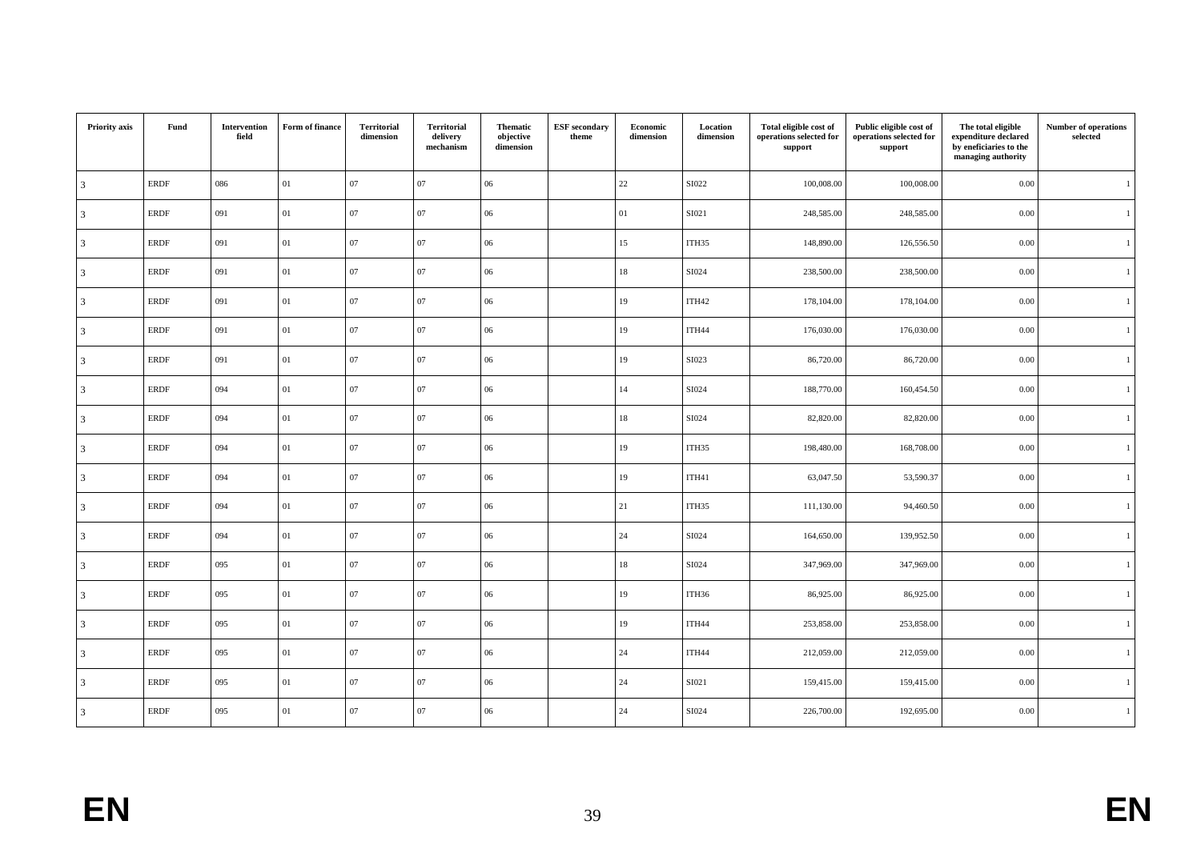| Priority axis | Fund | Intervention field | Form of finance | Territorial dimension | Territorial delivery mechanism | Thematic objective dimension | ESF secondary theme | Economic dimension | Location dimension | Total eligible cost of operations selected for support | Public eligible cost of operations selected for support | The total eligible expenditure declared by eneficiaries to the managing authority | Number of operations selected |
|---|---|---|---|---|---|---|---|---|---|---|---|---|---|
| 3 | ERDF | 086 | 01 | 07 | 07 | 06 | | 22 | SI022 | 100,008.00 | 100,008.00 | 0.00 | 1 |
| 3 | ERDF | 091 | 01 | 07 | 07 | 06 | | 01 | SI021 | 248,585.00 | 248,585.00 | 0.00 | 1 |
| 3 | ERDF | 091 | 01 | 07 | 07 | 06 | | 15 | ITH35 | 148,890.00 | 126,556.50 | 0.00 | 1 |
| 3 | ERDF | 091 | 01 | 07 | 07 | 06 | | 18 | SI024 | 238,500.00 | 238,500.00 | 0.00 | 1 |
| 3 | ERDF | 091 | 01 | 07 | 07 | 06 | | 19 | ITH42 | 178,104.00 | 178,104.00 | 0.00 | 1 |
| 3 | ERDF | 091 | 01 | 07 | 07 | 06 | | 19 | ITH44 | 176,030.00 | 176,030.00 | 0.00 | 1 |
| 3 | ERDF | 091 | 01 | 07 | 07 | 06 | | 19 | SI023 | 86,720.00 | 86,720.00 | 0.00 | 1 |
| 3 | ERDF | 094 | 01 | 07 | 07 | 06 | | 14 | SI024 | 188,770.00 | 160,454.50 | 0.00 | 1 |
| 3 | ERDF | 094 | 01 | 07 | 07 | 06 | | 18 | SI024 | 82,820.00 | 82,820.00 | 0.00 | 1 |
| 3 | ERDF | 094 | 01 | 07 | 07 | 06 | | 19 | ITH35 | 198,480.00 | 168,708.00 | 0.00 | 1 |
| 3 | ERDF | 094 | 01 | 07 | 07 | 06 | | 19 | ITH41 | 63,047.50 | 53,590.37 | 0.00 | 1 |
| 3 | ERDF | 094 | 01 | 07 | 07 | 06 | | 21 | ITH35 | 111,130.00 | 94,460.50 | 0.00 | 1 |
| 3 | ERDF | 094 | 01 | 07 | 07 | 06 | | 24 | SI024 | 164,650.00 | 139,952.50 | 0.00 | 1 |
| 3 | ERDF | 095 | 01 | 07 | 07 | 06 | | 18 | SI024 | 347,969.00 | 347,969.00 | 0.00 | 1 |
| 3 | ERDF | 095 | 01 | 07 | 07 | 06 | | 19 | ITH36 | 86,925.00 | 86,925.00 | 0.00 | 1 |
| 3 | ERDF | 095 | 01 | 07 | 07 | 06 | | 19 | ITH44 | 253,858.00 | 253,858.00 | 0.00 | 1 |
| 3 | ERDF | 095 | 01 | 07 | 07 | 06 | | 24 | ITH44 | 212,059.00 | 212,059.00 | 0.00 | 1 |
| 3 | ERDF | 095 | 01 | 07 | 07 | 06 | | 24 | SI021 | 159,415.00 | 159,415.00 | 0.00 | 1 |
| 3 | ERDF | 095 | 01 | 07 | 07 | 06 | | 24 | SI024 | 226,700.00 | 192,695.00 | 0.00 | 1 |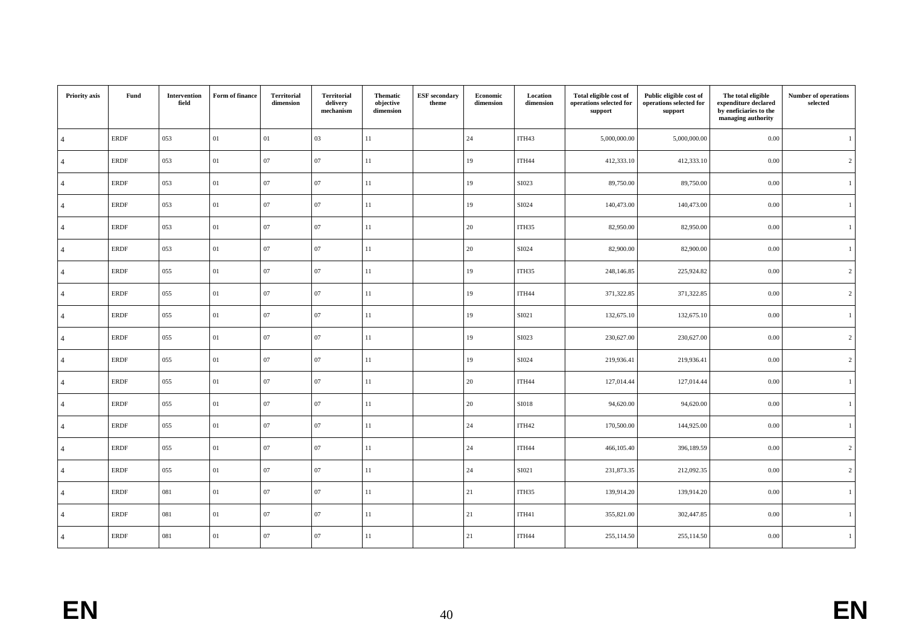| Priority axis | Fund | Intervention field | Form of finance | Territorial dimension | Territorial delivery mechanism | Thematic objective dimension | ESF secondary theme | Economic dimension | Location dimension | Total eligible cost of operations selected for support | Public eligible cost of operations selected for support | The total eligible expenditure declared by eneficiaries to the managing authority | Number of operations selected |
|---|---|---|---|---|---|---|---|---|---|---|---|---|---|
| 4 | ERDF | 053 | 01 | 01 | 03 | 11 | | 24 | ITH43 | 5,000,000.00 | 5,000,000.00 | 0.00 | 1 |
| 4 | ERDF | 053 | 01 | 07 | 07 | 11 | | 19 | ITH44 | 412,333.10 | 412,333.10 | 0.00 | 2 |
| 4 | ERDF | 053 | 01 | 07 | 07 | 11 | | 19 | SI023 | 89,750.00 | 89,750.00 | 0.00 | 1 |
| 4 | ERDF | 053 | 01 | 07 | 07 | 11 | | 19 | SI024 | 140,473.00 | 140,473.00 | 0.00 | 1 |
| 4 | ERDF | 053 | 01 | 07 | 07 | 11 | | 20 | ITH35 | 82,950.00 | 82,950.00 | 0.00 | 1 |
| 4 | ERDF | 053 | 01 | 07 | 07 | 11 | | 20 | SI024 | 82,900.00 | 82,900.00 | 0.00 | 1 |
| 4 | ERDF | 055 | 01 | 07 | 07 | 11 | | 19 | ITH35 | 248,146.85 | 225,924.82 | 0.00 | 2 |
| 4 | ERDF | 055 | 01 | 07 | 07 | 11 | | 19 | ITH44 | 371,322.85 | 371,322.85 | 0.00 | 2 |
| 4 | ERDF | 055 | 01 | 07 | 07 | 11 | | 19 | SI021 | 132,675.10 | 132,675.10 | 0.00 | 1 |
| 4 | ERDF | 055 | 01 | 07 | 07 | 11 | | 19 | SI023 | 230,627.00 | 230,627.00 | 0.00 | 2 |
| 4 | ERDF | 055 | 01 | 07 | 07 | 11 | | 19 | SI024 | 219,936.41 | 219,936.41 | 0.00 | 2 |
| 4 | ERDF | 055 | 01 | 07 | 07 | 11 | | 20 | ITH44 | 127,014.44 | 127,014.44 | 0.00 | 1 |
| 4 | ERDF | 055 | 01 | 07 | 07 | 11 | | 20 | SI018 | 94,620.00 | 94,620.00 | 0.00 | 1 |
| 4 | ERDF | 055 | 01 | 07 | 07 | 11 | | 24 | ITH42 | 170,500.00 | 144,925.00 | 0.00 | 1 |
| 4 | ERDF | 055 | 01 | 07 | 07 | 11 | | 24 | ITH44 | 466,105.40 | 396,189.59 | 0.00 | 2 |
| 4 | ERDF | 055 | 01 | 07 | 07 | 11 | | 24 | SI021 | 231,873.35 | 212,092.35 | 0.00 | 2 |
| 4 | ERDF | 081 | 01 | 07 | 07 | 11 | | 21 | ITH35 | 139,914.20 | 139,914.20 | 0.00 | 1 |
| 4 | ERDF | 081 | 01 | 07 | 07 | 11 | | 21 | ITH41 | 355,821.00 | 302,447.85 | 0.00 | 1 |
| 4 | ERDF | 081 | 01 | 07 | 07 | 11 | | 21 | ITH44 | 255,114.50 | 255,114.50 | 0.00 | 1 |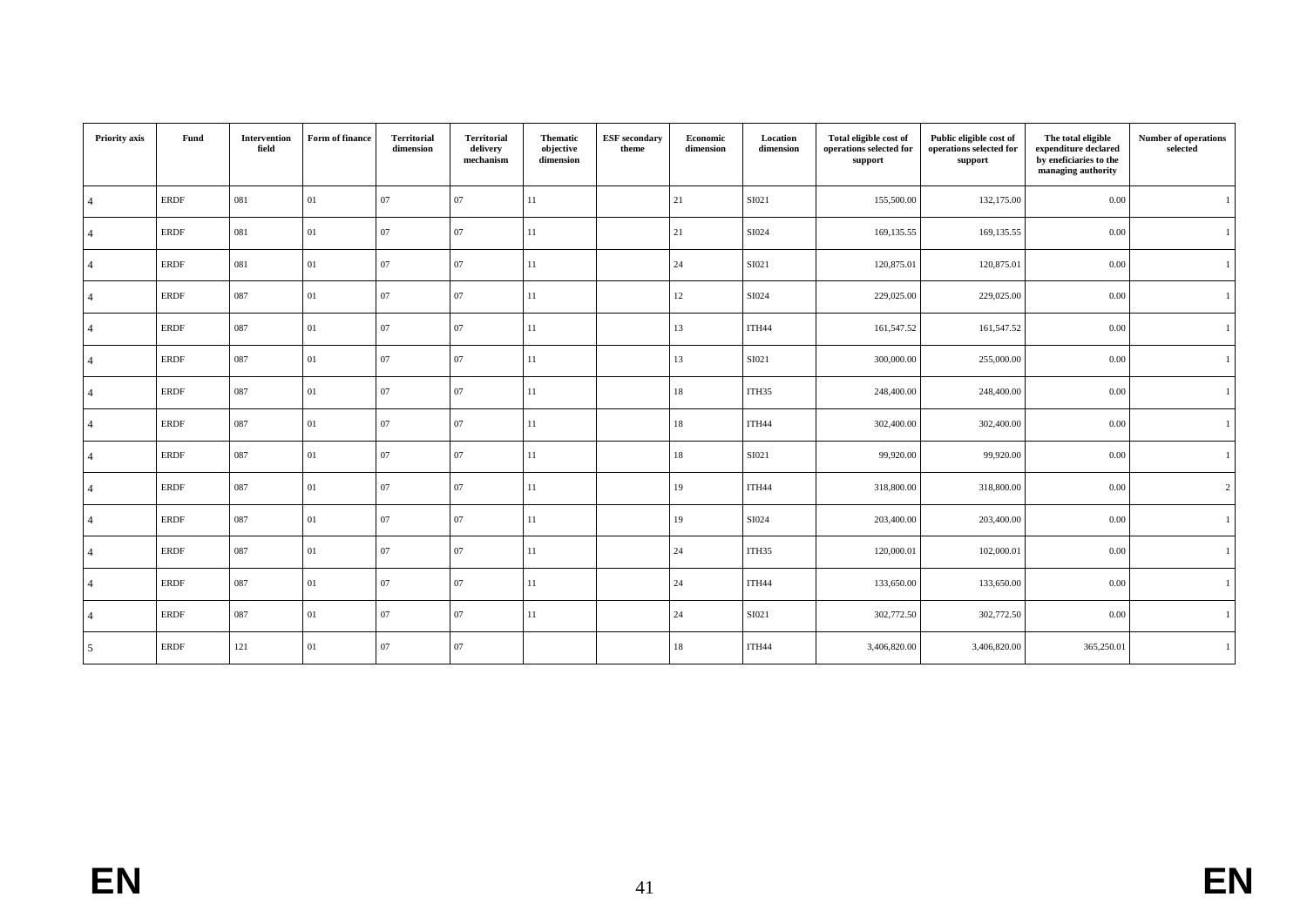| Priority axis | Fund | Intervention field | Form of finance | Territorial dimension | Territorial delivery mechanism | Thematic objective dimension | ESF secondary theme | Economic dimension | Location dimension | Total eligible cost of operations selected for support | Public eligible cost of operations selected for support | The total eligible expenditure declared by eneficiaries to the managing authority | Number of operations selected |
|---|---|---|---|---|---|---|---|---|---|---|---|---|---|
| 4 | ERDF | 081 | 01 | 07 | 07 | 11 | | 21 | SI021 | 155,500.00 | 132,175.00 | 0.00 | 1 |
| 4 | ERDF | 081 | 01 | 07 | 07 | 11 | | 21 | SI024 | 169,135.55 | 169,135.55 | 0.00 | 1 |
| 4 | ERDF | 081 | 01 | 07 | 07 | 11 | | 24 | SI021 | 120,875.01 | 120,875.01 | 0.00 | 1 |
| 4 | ERDF | 087 | 01 | 07 | 07 | 11 | | 12 | SI024 | 229,025.00 | 229,025.00 | 0.00 | 1 |
| 4 | ERDF | 087 | 01 | 07 | 07 | 11 | | 13 | ITH44 | 161,547.52 | 161,547.52 | 0.00 | 1 |
| 4 | ERDF | 087 | 01 | 07 | 07 | 11 | | 13 | SI021 | 300,000.00 | 255,000.00 | 0.00 | 1 |
| 4 | ERDF | 087 | 01 | 07 | 07 | 11 | | 18 | ITH35 | 248,400.00 | 248,400.00 | 0.00 | 1 |
| 4 | ERDF | 087 | 01 | 07 | 07 | 11 | | 18 | ITH44 | 302,400.00 | 302,400.00 | 0.00 | 1 |
| 4 | ERDF | 087 | 01 | 07 | 07 | 11 | | 18 | SI021 | 99,920.00 | 99,920.00 | 0.00 | 1 |
| 4 | ERDF | 087 | 01 | 07 | 07 | 11 | | 19 | ITH44 | 318,800.00 | 318,800.00 | 0.00 | 2 |
| 4 | ERDF | 087 | 01 | 07 | 07 | 11 | | 19 | SI024 | 203,400.00 | 203,400.00 | 0.00 | 1 |
| 4 | ERDF | 087 | 01 | 07 | 07 | 11 | | 24 | ITH35 | 120,000.01 | 102,000.01 | 0.00 | 1 |
| 4 | ERDF | 087 | 01 | 07 | 07 | 11 | | 24 | ITH44 | 133,650.00 | 133,650.00 | 0.00 | 1 |
| 4 | ERDF | 087 | 01 | 07 | 07 | 11 | | 24 | SI021 | 302,772.50 | 302,772.50 | 0.00 | 1 |
| 5 | ERDF | 121 | 01 | 07 | 07 | | | 18 | ITH44 | 3,406,820.00 | 3,406,820.00 | 365,250.01 | 1 |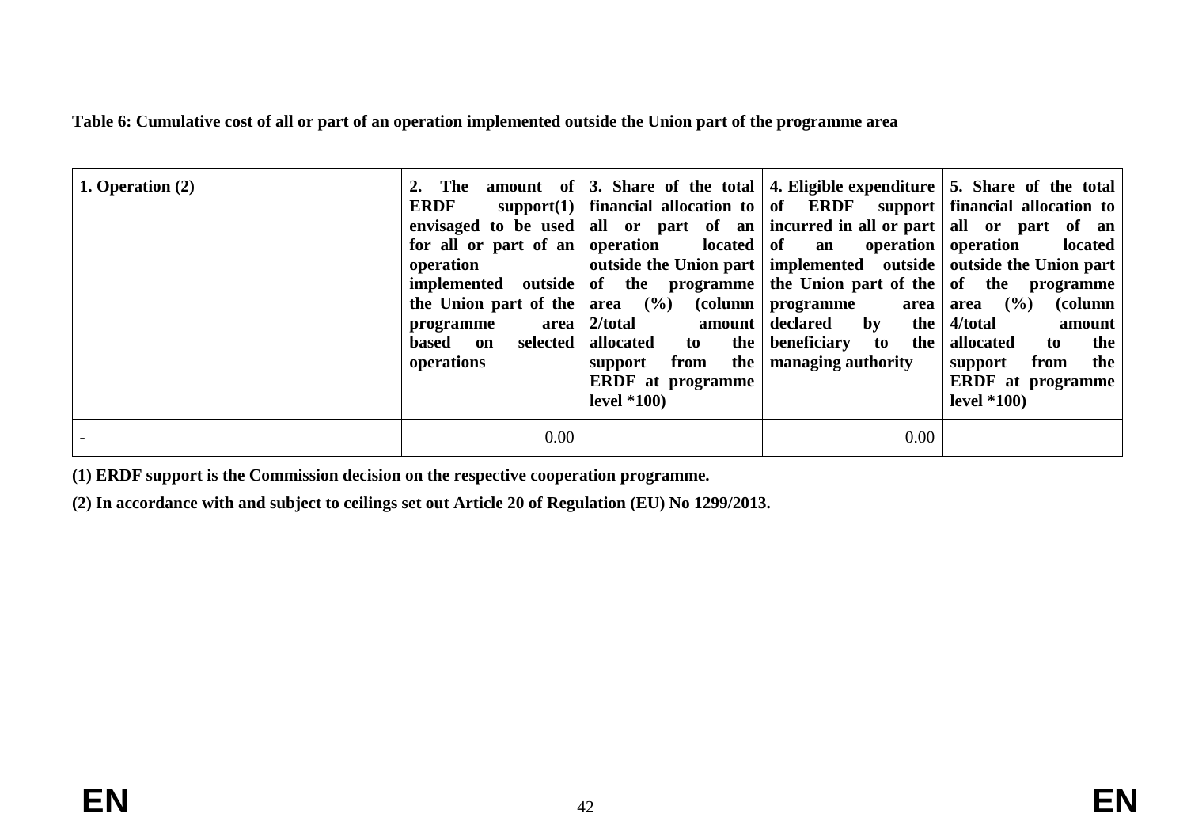**Table 6: Cumulative cost of all or part of an operation implemented outside the Union part of the programme area**

| 1. Operation (2) | 2. The amount of ERDF support(1) envisaged to be used for all or part of an operation implemented outside the Union part of the programme area based on selected operations | 3. Share of the total financial allocation to all or part of an operation located outside the Union part of the programme area (%) (column 2/total amount allocated to the support from the ERDF at programme level *100) | 4. Eligible expenditure of ERDF support incurred in all or part of an operation implemented outside the Union part of the programme area declared by the beneficiary to the managing authority | 5. Share of the total financial allocation to all or part of an operation located outside the Union part of the programme area (%) (column 4/total amount allocated to the support from the ERDF at programme level *100) |
|---|---|---|---|---|
| - | 0.00 | | 0.00 | |

**(1) ERDF support is the Commission decision on the respective cooperation programme.**

**(2) In accordance with and subject to ceilings set out Article 20 of Regulation (EU) No 1299/2013.**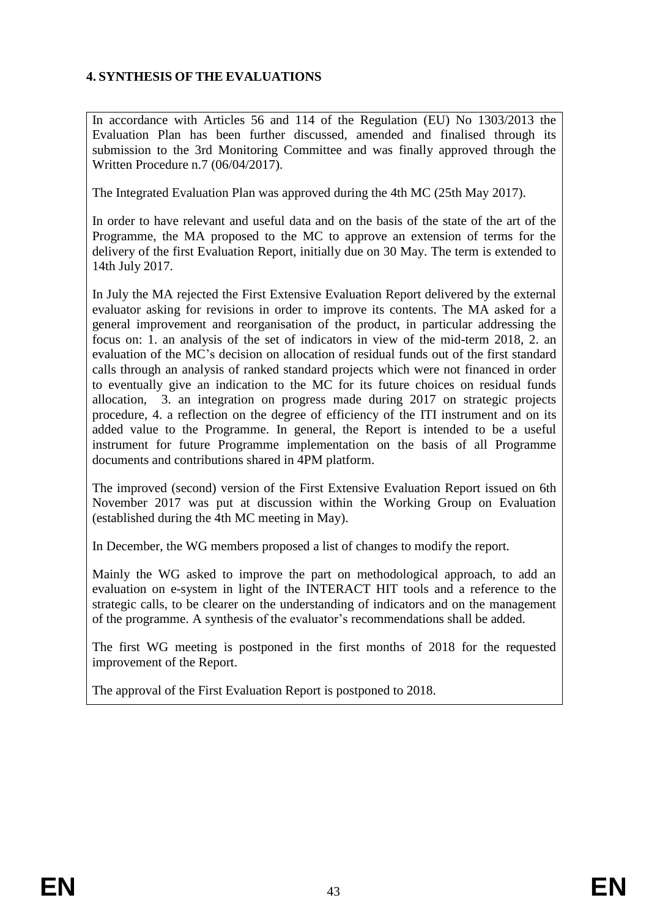## 4. SYNTHESIS OF THE EVALUATIONS

In accordance with Articles 56 and 114 of the Regulation (EU) No 1303/2013 the Evaluation Plan has been further discussed, amended and finalised through its submission to the 3rd Monitoring Committee and was finally approved through the Written Procedure n.7 (06/04/2017).

The Integrated Evaluation Plan was approved during the 4th MC (25th May 2017).

In order to have relevant and useful data and on the basis of the state of the art of the Programme, the MA proposed to the MC to approve an extension of terms for the delivery of the first Evaluation Report, initially due on 30 May. The term is extended to 14th July 2017.

In July the MA rejected the First Extensive Evaluation Report delivered by the external evaluator asking for revisions in order to improve its contents. The MA asked for a general improvement and reorganisation of the product, in particular addressing the focus on: 1. an analysis of the set of indicators in view of the mid-term 2018, 2. an evaluation of the MC's decision on allocation of residual funds out of the first standard calls through an analysis of ranked standard projects which were not financed in order to eventually give an indication to the MC for its future choices on residual funds allocation, 3. an integration on progress made during 2017 on strategic projects procedure, 4. a reflection on the degree of efficiency of the ITI instrument and on its added value to the Programme. In general, the Report is intended to be a useful instrument for future Programme implementation on the basis of all Programme documents and contributions shared in 4PM platform.

The improved (second) version of the First Extensive Evaluation Report issued on 6th November 2017 was put at discussion within the Working Group on Evaluation (established during the 4th MC meeting in May).

In December, the WG members proposed a list of changes to modify the report.

Mainly the WG asked to improve the part on methodological approach, to add an evaluation on e-system in light of the INTERACT HIT tools and a reference to the strategic calls, to be clearer on the understanding of indicators and on the management of the programme. A synthesis of the evaluator's recommendations shall be added.

The first WG meeting is postponed in the first months of 2018 for the requested improvement of the Report.

The approval of the First Evaluation Report is postponed to 2018.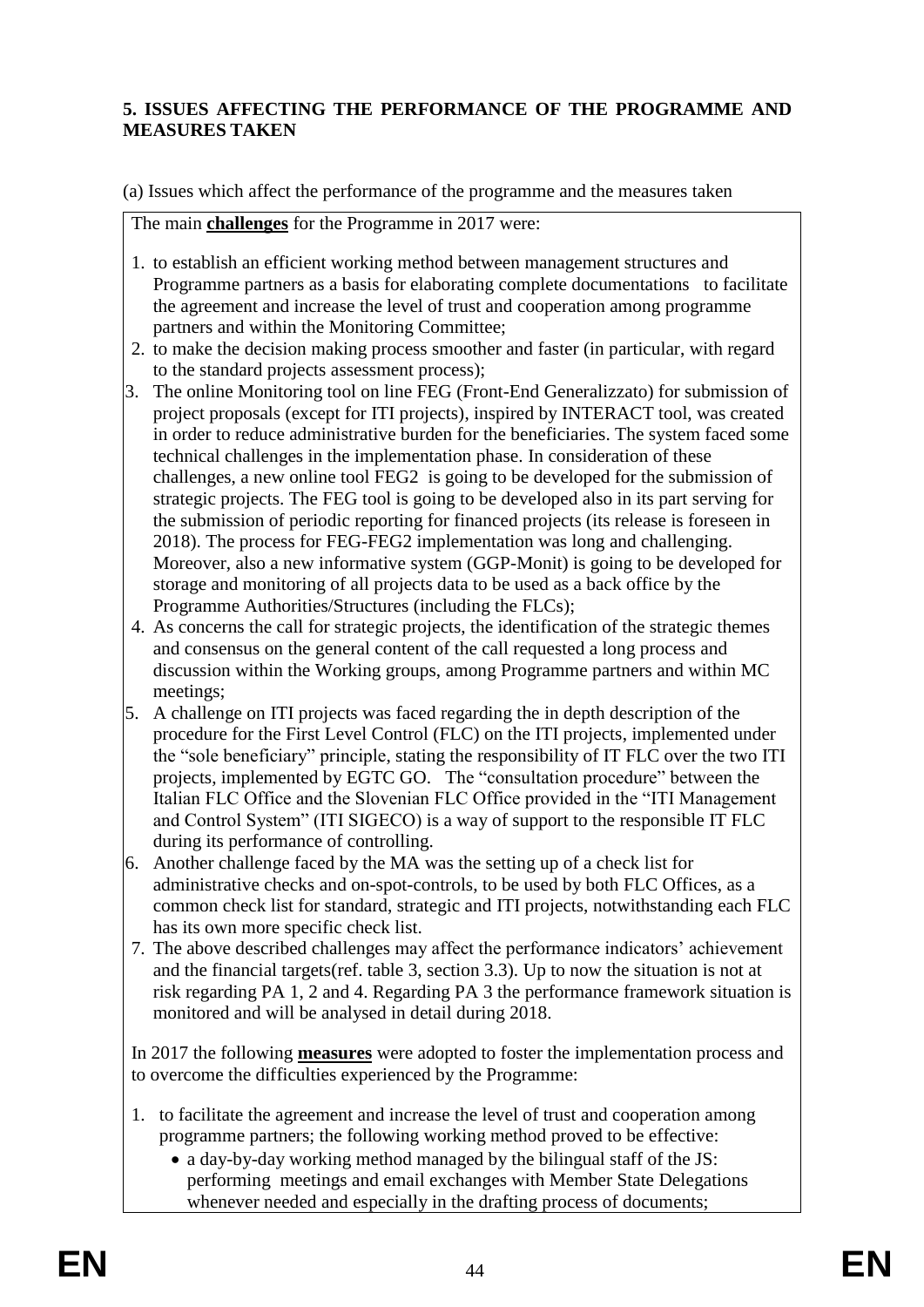**5. ISSUES AFFECTING THE PERFORMANCE OF THE PROGRAMME AND MEASURES TAKEN**

(a) Issues which affect the performance of the programme and the measures taken

The main **challenges** for the Programme in 2017 were:

1. to establish an efficient working method between management structures and Programme partners as a basis for elaborating complete documentations to facilitate the agreement and increase the level of trust and cooperation among programme partners and within the Monitoring Committee;
2. to make the decision making process smoother and faster (in particular, with regard to the standard projects assessment process);
3. The online Monitoring tool on line FEG (Front-End Generalizzato) for submission of project proposals (except for ITI projects), inspired by INTERACT tool, was created in order to reduce administrative burden for the beneficiaries. The system faced some technical challenges in the implementation phase. In consideration of these challenges, a new online tool FEG2 is going to be developed for the submission of strategic projects. The FEG tool is going to be developed also in its part serving for the submission of periodic reporting for financed projects (its release is foreseen in 2018). The process for FEG-FEG2 implementation was long and challenging. Moreover, also a new informative system (GGP-Monit) is going to be developed for storage and monitoring of all projects data to be used as a back office by the Programme Authorities/Structures (including the FLCs);
4. As concerns the call for strategic projects, the identification of the strategic themes and consensus on the general content of the call requested a long process and discussion within the Working groups, among Programme partners and within MC meetings;
5. A challenge on ITI projects was faced regarding the in depth description of the procedure for the First Level Control (FLC) on the ITI projects, implemented under the "sole beneficiary" principle, stating the responsibility of IT FLC over the two ITI projects, implemented by EGTC GO. The "consultation procedure" between the Italian FLC Office and the Slovenian FLC Office provided in the "ITI Management and Control System" (ITI SIGECO) is a way of support to the responsible IT FLC during its performance of controlling.
6. Another challenge faced by the MA was the setting up of a check list for administrative checks and on-spot-controls, to be used by both FLC Offices, as a common check list for standard, strategic and ITI projects, notwithstanding each FLC has its own more specific check list.
7. The above described challenges may affect the performance indicators' achievement and the financial targets(ref. table 3, section 3.3). Up to now the situation is not at risk regarding PA 1, 2 and 4. Regarding PA 3 the performance framework situation is monitored and will be analysed in detail during 2018.

In 2017 the following **measures** were adopted to foster the implementation process and to overcome the difficulties experienced by the Programme:

1. to facilitate the agreement and increase the level of trust and cooperation among programme partners; the following working method proved to be effective:
   - a day-by-day working method managed by the bilingual staff of the JS: performing meetings and email exchanges with Member State Delegations whenever needed and especially in the drafting process of documents;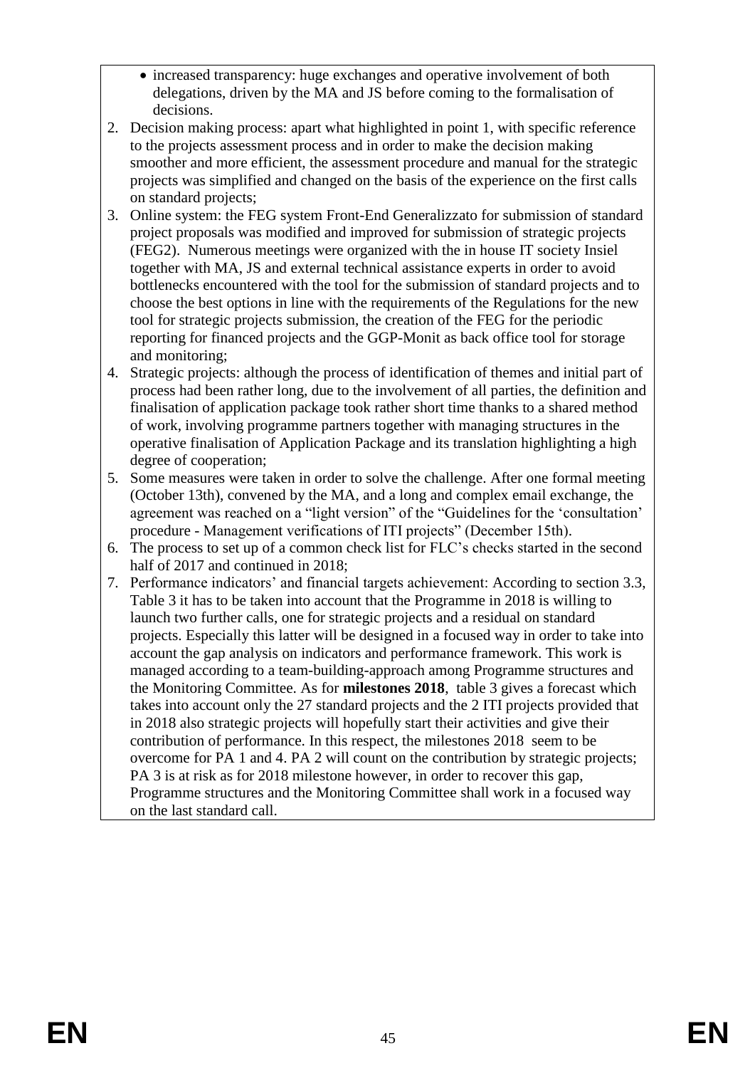- increased transparency: huge exchanges and operative involvement of both delegations, driven by the MA and JS before coming to the formalisation of decisions.

2. Decision making process: apart what highlighted in point 1, with specific reference to the projects assessment process and in order to make the decision making smoother and more efficient, the assessment procedure and manual for the strategic projects was simplified and changed on the basis of the experience on the first calls on standard projects;
3. Online system: the FEG system Front-End Generalizzato for submission of standard project proposals was modified and improved for submission of strategic projects (FEG2). Numerous meetings were organized with the in house IT society Insiel together with MA, JS and external technical assistance experts in order to avoid bottlenecks encountered with the tool for the submission of standard projects and to choose the best options in line with the requirements of the Regulations for the new tool for strategic projects submission, the creation of the FEG for the periodic reporting for financed projects and the GGP-Monit as back office tool for storage and monitoring;
4. Strategic projects: although the process of identification of themes and initial part of process had been rather long, due to the involvement of all parties, the definition and finalisation of application package took rather short time thanks to a shared method of work, involving programme partners together with managing structures in the operative finalisation of Application Package and its translation highlighting a high degree of cooperation;
5. Some measures were taken in order to solve the challenge. After one formal meeting (October 13th), convened by the MA, and a long and complex email exchange, the agreement was reached on a "light version" of the "Guidelines for the 'consultation' procedure - Management verifications of ITI projects" (December 15th).
6. The process to set up of a common check list for FLC's checks started in the second half of 2017 and continued in 2018;
7. Performance indicators' and financial targets achievement: According to section 3.3, Table 3 it has to be taken into account that the Programme in 2018 is willing to launch two further calls, one for strategic projects and a residual on standard projects. Especially this latter will be designed in a focused way in order to take into account the gap analysis on indicators and performance framework. This work is managed according to a team-building-approach among Programme structures and the Monitoring Committee. As for **milestones 2018**, table 3 gives a forecast which takes into account only the 27 standard projects and the 2 ITI projects provided that in 2018 also strategic projects will hopefully start their activities and give their contribution of performance. In this respect, the milestones 2018 seem to be overcome for PA 1 and 4. PA 2 will count on the contribution by strategic projects; PA 3 is at risk as for 2018 milestone however, in order to recover this gap, Programme structures and the Monitoring Committee shall work in a focused way on the last standard call.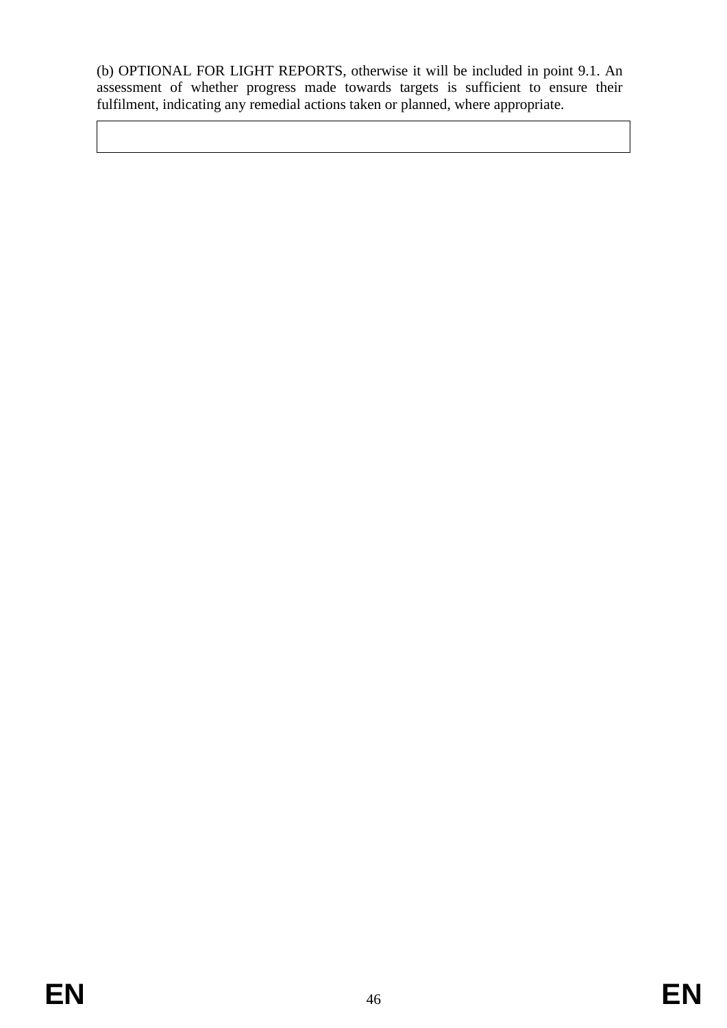(b) OPTIONAL FOR LIGHT REPORTS, otherwise it will be included in point 9.1. An assessment of whether progress made towards targets is sufficient to ensure their fulfilment, indicating any remedial actions taken or planned, where appropriate.

| |
|---|
| |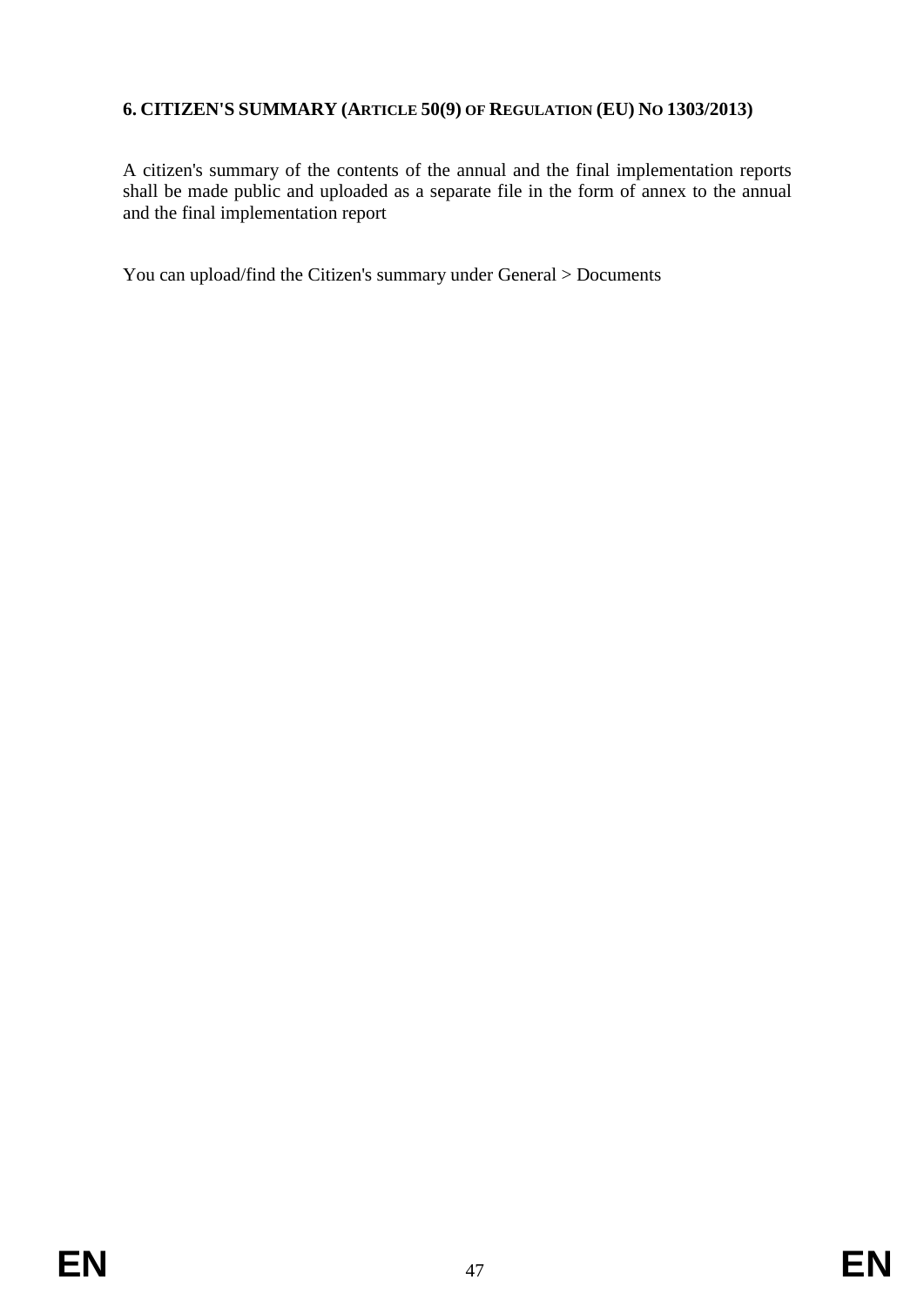## 6. CITIZEN'S SUMMARY (ARTICLE 50(9) OF REGULATION (EU) NO 1303/2013)

A citizen's summary of the contents of the annual and the final implementation reports shall be made public and uploaded as a separate file in the form of annex to the annual and the final implementation report

You can upload/find the Citizen's summary under General > Documents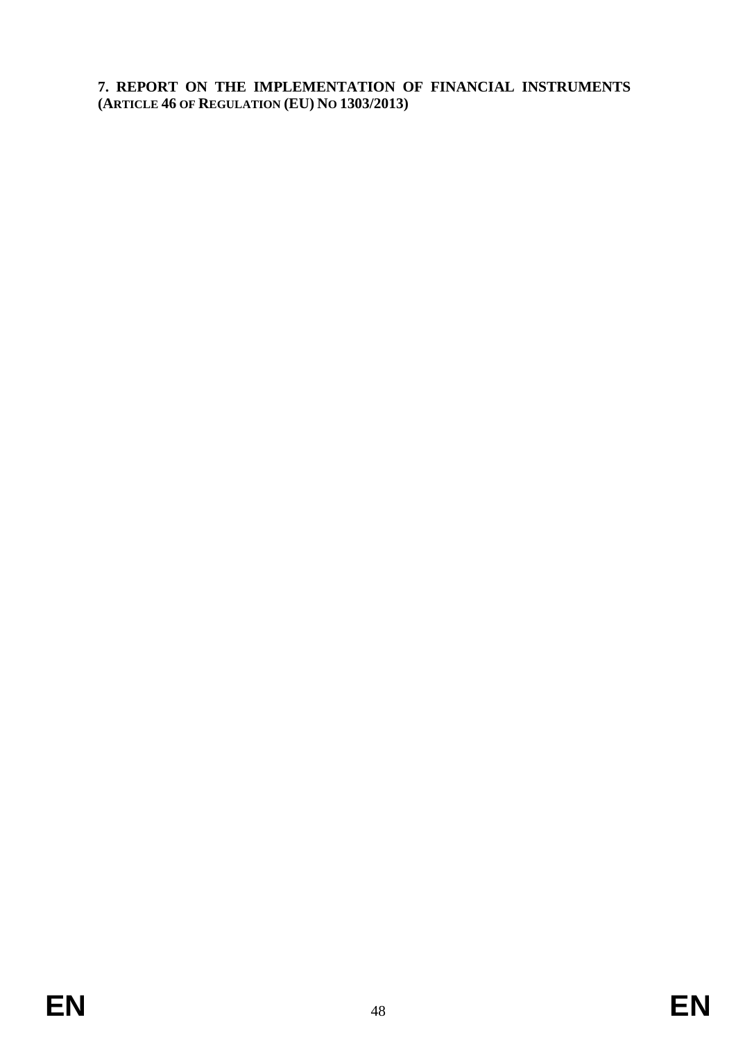## 7. REPORT ON THE IMPLEMENTATION OF FINANCIAL INSTRUMENTS (ARTICLE 46 OF REGULATION (EU) NO 1303/2013)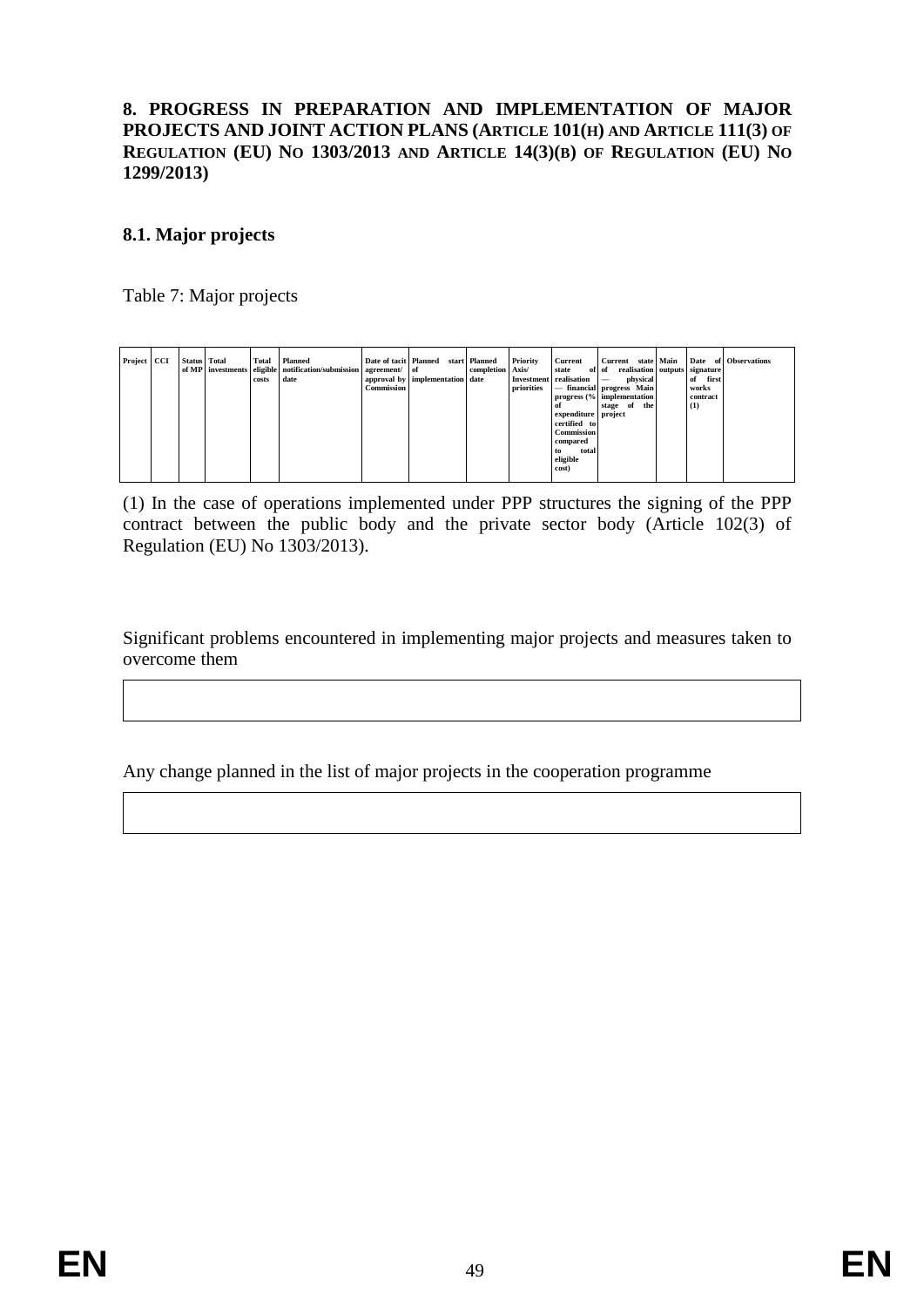## 8. PROGRESS IN PREPARATION AND IMPLEMENTATION OF MAJOR PROJECTS AND JOINT ACTION PLANS (ARTICLE 101(H) AND ARTICLE 111(3) OF REGULATION (EU) NO 1303/2013 AND ARTICLE 14(3)(B) OF REGULATION (EU) NO 1299/2013)

### 8.1. Major projects

Table 7: Major projects

| Project | CCI | Status of MP | Total investments | Total eligible costs | Planned notification/submission date | Date of tacit agreement/ approval by Commission | Planned start of implementation | Planned completion date | Priority Axis/ Investment priorities | Current state of realisation — financial progress (% of expenditure certified to Commission compared to total eligible cost) | Current state of realisation — physical progress Main implementation stage of the project | Main outputs | Date of signature of first works contract (1) | Observations |
|---|---|---|---|---|---|---|---|---|---|---|---|---|---|---|
| | | | | | | | | | | | | | | |

(1) In the case of operations implemented under PPP structures the signing of the PPP contract between the public body and the private sector body (Article 102(3) of Regulation (EU) No 1303/2013).

Significant problems encountered in implementing major projects and measures taken to overcome them

| |
|---|
| |

Any change planned in the list of major projects in the cooperation programme

| |
|---|
| |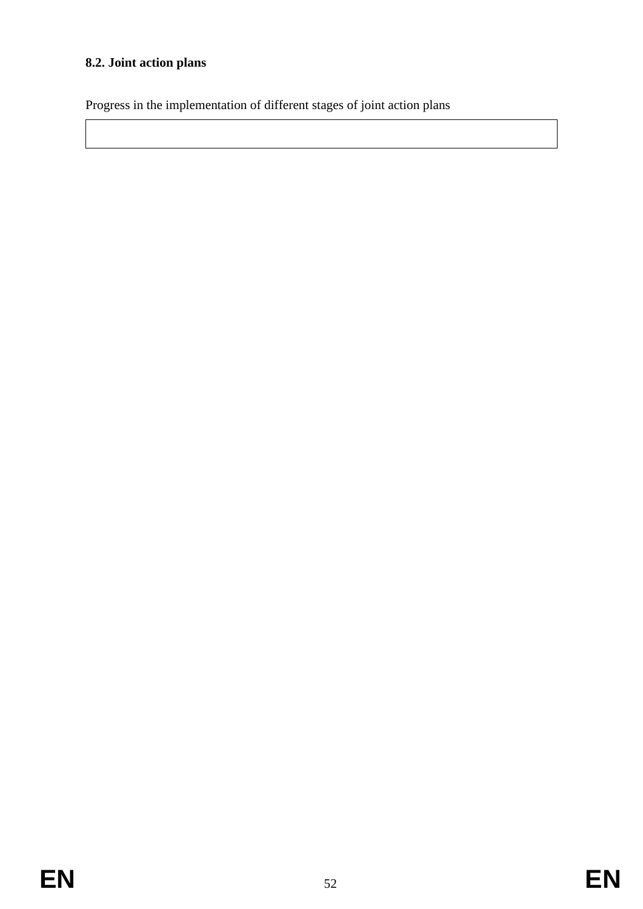**8.2. Joint action plans**

Progress in the implementation of different stages of joint action plans

|   |
|---|
|   |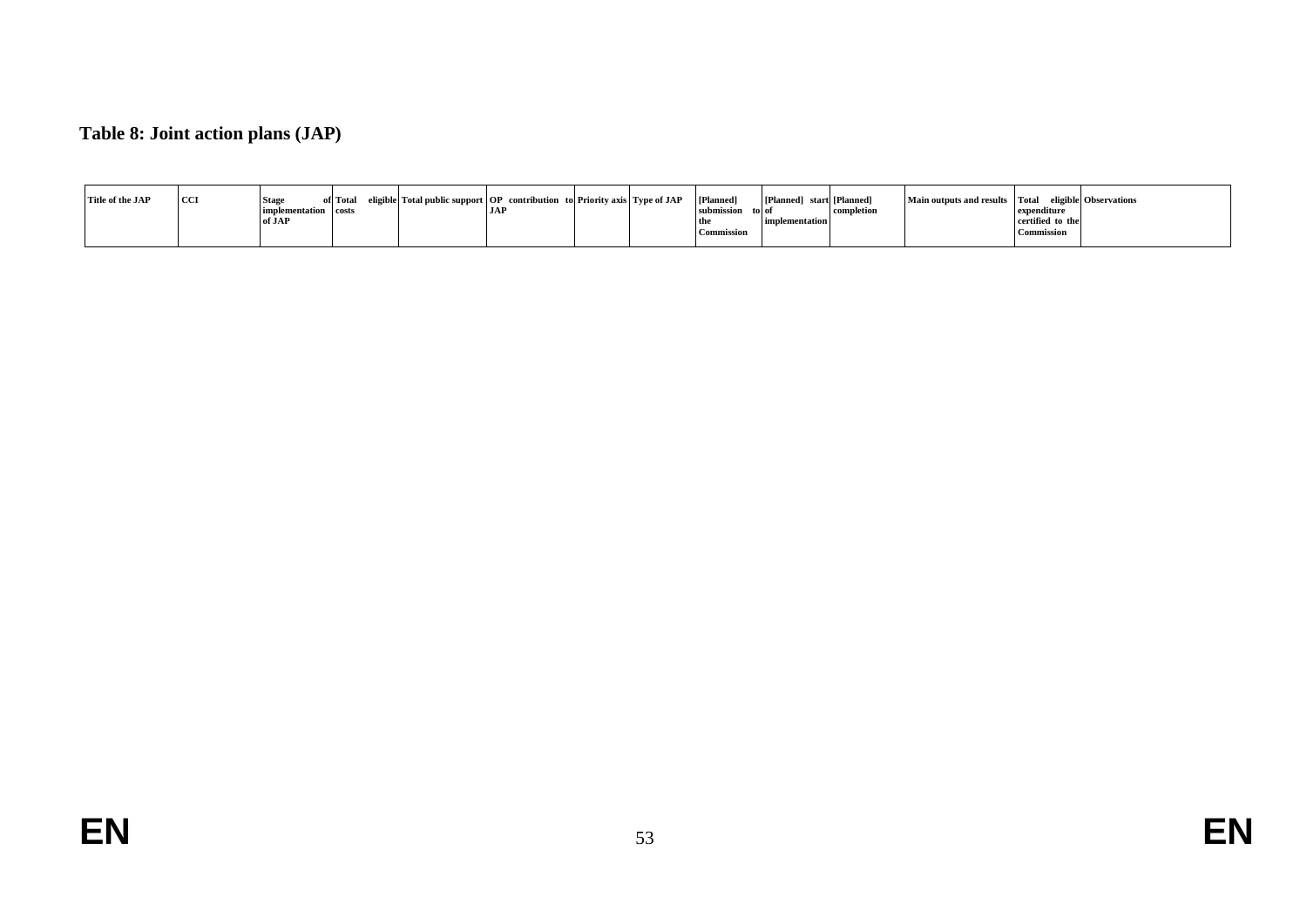**Table 8: Joint action plans (JAP)**

| Title of the JAP | CCI | Stage of implementation of JAP | Total eligible costs | Total public support | OP contribution to JAP | Priority axis | Type of JAP | [Planned] submission to the Commission | [Planned] start of implementation | [Planned] completion | Main outputs and results | Total eligible expenditure certified to the Commission | Observations |
|---|---|---|---|---|---|---|---|---|---|---|---|---|---|
| | | | | | | | | | | | | | |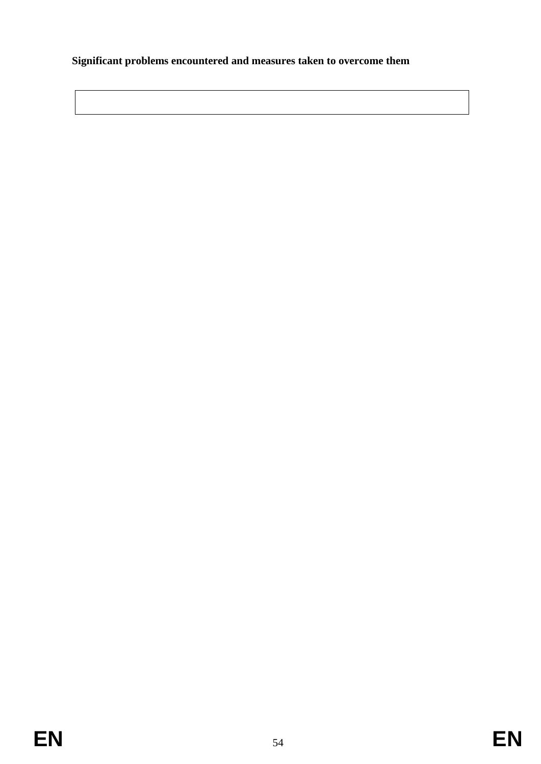**Significant problems encountered and measures taken to overcome them**

| |
|---|
| |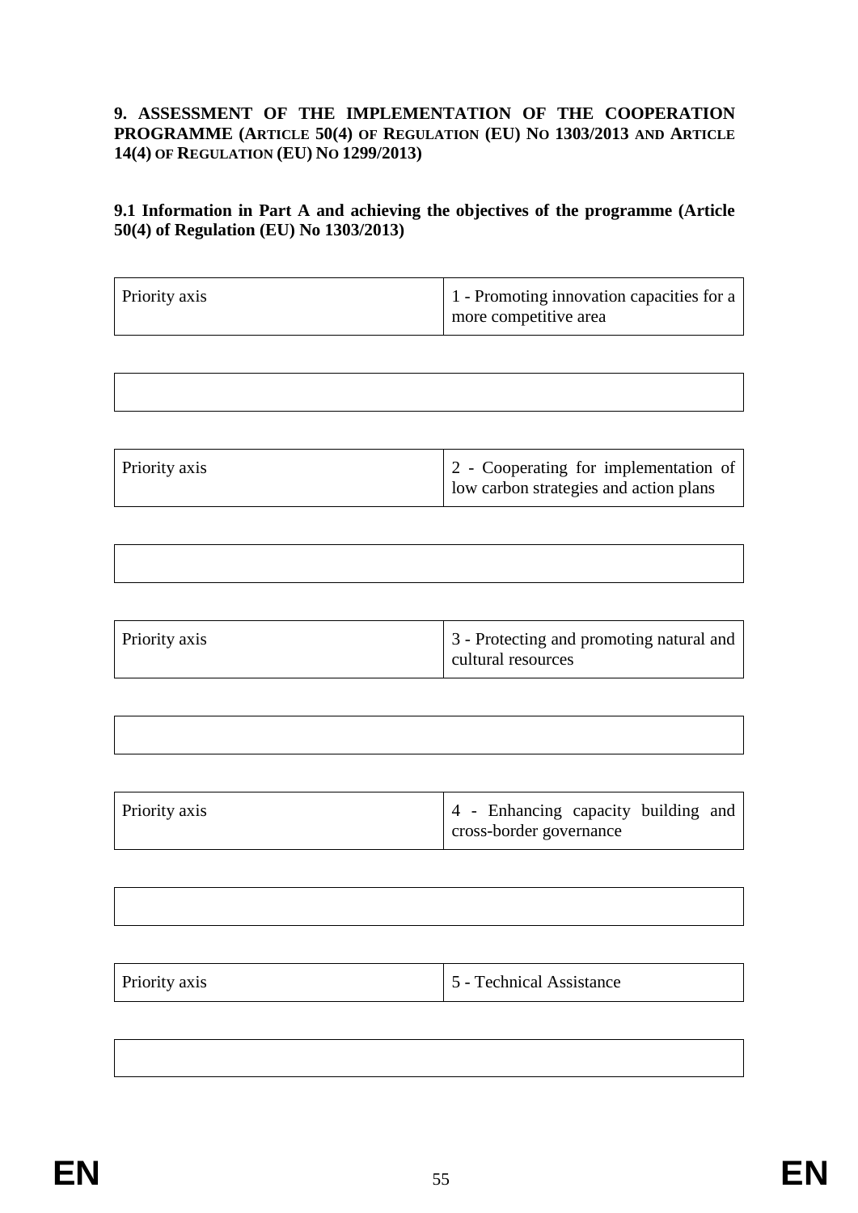## 9. ASSESSMENT OF THE IMPLEMENTATION OF THE COOPERATION PROGRAMME (ARTICLE 50(4) OF REGULATION (EU) NO 1303/2013 AND ARTICLE 14(4) OF REGULATION (EU) NO 1299/2013)

### 9.1 Information in Part A and achieving the objectives of the programme (Article 50(4) of Regulation (EU) No 1303/2013)

| Priority axis | 1 - Promoting innovation capacities for a more competitive area |
|---|---|

| |
|---|
| |

| Priority axis | 2 - Cooperating for implementation of low carbon strategies and action plans |
|---|---|

| |
|---|
| |

| Priority axis | 3 - Protecting and promoting natural and cultural resources |
|---|---|

| |
|---|
| |

| Priority axis | 4 - Enhancing capacity building and cross-border governance |
|---|---|

| |
|---|
| |

| Priority axis | 5 - Technical Assistance |
|---|---|

| |
|---|
| |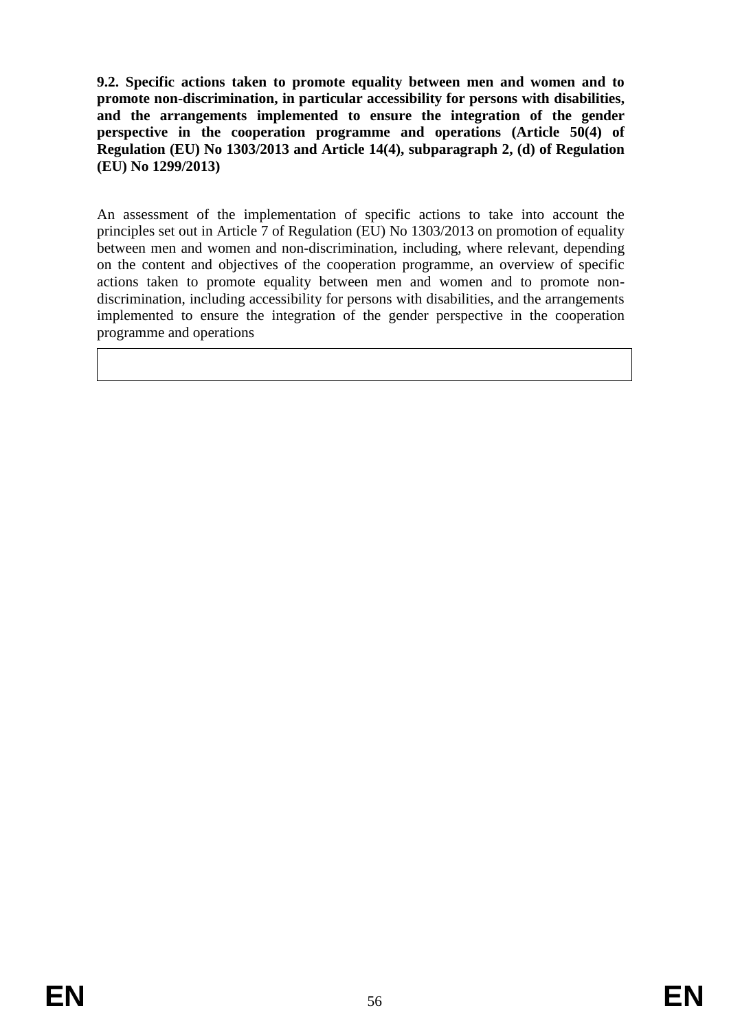**9.2. Specific actions taken to promote equality between men and women and to promote non-discrimination, in particular accessibility for persons with disabilities, and the arrangements implemented to ensure the integration of the gender perspective in the cooperation programme and operations (Article 50(4) of Regulation (EU) No 1303/2013 and Article 14(4), subparagraph 2, (d) of Regulation (EU) No 1299/2013)**

An assessment of the implementation of specific actions to take into account the principles set out in Article 7 of Regulation (EU) No 1303/2013 on promotion of equality between men and women and non-discrimination, including, where relevant, depending on the content and objectives of the cooperation programme, an overview of specific actions taken to promote equality between men and women and to promote non-discrimination, including accessibility for persons with disabilities, and the arrangements implemented to ensure the integration of the gender perspective in the cooperation programme and operations

| |
|---|
| |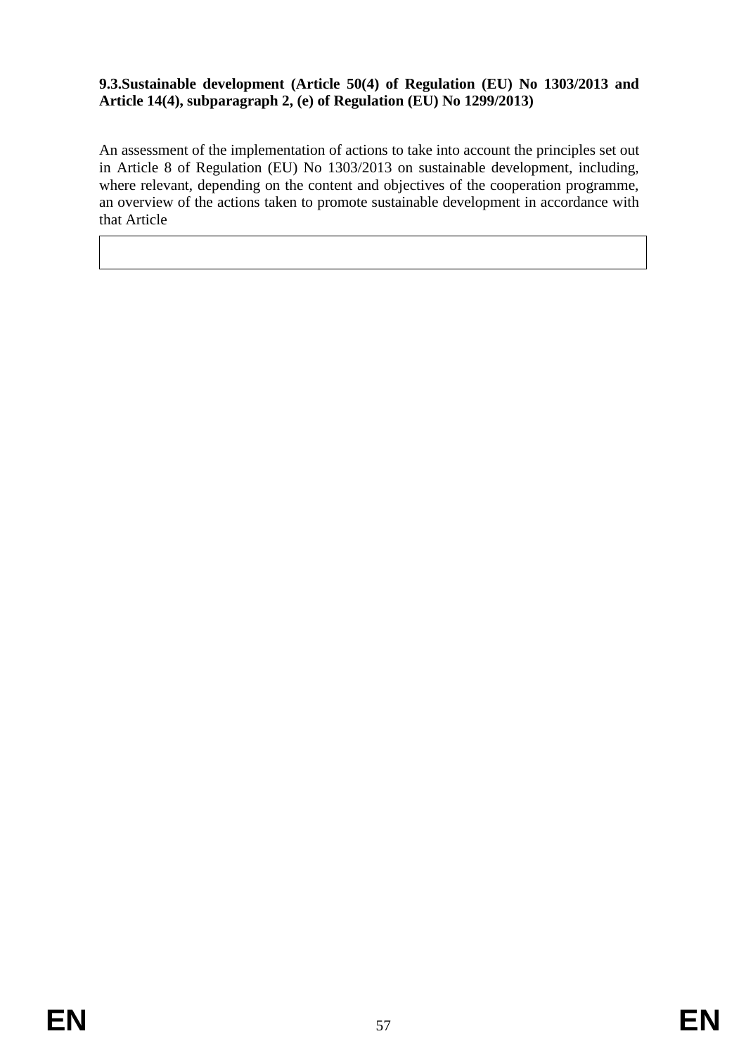**9.3.Sustainable development (Article 50(4) of Regulation (EU) No 1303/2013 and Article 14(4), subparagraph 2, (e) of Regulation (EU) No 1299/2013)**

An assessment of the implementation of actions to take into account the principles set out in Article 8 of Regulation (EU) No 1303/2013 on sustainable development, including, where relevant, depending on the content and objectives of the cooperation programme, an overview of the actions taken to promote sustainable development in accordance with that Article

| |
|---|
| |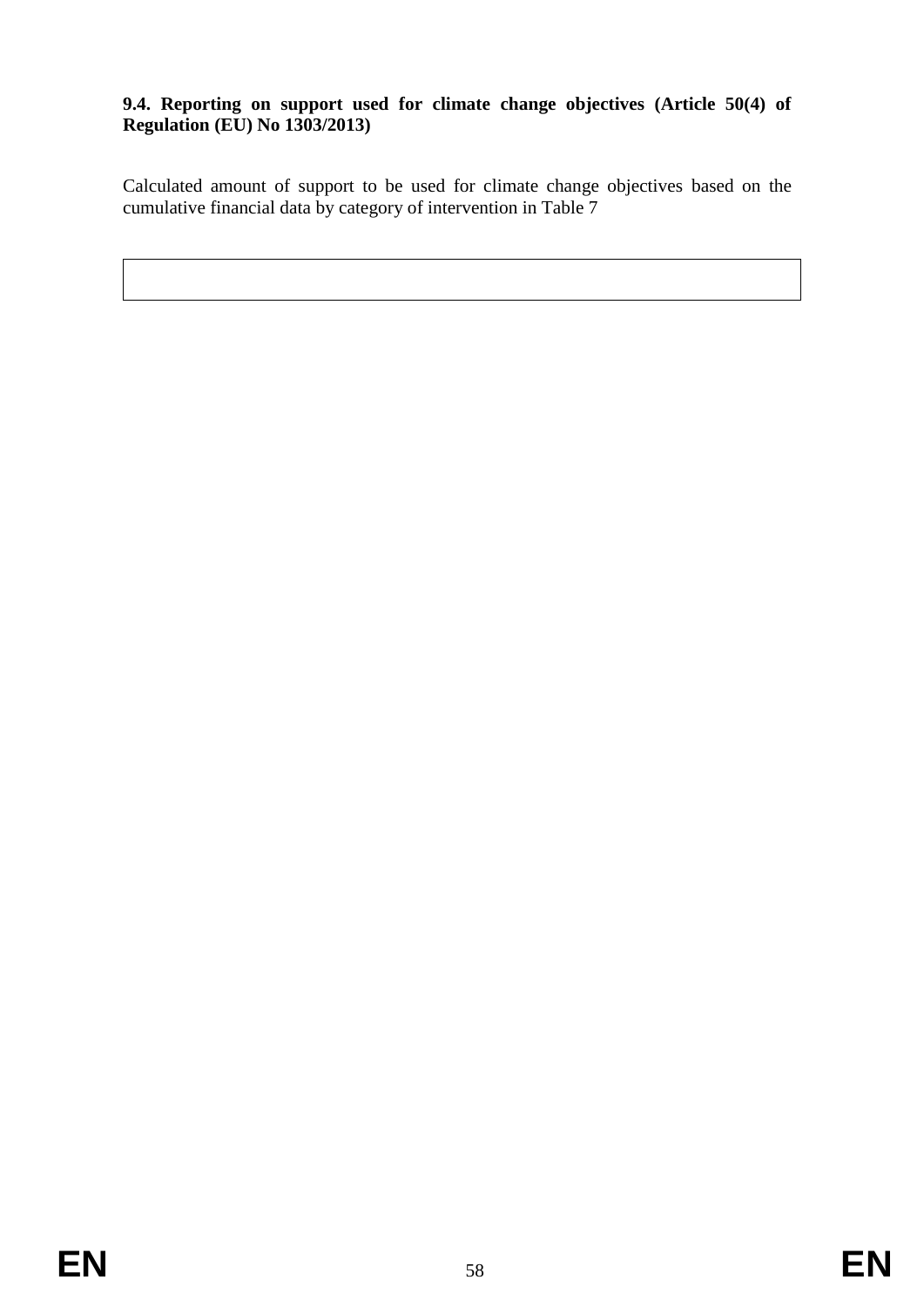**9.4. Reporting on support used for climate change objectives (Article 50(4) of Regulation (EU) No 1303/2013)**

Calculated amount of support to be used for climate change objectives based on the cumulative financial data by category of intervention in Table 7

| |
|---|
| |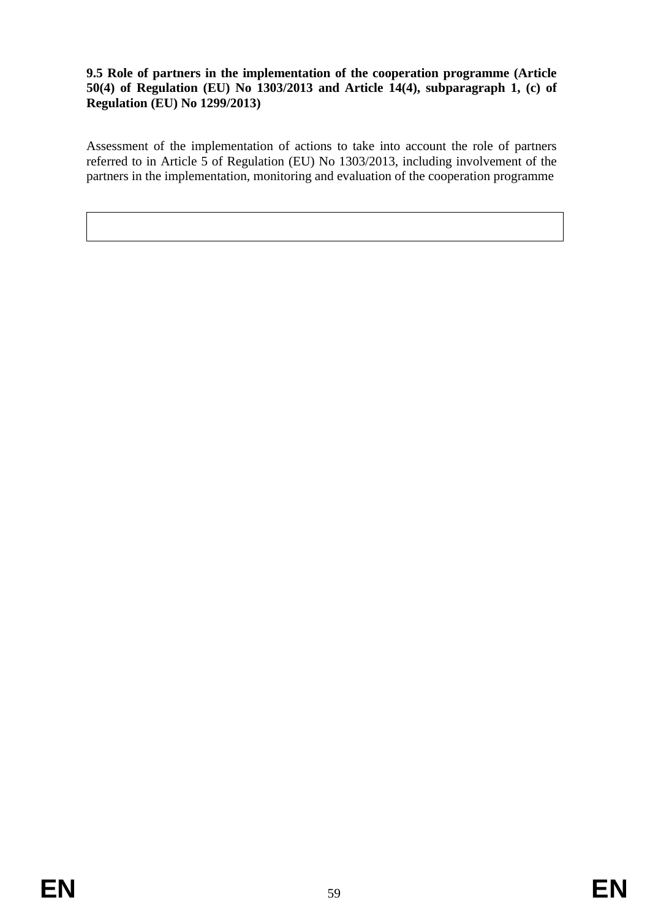**9.5 Role of partners in the implementation of the cooperation programme (Article 50(4) of Regulation (EU) No 1303/2013 and Article 14(4), subparagraph 1, (c) of Regulation (EU) No 1299/2013)**

Assessment of the implementation of actions to take into account the role of partners referred to in Article 5 of Regulation (EU) No 1303/2013, including involvement of the partners in the implementation, monitoring and evaluation of the cooperation programme

|  |
|---|
|  |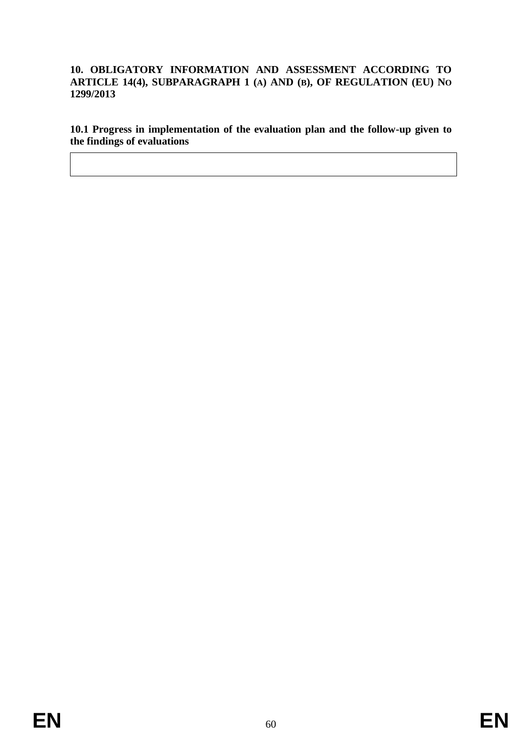## 10. OBLIGATORY INFORMATION AND ASSESSMENT ACCORDING TO ARTICLE 14(4), SUBPARAGRAPH 1 (A) AND (B), OF REGULATION (EU) NO 1299/2013

### 10.1 Progress in implementation of the evaluation plan and the follow-up given to the findings of evaluations

| |
|---|
| |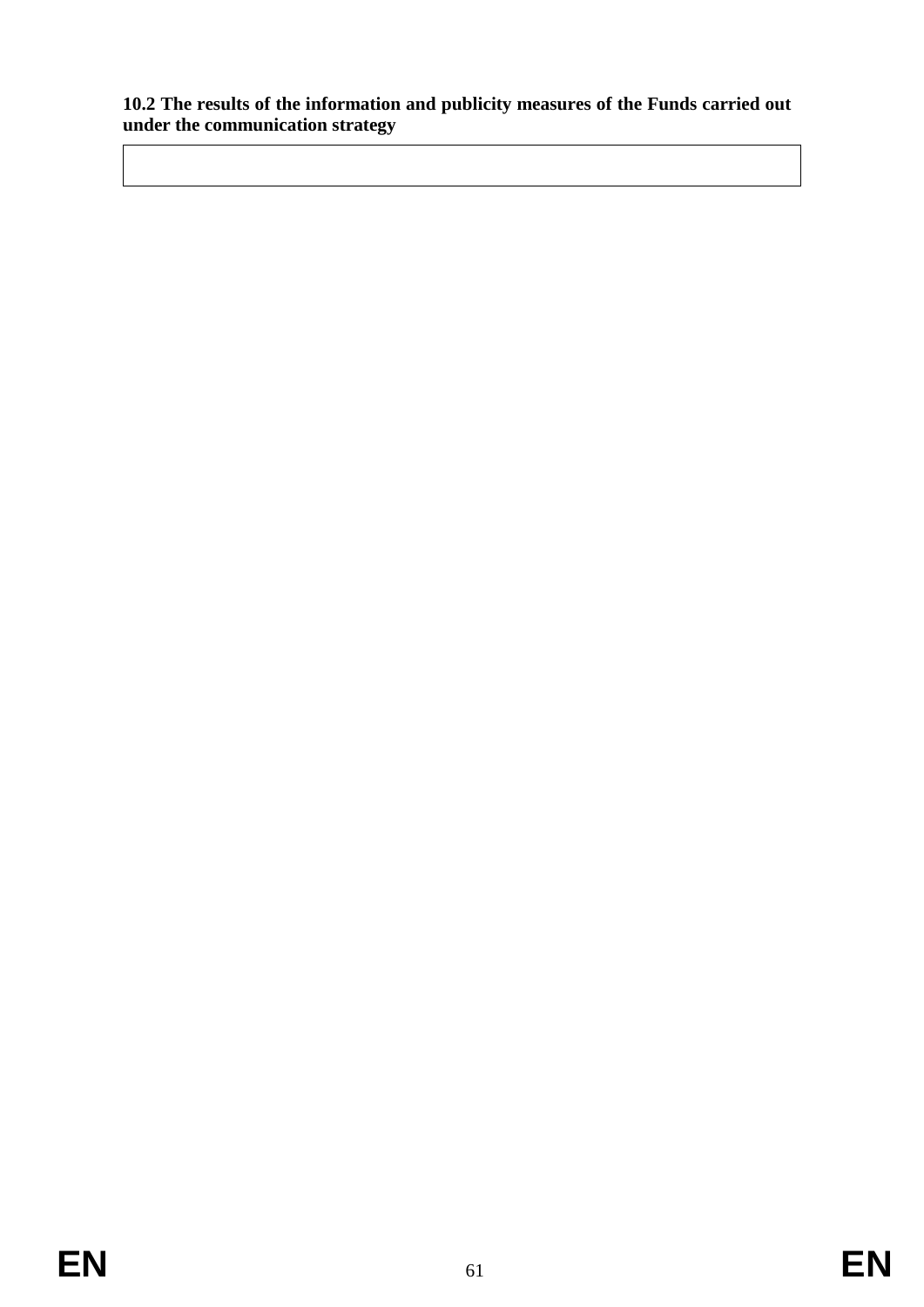**10.2 The results of the information and publicity measures of the Funds carried out under the communication strategy**

| |
|---|
| |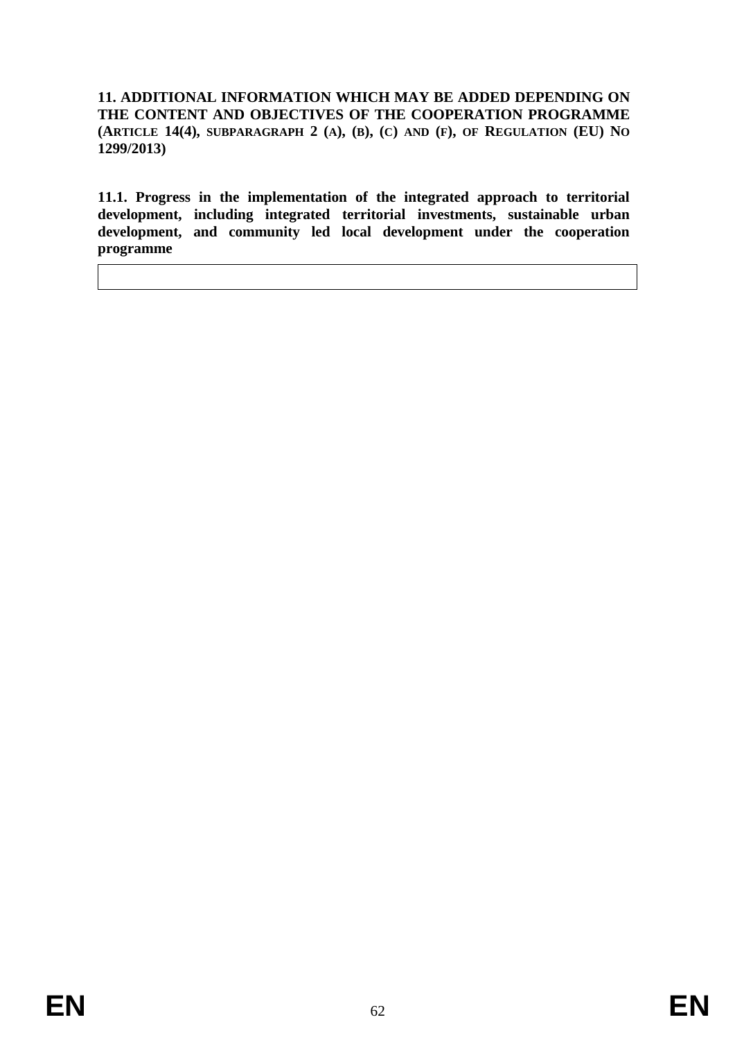## 11. ADDITIONAL INFORMATION WHICH MAY BE ADDED DEPENDING ON THE CONTENT AND OBJECTIVES OF THE COOPERATION PROGRAMME (ARTICLE 14(4), SUBPARAGRAPH 2 (A), (B), (C) AND (F), OF REGULATION (EU) NO 1299/2013)

### 11.1. Progress in the implementation of the integrated approach to territorial development, including integrated territorial investments, sustainable urban development, and community led local development under the cooperation programme

| |
|---|
| |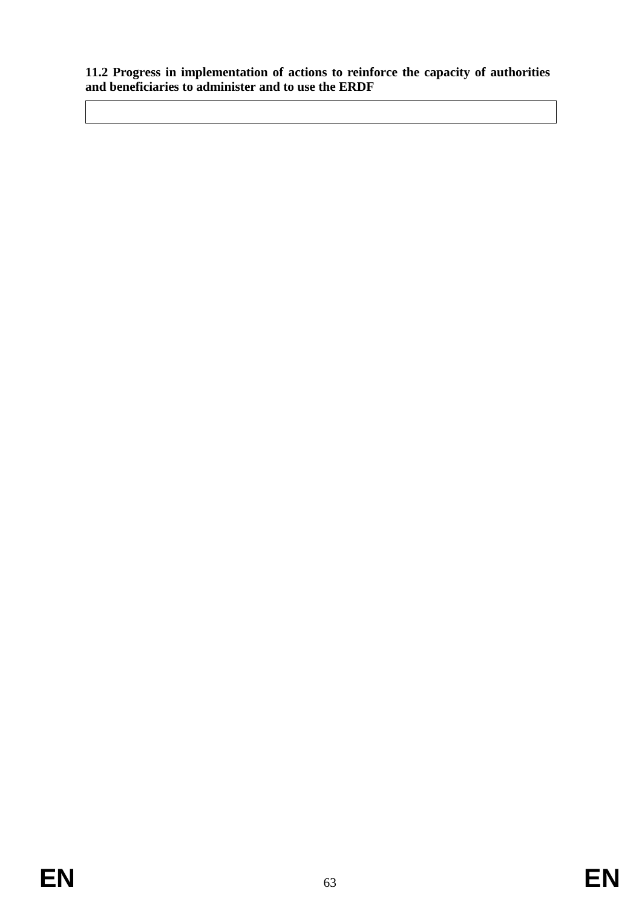**11.2 Progress in implementation of actions to reinforce the capacity of authorities and beneficiaries to administer and to use the ERDF**

| |
|---|
| |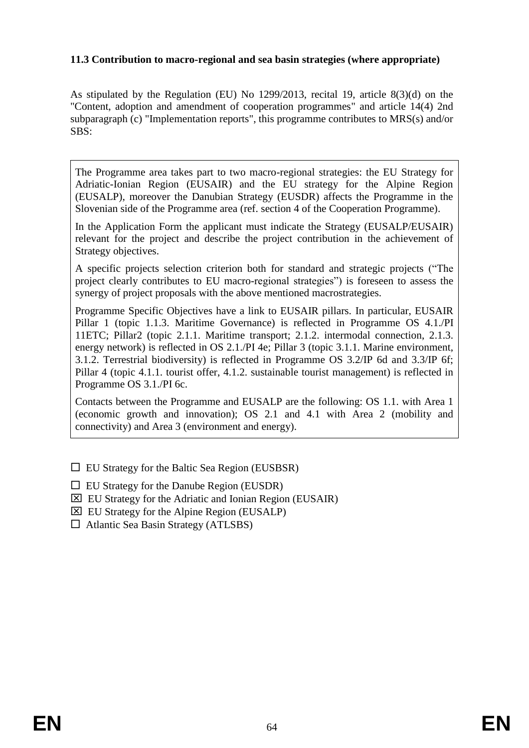### 11.3 Contribution to macro-regional and sea basin strategies (where appropriate)

As stipulated by the Regulation (EU) No 1299/2013, recital 19, article 8(3)(d) on the "Content, adoption and amendment of cooperation programmes" and article 14(4) 2nd subparagraph (c) "Implementation reports", this programme contributes to MRS(s) and/or SBS:

The Programme area takes part to two macro-regional strategies: the EU Strategy for Adriatic-Ionian Region (EUSAIR) and the EU strategy for the Alpine Region (EUSALP), moreover the Danubian Strategy (EUSDR) affects the Programme in the Slovenian side of the Programme area (ref. section 4 of the Cooperation Programme).

In the Application Form the applicant must indicate the Strategy (EUSALP/EUSAIR) relevant for the project and describe the project contribution in the achievement of Strategy objectives.

A specific projects selection criterion both for standard and strategic projects ("The project clearly contributes to EU macro-regional strategies") is foreseen to assess the synergy of project proposals with the above mentioned macrostrategies.

Programme Specific Objectives have a link to EUSAIR pillars. In particular, EUSAIR Pillar 1 (topic 1.1.3. Maritime Governance) is reflected in Programme OS 4.1./PI 11ETC; Pillar2 (topic 2.1.1. Maritime transport; 2.1.2. intermodal connection, 2.1.3. energy network) is reflected in OS 2.1./PI 4e; Pillar 3 (topic 3.1.1. Marine environment, 3.1.2. Terrestrial biodiversity) is reflected in Programme OS 3.2/IP 6d and 3.3/IP 6f; Pillar 4 (topic 4.1.1. tourist offer, 4.1.2. sustainable tourist management) is reflected in Programme OS 3.1./PI 6c.

Contacts between the Programme and EUSALP are the following: OS 1.1. with Area 1 (economic growth and innovation); OS 2.1 and 4.1 with Area 2 (mobility and connectivity) and Area 3 (environment and energy).

☐ EU Strategy for the Baltic Sea Region (EUSBSR)

☐ EU Strategy for the Danube Region (EUSDR)

☒ EU Strategy for the Adriatic and Ionian Region (EUSAIR)

☒ EU Strategy for the Alpine Region (EUSALP)

☐ Atlantic Sea Basin Strategy (ATLSBS)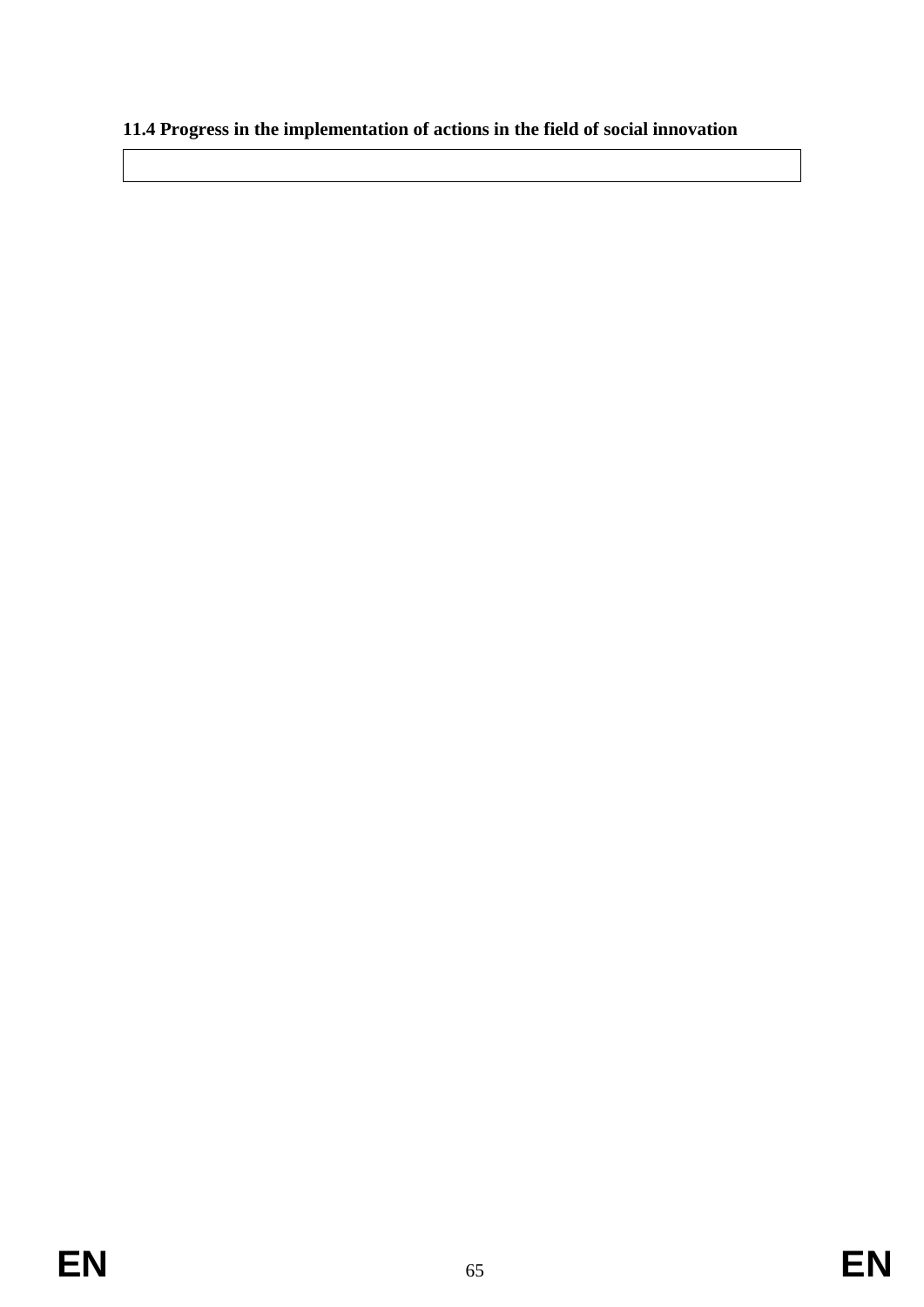**11.4 Progress in the implementation of actions in the field of social innovation**

| |
|---|
| |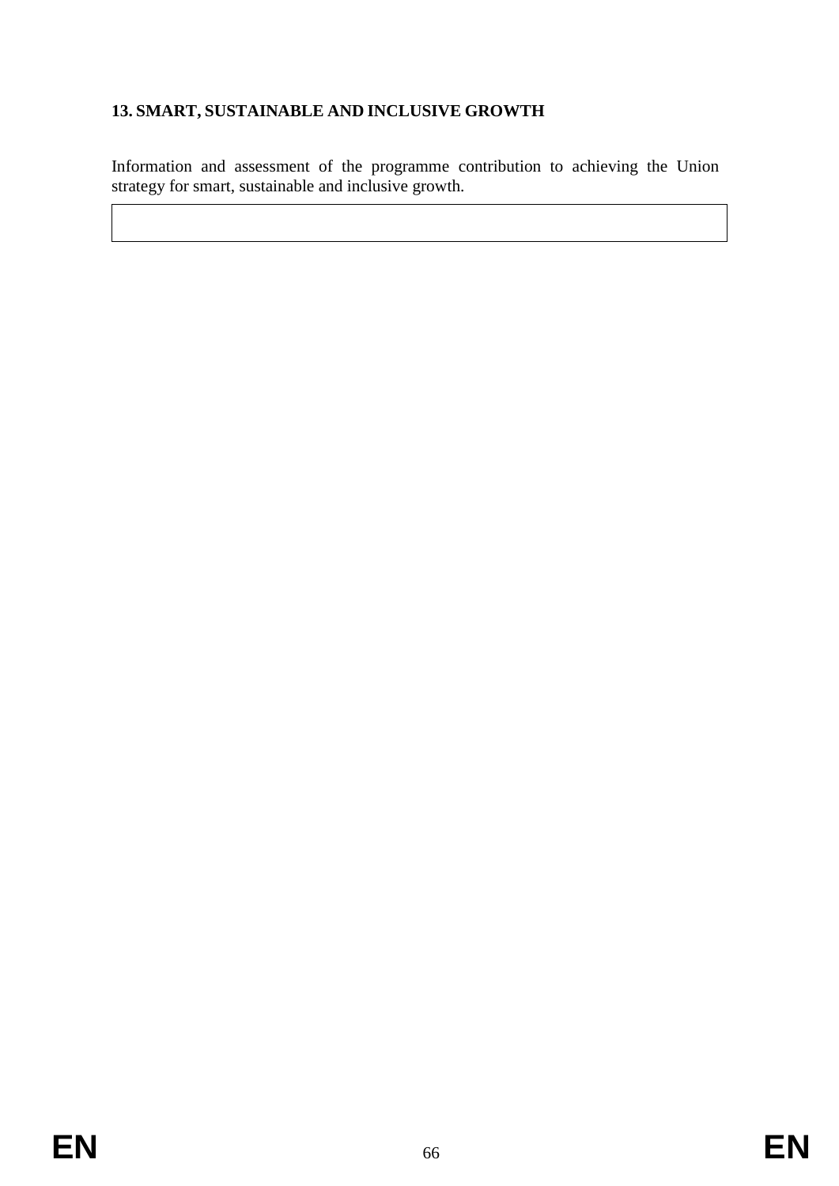## 13. SMART, SUSTAINABLE AND INCLUSIVE GROWTH

Information and assessment of the programme contribution to achieving the Union strategy for smart, sustainable and inclusive growth.

| |
|---|
| |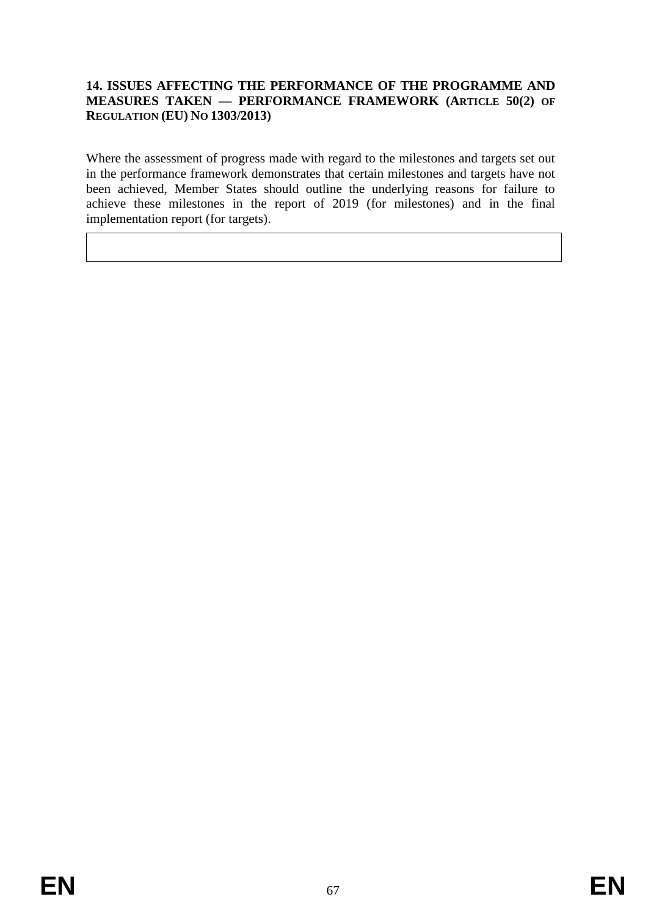## 14. ISSUES AFFECTING THE PERFORMANCE OF THE PROGRAMME AND MEASURES TAKEN — PERFORMANCE FRAMEWORK (ARTICLE 50(2) OF REGULATION (EU) NO 1303/2013)

Where the assessment of progress made with regard to the milestones and targets set out in the performance framework demonstrates that certain milestones and targets have not been achieved, Member States should outline the underlying reasons for failure to achieve these milestones in the report of 2019 (for milestones) and in the final implementation report (for targets).

| |
|---|
| |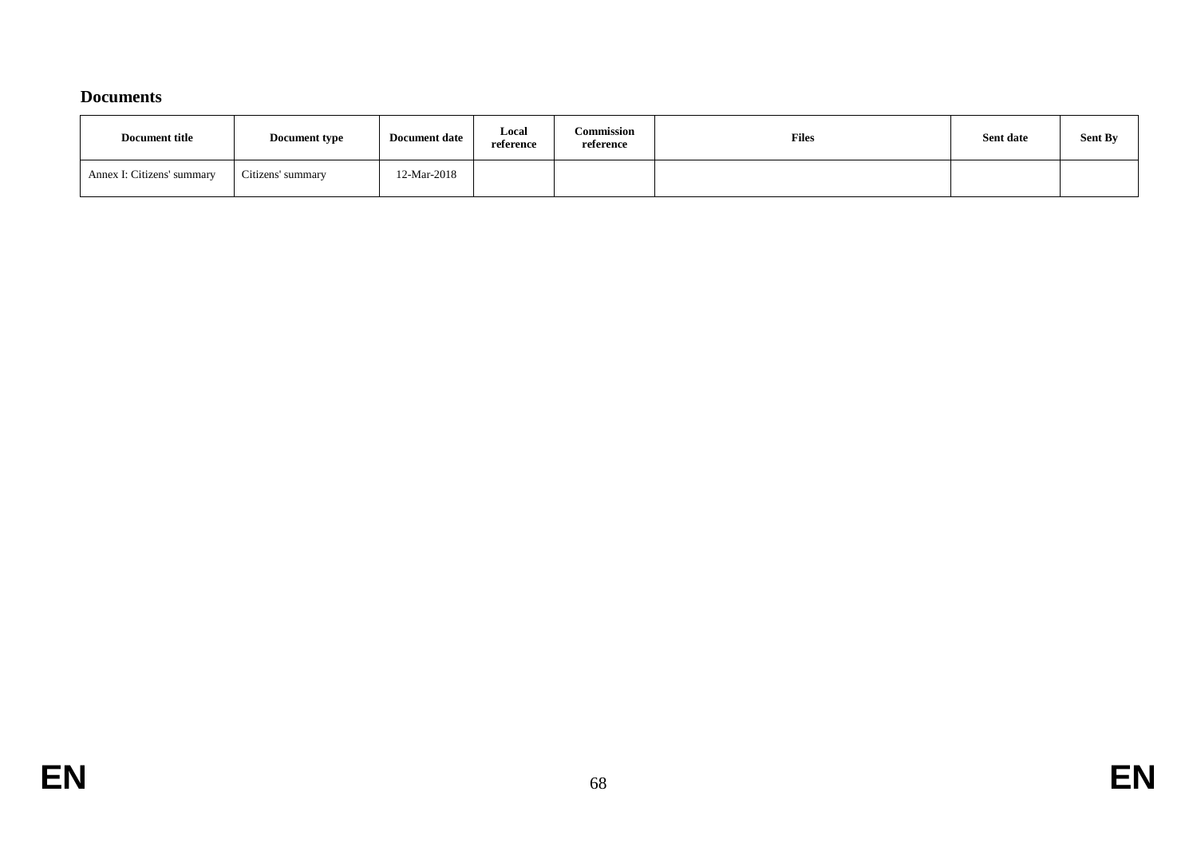### Documents

| Document title | Document type | Document date | Local reference | Commission reference | Files | Sent date | Sent By |
|---|---|---|---|---|---|---|---|
| Annex I: Citizens' summary | Citizens' summary | 12-Mar-2018 | | | | | |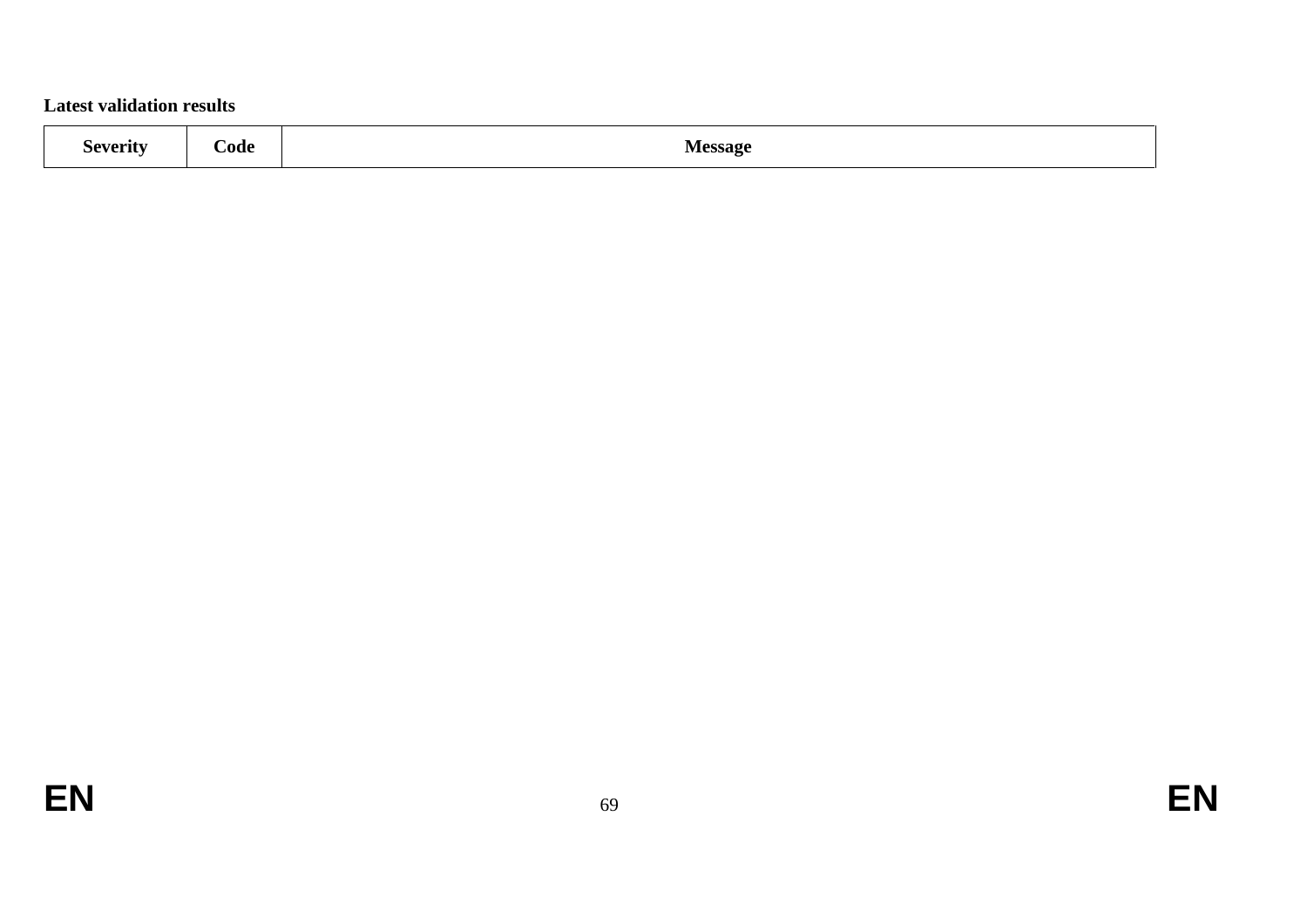**Latest validation results**

| Severity | Code | Message |
| --- | --- | --- |